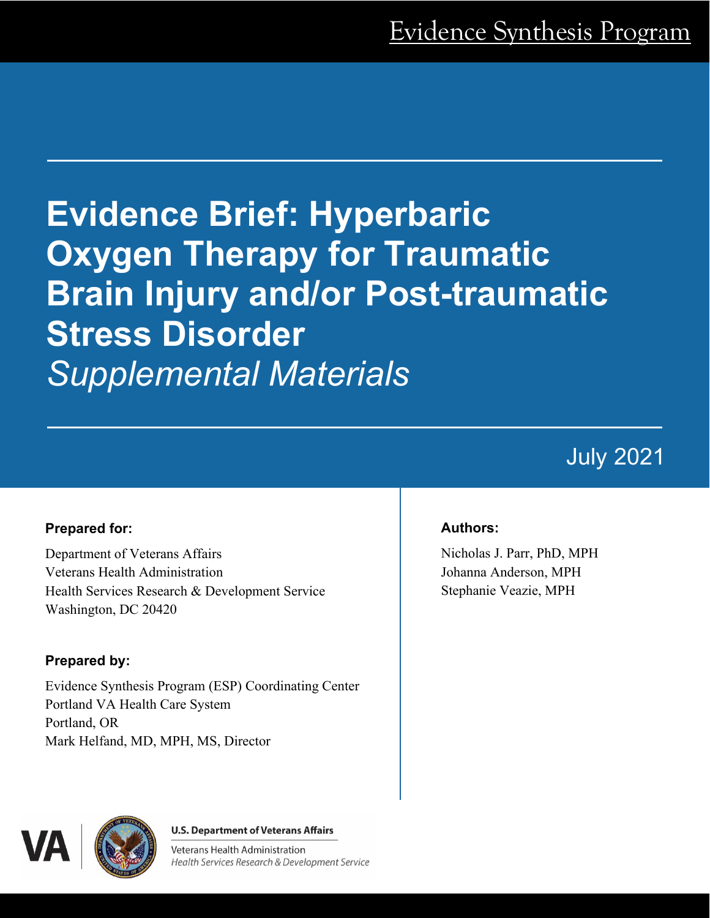Evidence Synthesis Program

# Evidence Brief: Hyperbaric Oxygen Therapy for Traumatic Brain Injury and/or Post-traumatic Stress Disorder

*Supplemental Materials*

July 2021

**Prepared for:**

Department of Veterans Affairs
Veterans Health Administration
Health Services Research & Development Service
Washington, DC 20420

**Prepared by:**

Evidence Synthesis Program (ESP) Coordinating Center
Portland VA Health Care System
Portland, OR
Mark Helfand, MD, MPH, MS, Director

**Authors:**

Nicholas J. Parr, PhD, MPH
Johanna Anderson, MPH
Stephanie Veazie, MPH

U.S. Department of Veterans Affairs
Veterans Health Administration
*Health Services Research & Development Service*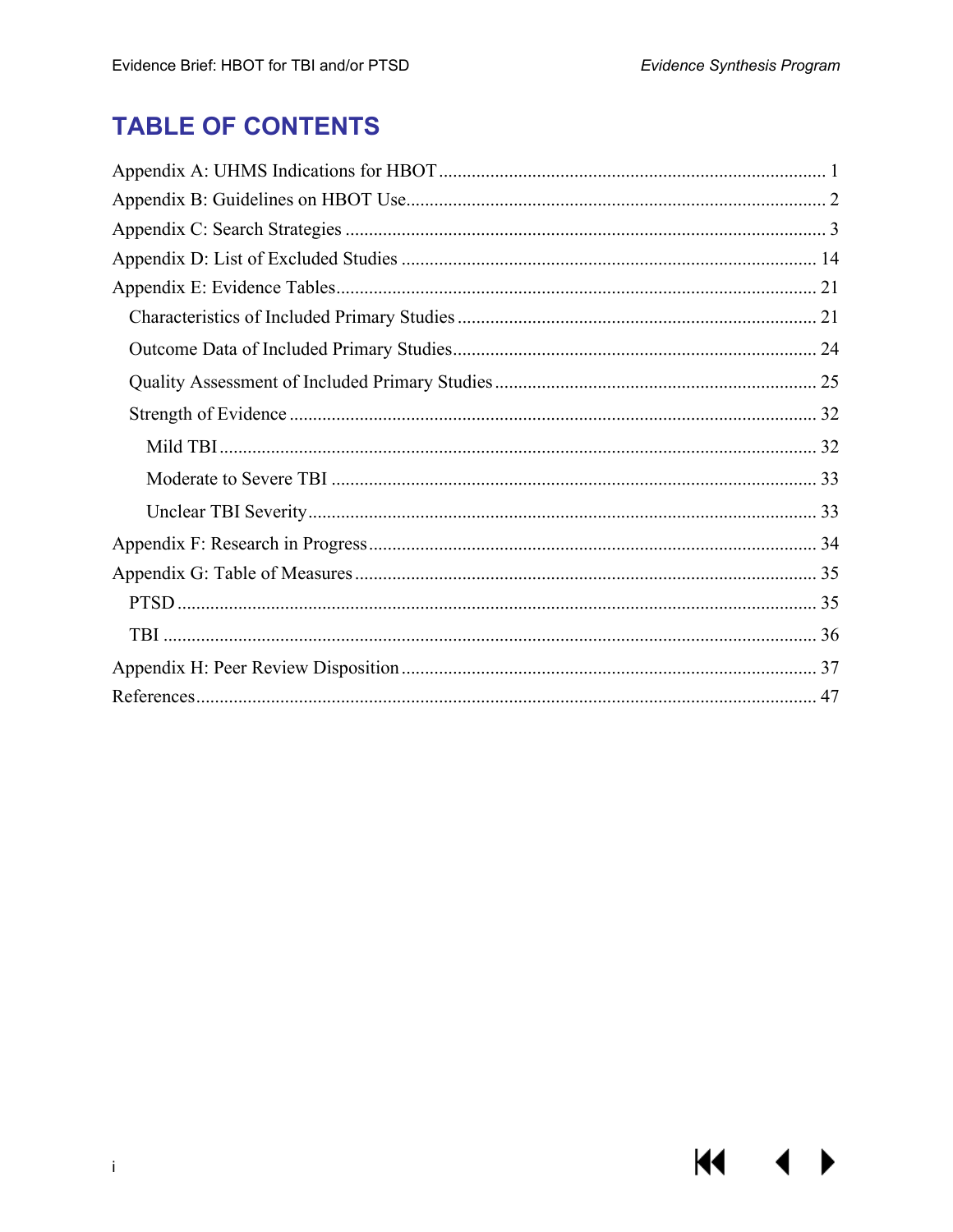# TABLE OF CONTENTS

Appendix A: UHMS Indications for HBOT ........................................................................... 1

Appendix B: Guidelines on HBOT Use.............................................................................. 2

Appendix C: Search Strategies ........................................................................................ 3

Appendix D: List of Excluded Studies ............................................................................. 14

Appendix E: Evidence Tables.......................................................................................... 21

- Characteristics of Included Primary Studies ................................................................ 21
- Outcome Data of Included Primary Studies................................................................. 24
- Quality Assessment of Included Primary Studies ........................................................ 25
- Strength of Evidence ................................................................................................... 32
  - Mild TBI ................................................................................................................ 32
  - Moderate to Severe TBI ........................................................................................ 33
  - Unclear TBI Severity.............................................................................................. 33

Appendix F: Research in Progress.................................................................................. 34

Appendix G: Table of Measures ..................................................................................... 35

- PTSD .......................................................................................................................... 35
- TBI ............................................................................................................................. 36

Appendix H: Peer Review Disposition ............................................................................ 37

References....................................................................................................................... 47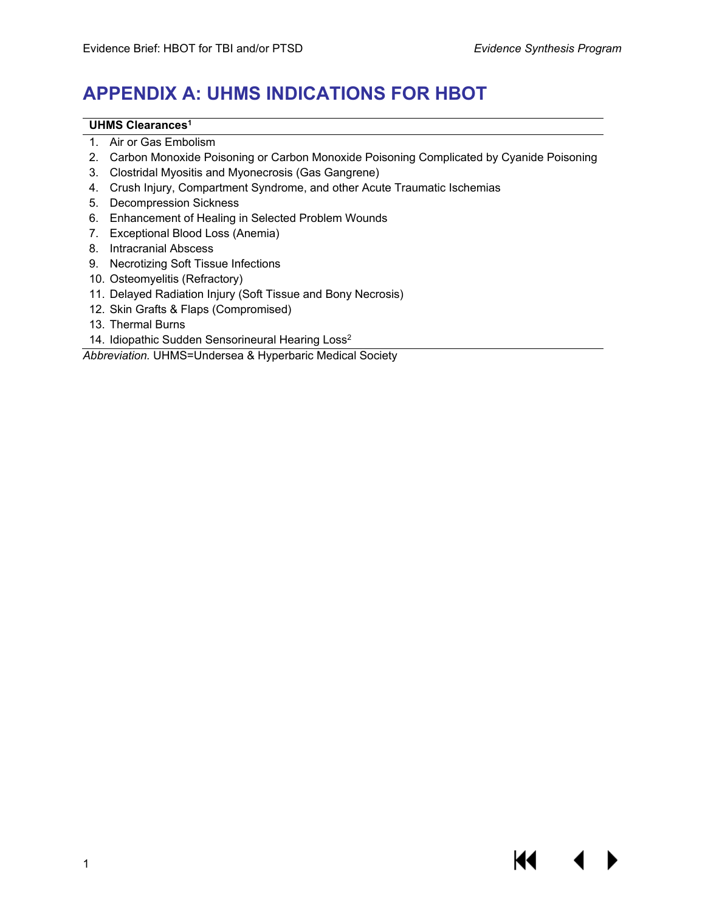# APPENDIX A: UHMS INDICATIONS FOR HBOT

| UHMS Clearances[1] |
| --- |
| 1. Air or Gas Embolism |
| 2. Carbon Monoxide Poisoning or Carbon Monoxide Poisoning Complicated by Cyanide Poisoning |
| 3. Clostridal Myositis and Myonecrosis (Gas Gangrene) |
| 4. Crush Injury, Compartment Syndrome, and other Acute Traumatic Ischemias |
| 5. Decompression Sickness |
| 6. Enhancement of Healing in Selected Problem Wounds |
| 7. Exceptional Blood Loss (Anemia) |
| 8. Intracranial Abscess |
| 9. Necrotizing Soft Tissue Infections |
| 10. Osteomyelitis (Refractory) |
| 11. Delayed Radiation Injury (Soft Tissue and Bony Necrosis) |
| 12. Skin Grafts & Flaps (Compromised) |
| 13. Thermal Burns |
| 14. Idiopathic Sudden Sensorineural Hearing Loss[2] |

*Abbreviation*. UHMS=Undersea & Hyperbaric Medical Society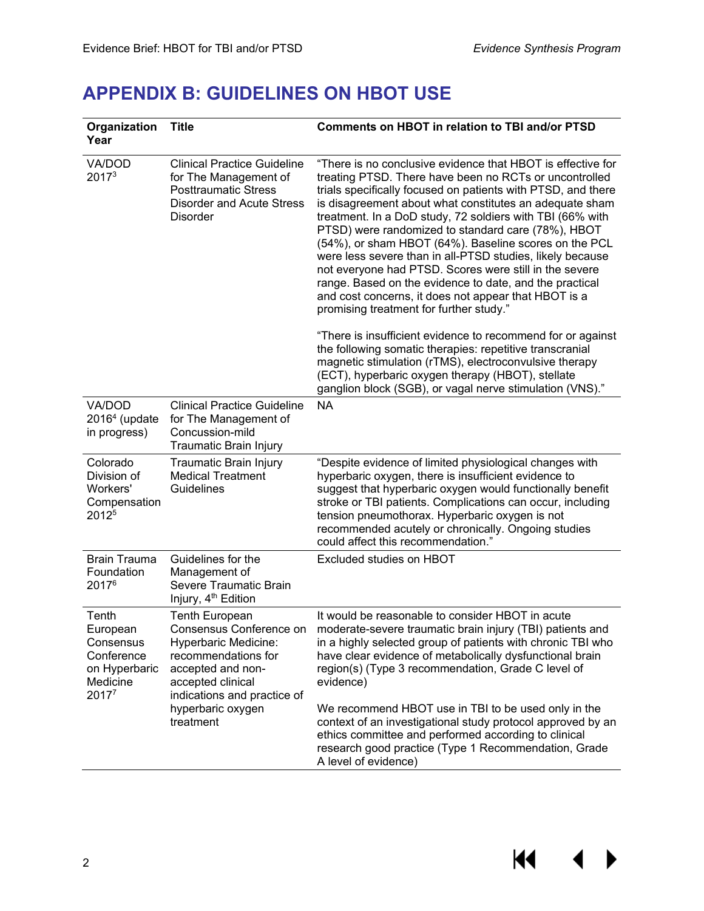# APPENDIX B: GUIDELINES ON HBOT USE

| Organization Year | Title | Comments on HBOT in relation to TBI and/or PTSD |
|---|---|---|
| VA/DOD 2017[3] | Clinical Practice Guideline for The Management of Posttraumatic Stress Disorder and Acute Stress Disorder | "There is no conclusive evidence that HBOT is effective for treating PTSD. There have been no RCTs or uncontrolled trials specifically focused on patients with PTSD, and there is disagreement about what constitutes an adequate sham treatment. In a DoD study, 72 soldiers with TBI (66% with PTSD) were randomized to standard care (78%), HBOT (54%), or sham HBOT (64%). Baseline scores on the PCL were less severe than in all-PTSD studies, likely because not everyone had PTSD. Scores were still in the severe range. Based on the evidence to date, and the practical and cost concerns, it does not appear that HBOT is a promising treatment for further study." <br><br> "There is insufficient evidence to recommend for or against the following somatic therapies: repetitive transcranial magnetic stimulation (rTMS), electroconvulsive therapy (ECT), hyperbaric oxygen therapy (HBOT), stellate ganglion block (SGB), or vagal nerve stimulation (VNS)." |
| VA/DOD 2016[4] (update in progress) | Clinical Practice Guideline for The Management of Concussion-mild Traumatic Brain Injury | NA |
| Colorado Division of Workers' Compensation 2012[5] | Traumatic Brain Injury Medical Treatment Guidelines | "Despite evidence of limited physiological changes with hyperbaric oxygen, there is insufficient evidence to suggest that hyperbaric oxygen would functionally benefit stroke or TBI patients. Complications can occur, including tension pneumothorax. Hyperbaric oxygen is not recommended acutely or chronically. Ongoing studies could affect this recommendation." |
| Brain Trauma Foundation 2017[6] | Guidelines for the Management of Severe Traumatic Brain Injury, 4th Edition | Excluded studies on HBOT |
| Tenth European Consensus Conference on Hyperbaric Medicine 2017[7] | Tenth European Consensus Conference on Hyperbaric Medicine: recommendations for accepted and non-accepted clinical indications and practice of hyperbaric oxygen treatment | It would be reasonable to consider HBOT in acute moderate-severe traumatic brain injury (TBI) patients and in a highly selected group of patients with chronic TBI who have clear evidence of metabolically dysfunctional brain region(s) (Type 3 recommendation, Grade C level of evidence) <br><br> We recommend HBOT use in TBI to be used only in the context of an investigational study protocol approved by an ethics committee and performed according to clinical research good practice (Type 1 Recommendation, Grade A level of evidence) |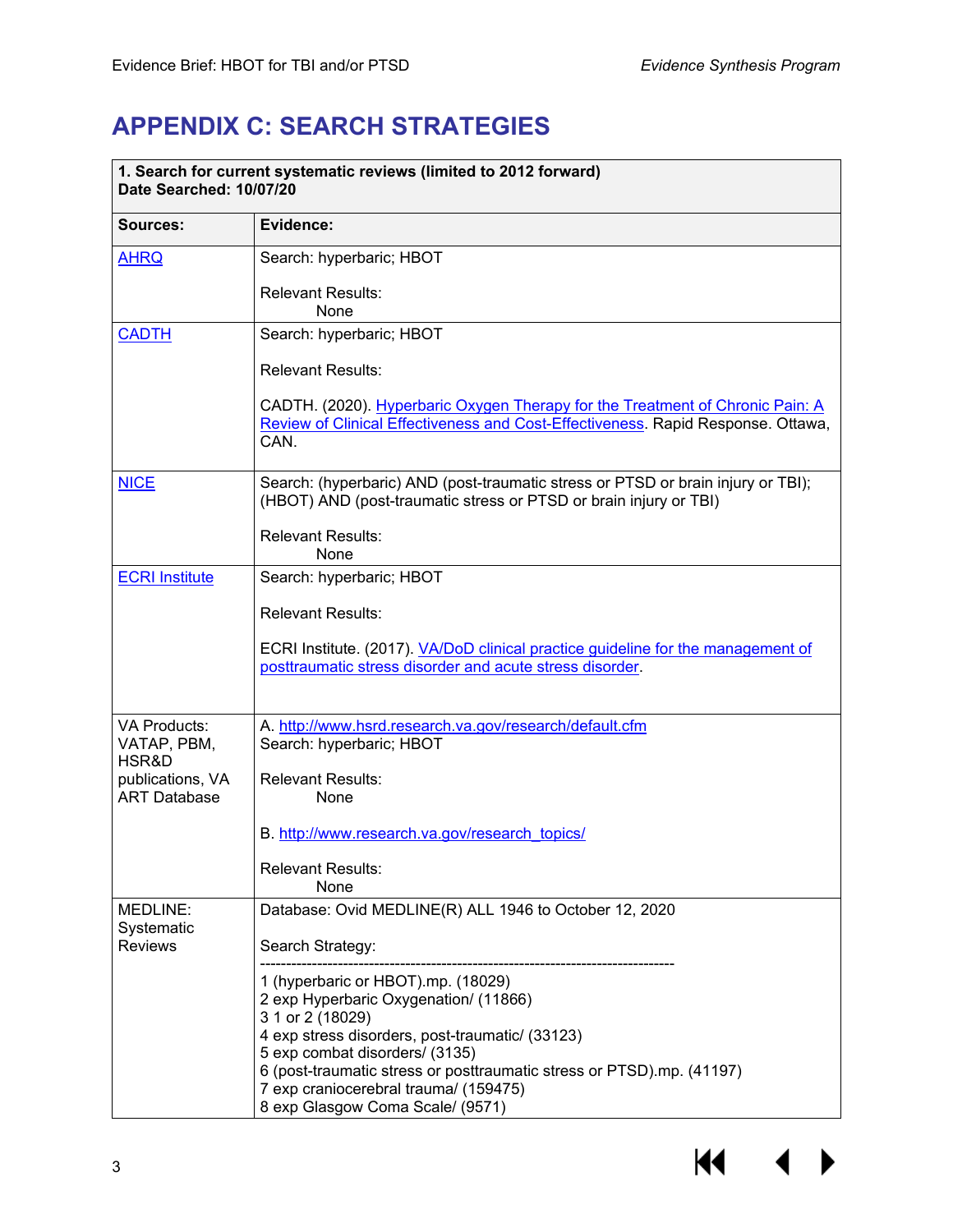# APPENDIX C: SEARCH STRATEGIES

| **1. Search for current systematic reviews (limited to 2012 forward)**<br>**Date Searched: 10/07/20** | |
|---|---|
| **Sources:** | **Evidence:** |
| [AHRQ](#) | Search: hyperbaric; HBOT<br><br>Relevant Results:<br>None |
| [CADTH](#) | Search: hyperbaric; HBOT<br><br>Relevant Results:<br><br>CADTH. (2020). [Hyperbaric Oxygen Therapy for the Treatment of Chronic Pain: A Review of Clinical Effectiveness and Cost-Effectiveness](#). Rapid Response. Ottawa, CAN. |
| [NICE](#) | Search: (hyperbaric) AND (post-traumatic stress or PTSD or brain injury or TBI); (HBOT) AND (post-traumatic stress or PTSD or brain injury or TBI)<br><br>Relevant Results:<br>None |
| [ECRI Institute](#) | Search: hyperbaric; HBOT<br><br>Relevant Results:<br><br>ECRI Institute. (2017). [VA/DoD clinical practice guideline for the management of posttraumatic stress disorder and acute stress disorder](#). |
| VA Products: VATAP, PBM, HSR&D publications, VA ART Database | A. http://www.hsrd.research.va.gov/research/default.cfm<br>Search: hyperbaric; HBOT<br><br>Relevant Results:<br>None<br><br>B. http://www.research.va.gov/research_topics/<br><br>Relevant Results:<br>None |
| MEDLINE: Systematic Reviews | Database: Ovid MEDLINE(R) ALL 1946 to October 12, 2020<br><br>Search Strategy:<br>--------------------------------------------------------------------------------<br>1 (hyperbaric or HBOT).mp. (18029)<br>2 exp Hyperbaric Oxygenation/ (11866)<br>3 1 or 2 (18029)<br>4 exp stress disorders, post-traumatic/ (33123)<br>5 exp combat disorders/ (3135)<br>6 (post-traumatic stress or posttraumatic stress or PTSD).mp. (41197)<br>7 exp craniocerebral trauma/ (159475)<br>8 exp Glasgow Coma Scale/ (9571) |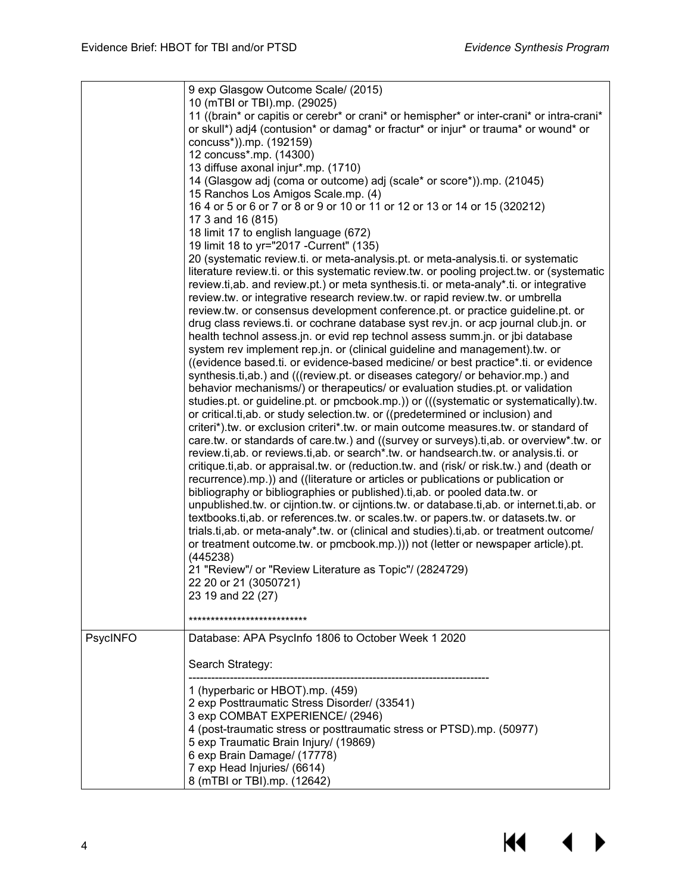|  | 9 exp Glasgow Outcome Scale/ (2015)<br>10 (mTBI or TBI).mp. (29025)<br>11 ((brain* or capitis or cerebr* or crani* or hemispher* or inter-crani* or intra-crani* or skull*) adj4 (contusion* or damag* or fractur* or injur* or trauma* or wound* or concuss*)).mp. (192159)<br>12 concuss*.mp. (14300)<br>13 diffuse axonal injur*.mp. (1710)<br>14 (Glasgow adj (coma or outcome) adj (scale* or score*)).mp. (21045)<br>15 Ranchos Los Amigos Scale.mp. (4)<br>16 4 or 5 or 6 or 7 or 8 or 9 or 10 or 11 or 12 or 13 or 14 or 15 (320212)<br>17 3 and 16 (815)<br>18 limit 17 to english language (672)<br>19 limit 18 to yr="2017 -Current" (135)<br>20 (systematic review.ti. or meta-analysis.pt. or meta-analysis.ti. or systematic literature review.ti. or this systematic review.tw. or pooling project.tw. or (systematic review.ti,ab. and review.pt.) or meta synthesis.ti. or meta-analy*.ti. or integrative review.tw. or integrative research review.tw. or rapid review.tw. or umbrella review.tw. or consensus development conference.pt. or practice guideline.pt. or drug class reviews.ti. or cochrane database syst rev.jn. or acp journal club.jn. or health technol assess.jn. or evid rep technol assess summ.jn. or jbi database system rev implement rep.jn. or (clinical guideline and management).tw. or ((evidence based.ti. or evidence-based medicine/ or best practice*.ti. or evidence synthesis.ti,ab.) and (((review.pt. or diseases category/ or behavior.mp.) and behavior mechanisms/) or therapeutics/ or evaluation studies.pt. or validation studies.pt. or guideline.pt. or pmcbook.mp.)) or (((systematic or systematically).tw. or critical.ti,ab. or study selection.tw. or ((predetermined or inclusion) and criteri*).tw. or exclusion criteri*.tw. or main outcome measures.tw. or standard of care.tw. or standards of care.tw.) and ((survey or surveys).ti,ab. or overview*.tw. or review.ti,ab. or reviews.ti,ab. or search*.tw. or handsearch.tw. or analysis.ti. or critique.ti,ab. or appraisal.tw. or (reduction.tw. and (risk/ or risk.tw.) and (death or recurrence).mp.)) and ((literature or articles or publications or publication or bibliography or bibliographies or published).ti,ab. or pooled data.tw. or unpublished.tw. or cijntion.tw. or cijntions.tw. or database.ti,ab. or internet.ti,ab. or textbooks.ti,ab. or references.tw. or scales.tw. or papers.tw. or datasets.tw. or trials.ti,ab. or meta-analy*.tw. or (clinical and studies).ti,ab. or treatment outcome/ or treatment outcome.tw. or pmcbook.mp.))) not (letter or newspaper article).pt. (445238)<br>21 "Review"/ or "Review Literature as Topic"/ (2824729)<br>22 20 or 21 (3050721)<br>23 19 and 22 (27)<br><br>*************************** |
| --- | --- |
| PsycINFO | Database: APA PsycInfo 1806 to October Week 1 2020<br><br>Search Strategy:<br>--------------------------------------------------------------------------------<br>1 (hyperbaric or HBOT).mp. (459)<br>2 exp Posttraumatic Stress Disorder/ (33541)<br>3 exp COMBAT EXPERIENCE/ (2946)<br>4 (post-traumatic stress or posttraumatic stress or PTSD).mp. (50977)<br>5 exp Traumatic Brain Injury/ (19869)<br>6 exp Brain Damage/ (17778)<br>7 exp Head Injuries/ (6614)<br>8 (mTBI or TBI).mp. (12642) |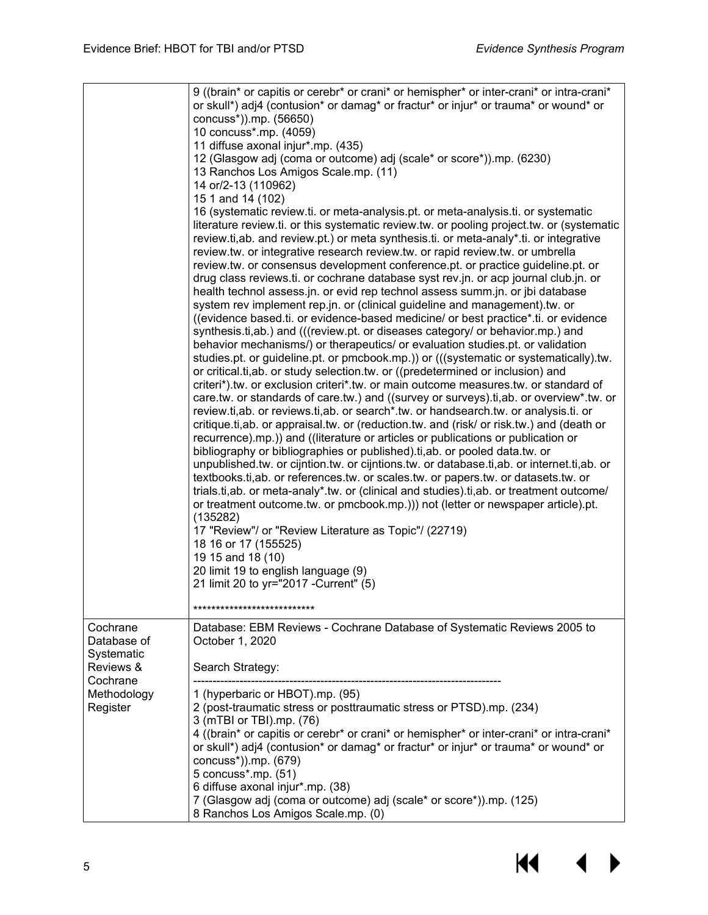| | |
|---|---|
| | 9 ((brain* or capitis or cerebr* or crani* or hemispher* or inter-crani* or intra-crani* or skull*) adj4 (contusion* or damag* or fractur* or injur* or trauma* or wound* or concuss*)).mp. (56650)<br>10 concuss*.mp. (4059)<br>11 diffuse axonal injur*.mp. (435)<br>12 (Glasgow adj (coma or outcome) adj (scale* or score*)).mp. (6230)<br>13 Ranchos Los Amigos Scale.mp. (11)<br>14 or/2-13 (110962)<br>15 1 and 14 (102)<br>16 (systematic review.ti. or meta-analysis.pt. or meta-analysis.ti. or systematic literature review.ti. or this systematic review.tw. or pooling project.tw. or (systematic review.ti,ab. and review.pt.) or meta synthesis.ti. or meta-analy*.ti. or integrative review.tw. or integrative research review.tw. or rapid review.tw. or umbrella review.tw. or consensus development conference.pt. or practice guideline.pt. or drug class reviews.ti. or cochrane database syst rev.jn. or acp journal club.jn. or health technol assess.jn. or evid rep technol assess summ.jn. or jbi database system rev implement rep.jn. or (clinical guideline and management).tw. or ((evidence based.ti. or evidence-based medicine/ or best practice*.ti. or evidence synthesis.ti,ab.) and (((review.pt. or diseases category/ or behavior.mp.) and behavior mechanisms/) or therapeutics/ or evaluation studies.pt. or validation studies.pt. or guideline.pt. or pmcbook.mp.)) or (((systematic or systematically).tw. or critical.ti,ab. or study selection.tw. or ((predetermined or inclusion) and criteri*).tw. or exclusion criteri*.tw. or main outcome measures.tw. or standard of care.tw. or standards of care.tw.) and ((survey or surveys).ti,ab. or overview*.tw. or review.ti,ab. or reviews.ti,ab. or search*.tw. or handsearch.tw. or analysis.ti. or critique.ti,ab. or appraisal.tw. or (reduction.tw. and (risk/ or risk.tw.) and (death or recurrence).mp.)) and ((literature or articles or publications or publication or bibliography or bibliographies or published).ti,ab. or pooled data.tw. or unpublished.tw. or cijntion.tw. or cijntions.tw. or database.ti,ab. or internet.ti,ab. or textbooks.ti,ab. or references.tw. or scales.tw. or papers.tw. or datasets.tw. or trials.ti,ab. or meta-analy*.tw. or (clinical and studies).ti,ab. or treatment outcome/ or treatment outcome.tw. or pmcbook.mp.))) not (letter or newspaper article).pt. (135282)<br>17 "Review"/ or "Review Literature as Topic"/ (22719)<br>18 16 or 17 (155525)<br>19 15 and 18 (10)<br>20 limit 19 to english language (9)<br>21 limit 20 to yr="2017 -Current" (5)<br><br>*************************** |
| Cochrane Database of Systematic Reviews & Cochrane Methodology Register | Database: EBM Reviews - Cochrane Database of Systematic Reviews 2005 to October 1, 2020<br><br>Search Strategy:<br>--------------------------------------------------------------------------------<br>1 (hyperbaric or HBOT).mp. (95)<br>2 (post-traumatic stress or posttraumatic stress or PTSD).mp. (234)<br>3 (mTBI or TBI).mp. (76)<br>4 ((brain* or capitis or cerebr* or crani* or hemispher* or inter-crani* or intra-crani* or skull*) adj4 (contusion* or damag* or fractur* or injur* or trauma* or wound* or concuss*)).mp. (679)<br>5 concuss*.mp. (51)<br>6 diffuse axonal injur*.mp. (38)<br>7 (Glasgow adj (coma or outcome) adj (scale* or score*)).mp. (125)<br>8 Ranchos Los Amigos Scale.mp. (0) |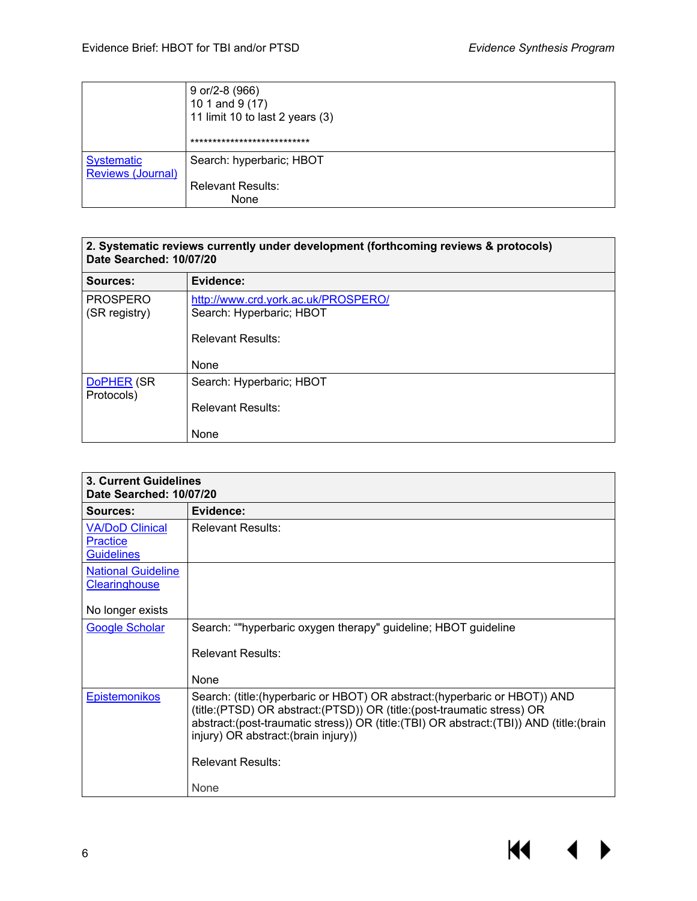| | |
|---|---|
| | 9 or/2-8 (966)<br>10 1 and 9 (17)<br>11 limit 10 to last 2 years (3)<br><br>*************************** |
| Systematic Reviews (Journal) | Search: hyperbaric; HBOT<br><br>Relevant Results:<br>None |

| **2. Systematic reviews currently under development (forthcoming reviews & protocols)**<br>**Date Searched: 10/07/20** | |
|---|---|
| **Sources:** | **Evidence:** |
| PROSPERO (SR registry) | http://www.crd.york.ac.uk/PROSPERO/<br>Search: Hyperbaric; HBOT<br><br>Relevant Results:<br><br>None |
| DoPHER (SR Protocols) | Search: Hyperbaric; HBOT<br><br>Relevant Results:<br><br>None |

| **3. Current Guidelines**<br>**Date Searched: 10/07/20** | |
|---|---|
| **Sources:** | **Evidence:** |
| VA/DoD Clinical Practice Guidelines | Relevant Results: |
| National Guideline Clearinghouse<br><br>No longer exists | |
| Google Scholar | Search: ""hyperbaric oxygen therapy" guideline; HBOT guideline<br><br>Relevant Results:<br><br>None |
| Epistemonikos | Search: (title:(hyperbaric or HBOT) OR abstract:(hyperbaric or HBOT)) AND (title:(PTSD) OR abstract:(PTSD)) OR (title:(post-traumatic stress) OR abstract:(post-traumatic stress)) OR (title:(TBI) OR abstract:(TBI)) AND (title:(brain injury) OR abstract:(brain injury))<br><br>Relevant Results:<br><br>None |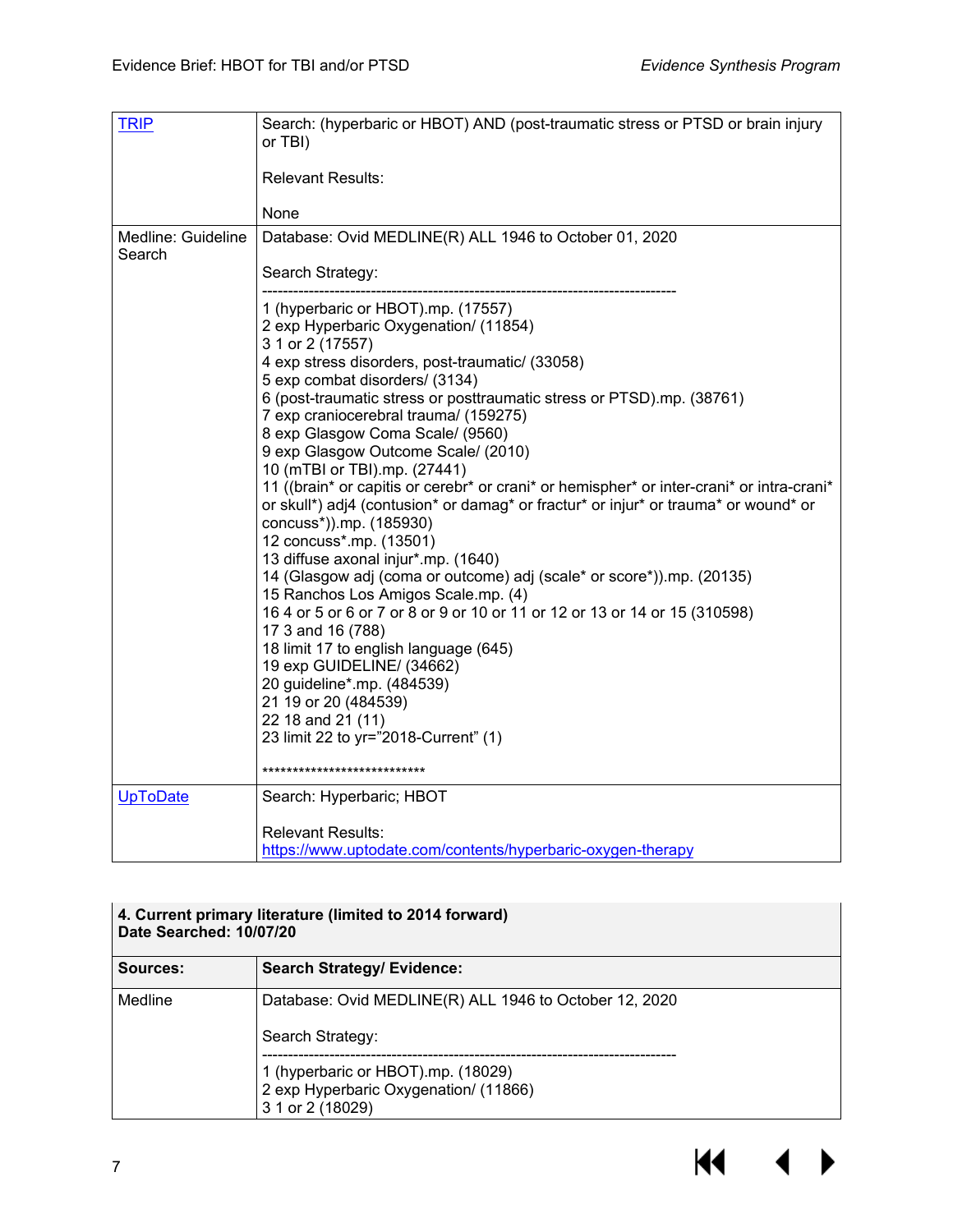| | |
|---|---|
| [TRIP](#) | Search: (hyperbaric or HBOT) AND (post-traumatic stress or PTSD or brain injury or TBI)<br><br>Relevant Results:<br><br>None |
| Medline: Guideline Search | Database: Ovid MEDLINE(R) ALL 1946 to October 01, 2020<br><br>Search Strategy:<br><br>--------------------------------------------------------------------------------<br>1 (hyperbaric or HBOT).mp. (17557)<br>2 exp Hyperbaric Oxygenation/ (11854)<br>3 1 or 2 (17557)<br>4 exp stress disorders, post-traumatic/ (33058)<br>5 exp combat disorders/ (3134)<br>6 (post-traumatic stress or posttraumatic stress or PTSD).mp. (38761)<br>7 exp craniocerebral trauma/ (159275)<br>8 exp Glasgow Coma Scale/ (9560)<br>9 exp Glasgow Outcome Scale/ (2010)<br>10 (mTBI or TBI).mp. (27441)<br>11 ((brain* or capitis or cerebr* or crani* or hemispher* or inter-crani* or intra-crani* or skull*) adj4 (contusion* or damag* or fractur* or injur* or trauma* or wound* or concuss*)).mp. (185930)<br>12 concuss*.mp. (13501)<br>13 diffuse axonal injur*.mp. (1640)<br>14 (Glasgow adj (coma or outcome) adj (scale* or score*)).mp. (20135)<br>15 Ranchos Los Amigos Scale.mp. (4)<br>16 4 or 5 or 6 or 7 or 8 or 9 or 10 or 11 or 12 or 13 or 14 or 15 (310598)<br>17 3 and 16 (788)<br>18 limit 17 to english language (645)<br>19 exp GUIDELINE/ (34662)<br>20 guideline*.mp. (484539)<br>21 19 or 20 (484539)<br>22 18 and 21 (11)<br>23 limit 22 to yr="2018-Current" (1)<br><br>*************************** |
| [UpToDate](#) | Search: Hyperbaric; HBOT<br><br>Relevant Results:<br>https://www.uptodate.com/contents/hyperbaric-oxygen-therapy |

| **4. Current primary literature (limited to 2014 forward)**<br>**Date Searched: 10/07/20** | |
|---|---|
| **Sources:** | **Search Strategy/ Evidence:** |
| Medline | Database: Ovid MEDLINE(R) ALL 1946 to October 12, 2020<br><br>Search Strategy:<br><br>--------------------------------------------------------------------------------<br>1 (hyperbaric or HBOT).mp. (18029)<br>2 exp Hyperbaric Oxygenation/ (11866)<br>3 1 or 2 (18029) |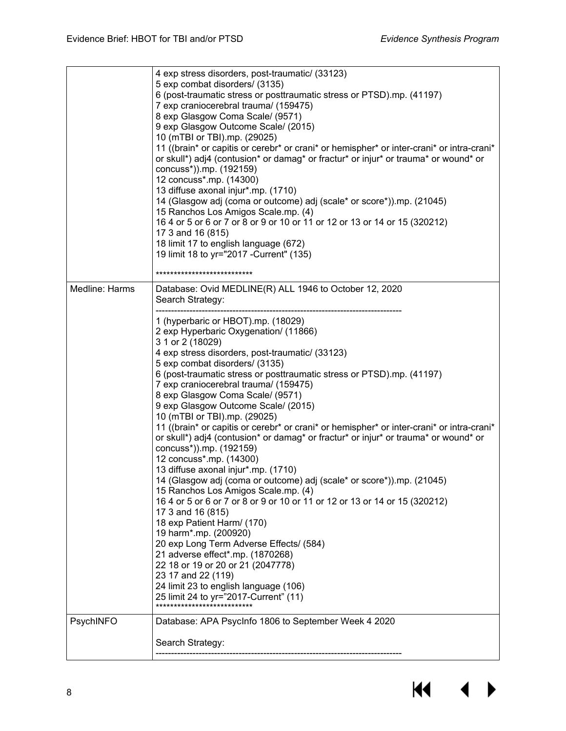| | |
|---|---|
| | 4 exp stress disorders, post-traumatic/ (33123)<br>5 exp combat disorders/ (3135)<br>6 (post-traumatic stress or posttraumatic stress or PTSD).mp. (41197)<br>7 exp craniocerebral trauma/ (159475)<br>8 exp Glasgow Coma Scale/ (9571)<br>9 exp Glasgow Outcome Scale/ (2015)<br>10 (mTBI or TBI).mp. (29025)<br>11 ((brain* or capitis or cerebr* or crani* or hemispher* or inter-crani* or intra-crani* or skull*) adj4 (contusion* or damag* or fractur* or injur* or trauma* or wound* or concuss*)).mp. (192159)<br>12 concuss*.mp. (14300)<br>13 diffuse axonal injur*.mp. (1710)<br>14 (Glasgow adj (coma or outcome) adj (scale* or score*)).mp. (21045)<br>15 Ranchos Los Amigos Scale.mp. (4)<br>16 4 or 5 or 6 or 7 or 8 or 9 or 10 or 11 or 12 or 13 or 14 or 15 (320212)<br>17 3 and 16 (815)<br>18 limit 17 to english language (672)<br>19 limit 18 to yr="2017 -Current" (135)<br><br>*************************** |
| Medline: Harms | Database: Ovid MEDLINE(R) ALL 1946 to October 12, 2020<br>Search Strategy:<br>--------------------------------------------------------------------------------<br>1 (hyperbaric or HBOT).mp. (18029)<br>2 exp Hyperbaric Oxygenation/ (11866)<br>3 1 or 2 (18029)<br>4 exp stress disorders, post-traumatic/ (33123)<br>5 exp combat disorders/ (3135)<br>6 (post-traumatic stress or posttraumatic stress or PTSD).mp. (41197)<br>7 exp craniocerebral trauma/ (159475)<br>8 exp Glasgow Coma Scale/ (9571)<br>9 exp Glasgow Outcome Scale/ (2015)<br>10 (mTBI or TBI).mp. (29025)<br>11 ((brain* or capitis or cerebr* or crani* or hemispher* or inter-crani* or intra-crani* or skull*) adj4 (contusion* or damag* or fractur* or injur* or trauma* or wound* or concuss*)).mp. (192159)<br>12 concuss*.mp. (14300)<br>13 diffuse axonal injur*.mp. (1710)<br>14 (Glasgow adj (coma or outcome) adj (scale* or score*)).mp. (21045)<br>15 Ranchos Los Amigos Scale.mp. (4)<br>16 4 or 5 or 6 or 7 or 8 or 9 or 10 or 11 or 12 or 13 or 14 or 15 (320212)<br>17 3 and 16 (815)<br>18 exp Patient Harm/ (170)<br>19 harm*.mp. (200920)<br>20 exp Long Term Adverse Effects/ (584)<br>21 adverse effect*.mp. (1870268)<br>22 18 or 19 or 20 or 21 (2047778)<br>23 17 and 22 (119)<br>24 limit 23 to english language (106)<br>25 limit 24 to yr="2017-Current" (11)<br>*************************** |
| PsychINFO | Database: APA PsycInfo 1806 to September Week 4 2020<br><br>Search Strategy:<br>-------------------------------------------------------------------------------- |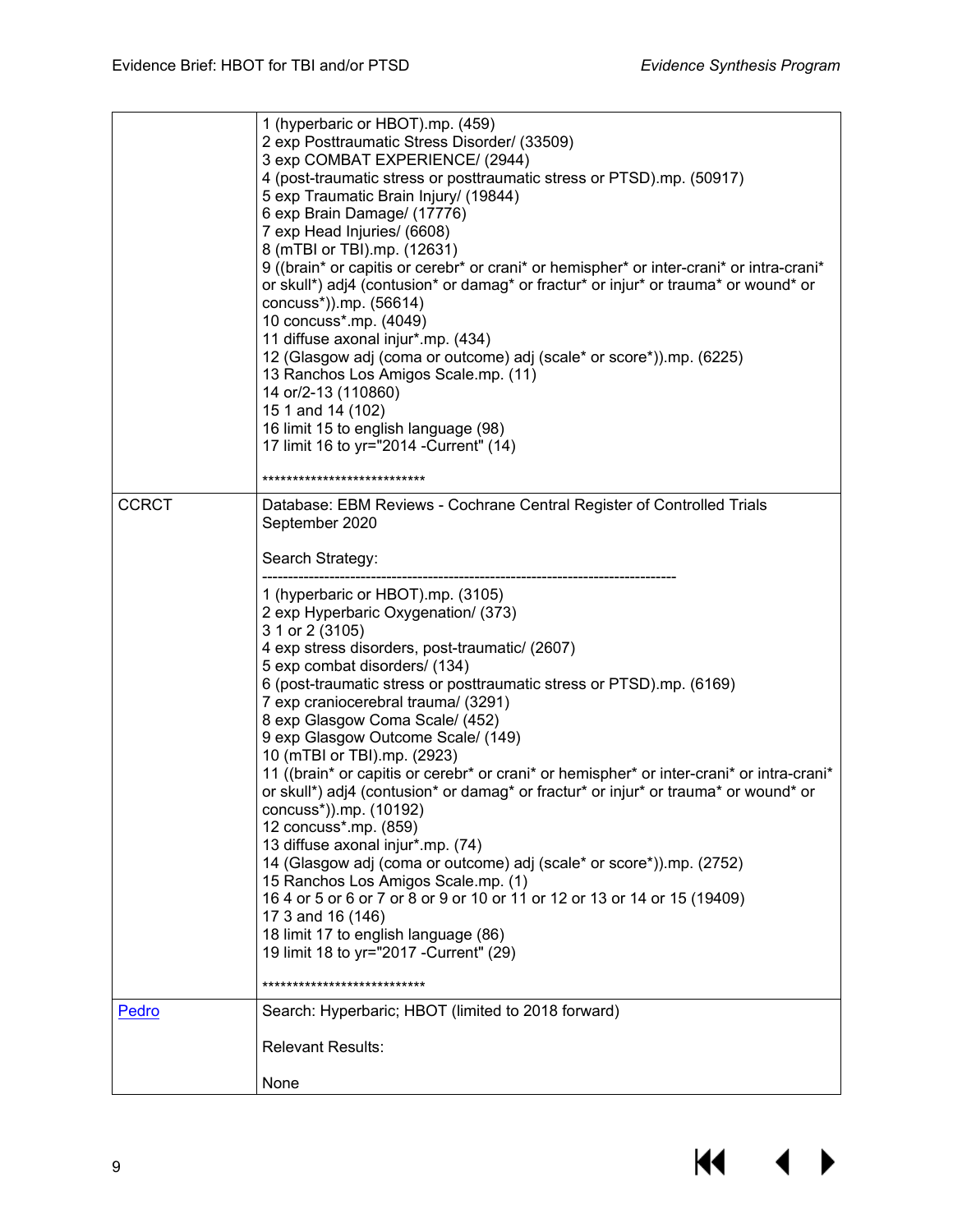| | |
|---|---|
| | 1 (hyperbaric or HBOT).mp. (459)<br>2 exp Posttraumatic Stress Disorder/ (33509)<br>3 exp COMBAT EXPERIENCE/ (2944)<br>4 (post-traumatic stress or posttraumatic stress or PTSD).mp. (50917)<br>5 exp Traumatic Brain Injury/ (19844)<br>6 exp Brain Damage/ (17776)<br>7 exp Head Injuries/ (6608)<br>8 (mTBI or TBI).mp. (12631)<br>9 ((brain* or capitis or cerebr* or crani* or hemispher* or inter-crani* or intra-crani* or skull*) adj4 (contusion* or damag* or fractur* or injur* or trauma* or wound* or concuss*)).mp. (56614)<br>10 concuss*.mp. (4049)<br>11 diffuse axonal injur*.mp. (434)<br>12 (Glasgow adj (coma or outcome) adj (scale* or score*)).mp. (6225)<br>13 Ranchos Los Amigos Scale.mp. (11)<br>14 or/2-13 (110860)<br>15 1 and 14 (102)<br>16 limit 15 to english language (98)<br>17 limit 16 to yr="2014 -Current" (14)<br><br>*************************** |
| CCRCT | Database: EBM Reviews - Cochrane Central Register of Controlled Trials September 2020<br><br>Search Strategy:<br>--------------------------------------------------------------------------------<br>1 (hyperbaric or HBOT).mp. (3105)<br>2 exp Hyperbaric Oxygenation/ (373)<br>3 1 or 2 (3105)<br>4 exp stress disorders, post-traumatic/ (2607)<br>5 exp combat disorders/ (134)<br>6 (post-traumatic stress or posttraumatic stress or PTSD).mp. (6169)<br>7 exp craniocerebral trauma/ (3291)<br>8 exp Glasgow Coma Scale/ (452)<br>9 exp Glasgow Outcome Scale/ (149)<br>10 (mTBI or TBI).mp. (2923)<br>11 ((brain* or capitis or cerebr* or crani* or hemispher* or inter-crani* or intra-crani* or skull*) adj4 (contusion* or damag* or fractur* or injur* or trauma* or wound* or concuss*)).mp. (10192)<br>12 concuss*.mp. (859)<br>13 diffuse axonal injur*.mp. (74)<br>14 (Glasgow adj (coma or outcome) adj (scale* or score*)).mp. (2752)<br>15 Ranchos Los Amigos Scale.mp. (1)<br>16 4 or 5 or 6 or 7 or 8 or 9 or 10 or 11 or 12 or 13 or 14 or 15 (19409)<br>17 3 and 16 (146)<br>18 limit 17 to english language (86)<br>19 limit 18 to yr="2017 -Current" (29)<br><br>*************************** |
| Pedro | Search: Hyperbaric; HBOT (limited to 2018 forward)<br><br>Relevant Results:<br><br>None |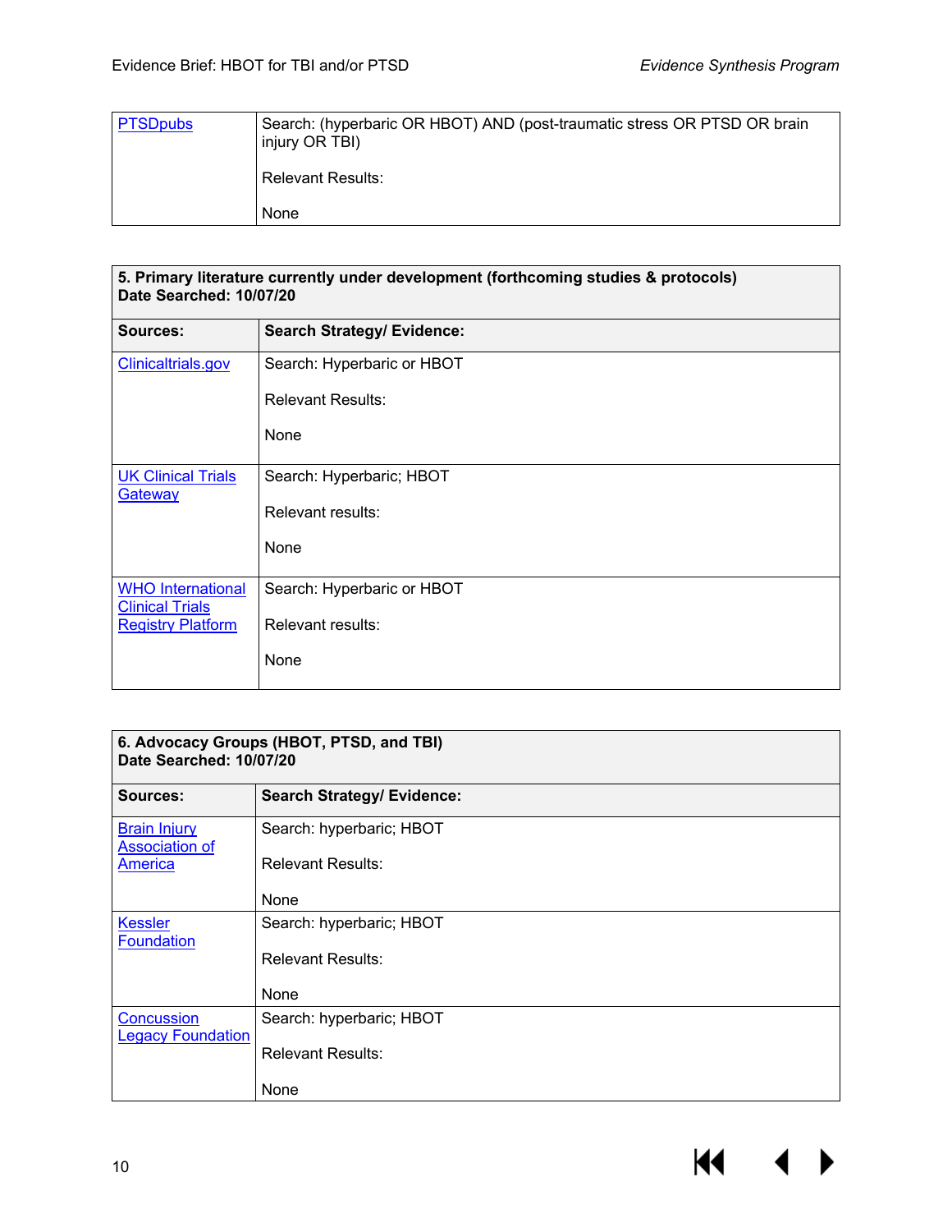| | |
|---|---|
| PTSDpubs | Search: (hyperbaric OR HBOT) AND (post-traumatic stress OR PTSD OR brain injury OR TBI)<br><br>Relevant Results:<br><br>None |

| **5. Primary literature currently under development (forthcoming studies & protocols)**<br>**Date Searched: 10/07/20** | |
|---|---|
| **Sources:** | **Search Strategy/ Evidence:** |
| Clinicaltrials.gov | Search: Hyperbaric or HBOT<br><br>Relevant Results:<br><br>None |
| UK Clinical Trials Gateway | Search: Hyperbaric; HBOT<br><br>Relevant results:<br><br>None |
| WHO International Clinical Trials Registry Platform | Search: Hyperbaric or HBOT<br><br>Relevant results:<br><br>None |

| **6. Advocacy Groups (HBOT, PTSD, and TBI)**<br>**Date Searched: 10/07/20** | |
|---|---|
| **Sources:** | **Search Strategy/ Evidence:** |
| Brain Injury Association of America | Search: hyperbaric; HBOT<br><br>Relevant Results:<br><br>None |
| Kessler Foundation | Search: hyperbaric; HBOT<br><br>Relevant Results:<br><br>None |
| Concussion Legacy Foundation | Search: hyperbaric; HBOT<br><br>Relevant Results:<br><br>None |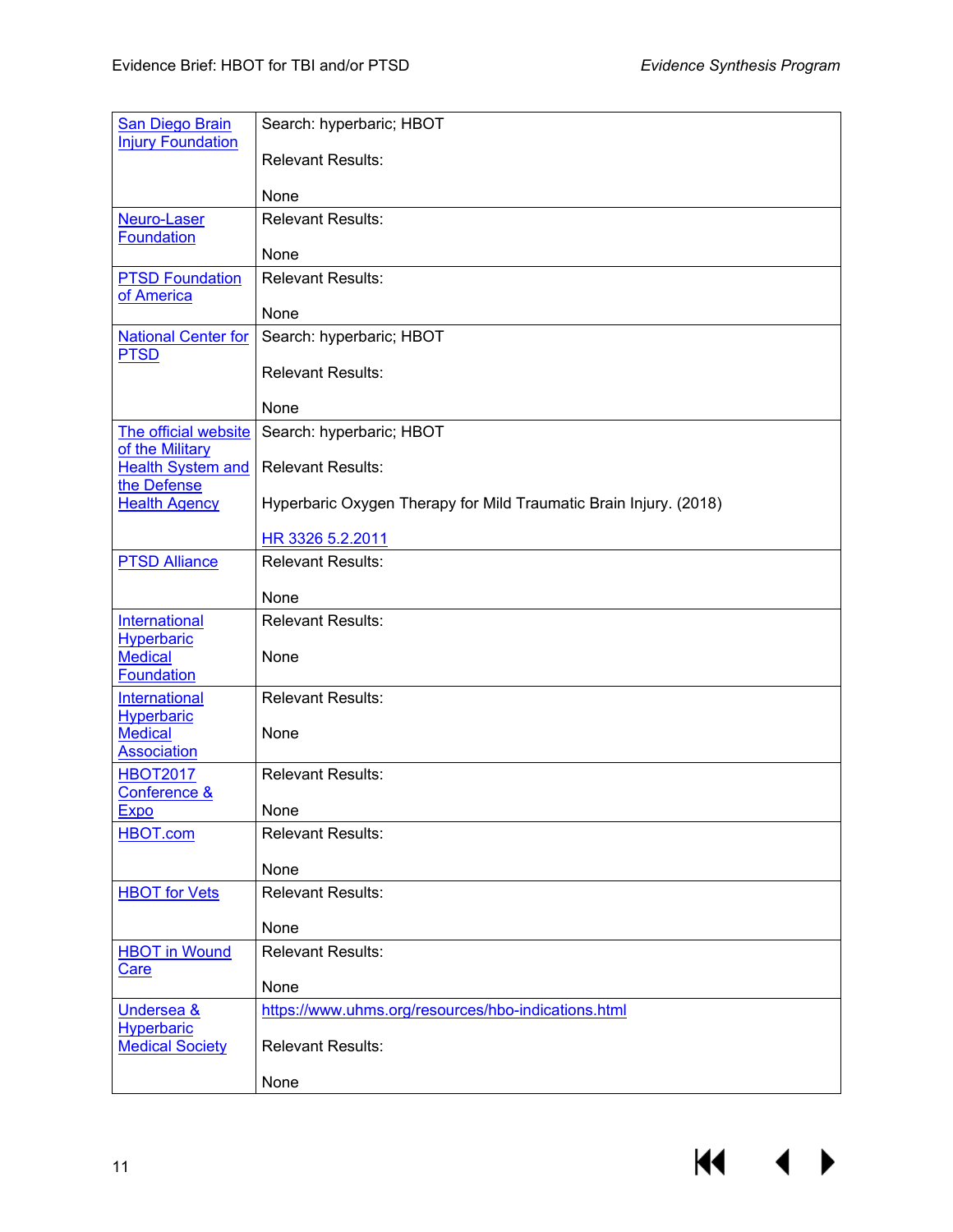| | |
|---|---|
| San Diego Brain Injury Foundation | Search: hyperbaric; HBOT<br><br>Relevant Results:<br><br>None |
| Neuro-Laser Foundation | Relevant Results:<br><br>None |
| PTSD Foundation of America | Relevant Results:<br><br>None |
| National Center for PTSD | Search: hyperbaric; HBOT<br><br>Relevant Results:<br><br>None |
| The official website of the Military Health System and the Defense Health Agency | Search: hyperbaric; HBOT<br><br>Relevant Results:<br><br>Hyperbaric Oxygen Therapy for Mild Traumatic Brain Injury. (2018)<br><br>HR 3326 5.2.2011 |
| PTSD Alliance | Relevant Results:<br><br>None |
| International Hyperbaric Medical Foundation | Relevant Results:<br><br>None |
| International Hyperbaric Medical Association | Relevant Results:<br><br>None |
| HBOT2017 Conference & Expo | Relevant Results:<br><br>None |
| HBOT.com | Relevant Results:<br><br>None |
| HBOT for Vets | Relevant Results:<br><br>None |
| HBOT in Wound Care | Relevant Results:<br><br>None |
| Undersea & Hyperbaric Medical Society | https://www.uhms.org/resources/hbo-indications.html<br><br>Relevant Results:<br><br>None |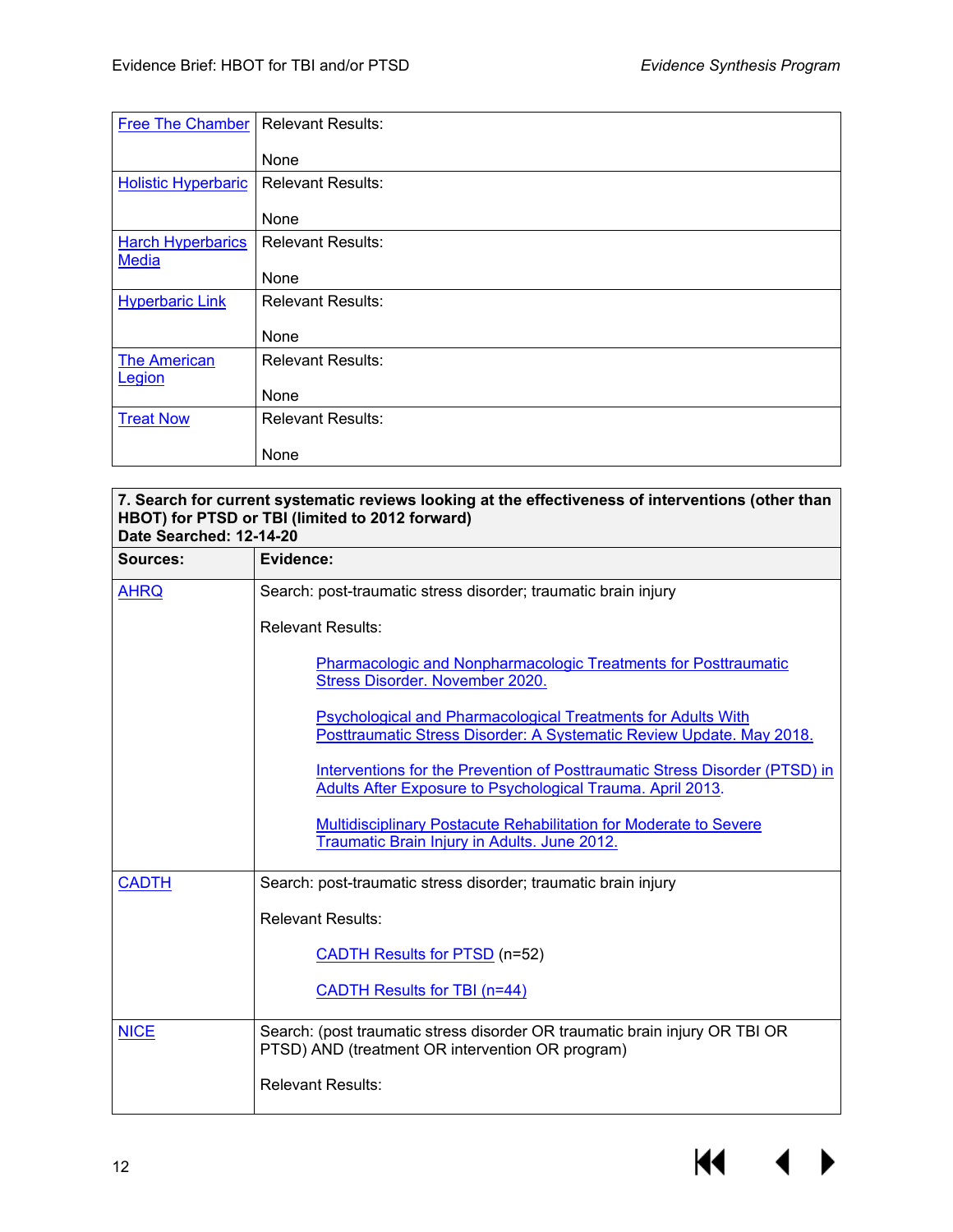| | |
|---|---|
| Free The Chamber | Relevant Results:<br><br>None |
| Holistic Hyperbaric | Relevant Results:<br><br>None |
| Harch Hyperbarics Media | Relevant Results:<br><br>None |
| Hyperbaric Link | Relevant Results:<br><br>None |
| The American Legion | Relevant Results:<br><br>None |
| Treat Now | Relevant Results:<br><br>None |

| **7. Search for current systematic reviews looking at the effectiveness of interventions (other than HBOT) for PTSD or TBI (limited to 2012 forward)**<br>**Date Searched: 12-14-20** | |
|---|---|
| **Sources:** | **Evidence:** |
| AHRQ | Search: post-traumatic stress disorder; traumatic brain injury<br><br>Relevant Results:<br><br>Pharmacologic and Nonpharmacologic Treatments for Posttraumatic Stress Disorder. November 2020.<br><br>Psychological and Pharmacological Treatments for Adults With Posttraumatic Stress Disorder: A Systematic Review Update. May 2018.<br><br>Interventions for the Prevention of Posttraumatic Stress Disorder (PTSD) in Adults After Exposure to Psychological Trauma. April 2013.<br><br>Multidisciplinary Postacute Rehabilitation for Moderate to Severe Traumatic Brain Injury in Adults. June 2012. |
| CADTH | Search: post-traumatic stress disorder; traumatic brain injury<br><br>Relevant Results:<br><br>CADTH Results for PTSD (n=52)<br><br>CADTH Results for TBI (n=44) |
| NICE | Search: (post traumatic stress disorder OR traumatic brain injury OR TBI OR PTSD) AND (treatment OR intervention OR program)<br><br>Relevant Results: |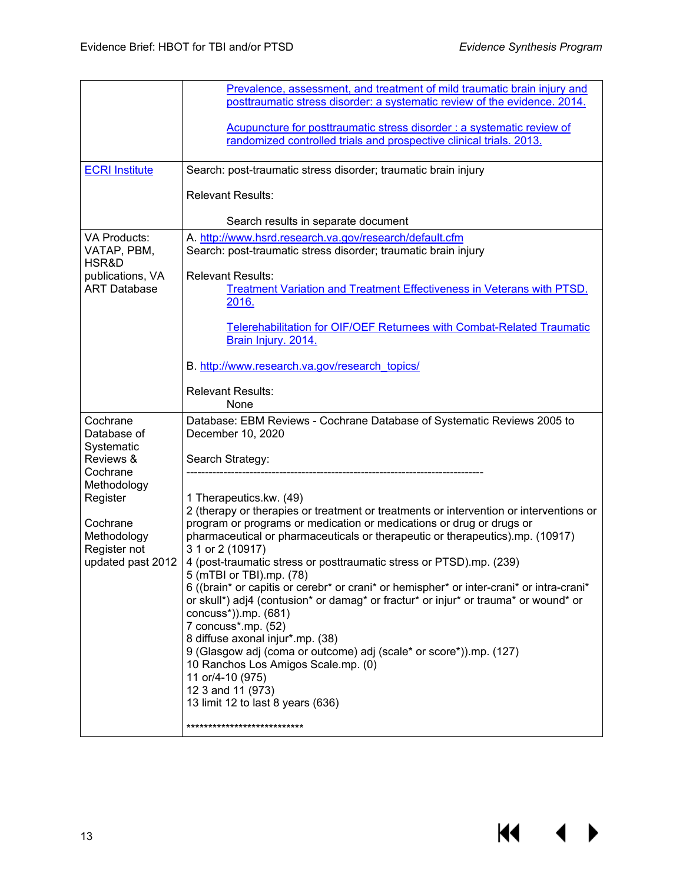| | |
|---|---|
| | Prevalence, assessment, and treatment of mild traumatic brain injury and posttraumatic stress disorder: a systematic review of the evidence. 2014.<br><br>Acupuncture for posttraumatic stress disorder : a systematic review of randomized controlled trials and prospective clinical trials. 2013. |
| ECRI Institute | Search: post-traumatic stress disorder; traumatic brain injury<br><br>Relevant Results:<br><br>Search results in separate document |
| VA Products: VATAP, PBM, HSR&D publications, VA ART Database | A. http://www.hsrd.research.va.gov/research/default.cfm<br>Search: post-traumatic stress disorder; traumatic brain injury<br><br>Relevant Results:<br>Treatment Variation and Treatment Effectiveness in Veterans with PTSD. 2016.<br><br>Telerehabilitation for OIF/OEF Returnees with Combat-Related Traumatic Brain Injury. 2014.<br><br>B. http://www.research.va.gov/research_topics/<br><br>Relevant Results:<br>None |
| Cochrane Database of Systematic Reviews & Cochrane Methodology Register<br><br>Cochrane Methodology Register not updated past 2012 | Database: EBM Reviews - Cochrane Database of Systematic Reviews 2005 to December 10, 2020<br><br>Search Strategy:<br>--------------------------------------------------------------------------------<br><br>1 Therapeutics.kw. (49)<br>2 (therapy or therapies or treatment or treatments or intervention or interventions or program or programs or medication or medications or drug or drugs or pharmaceutical or pharmaceuticals or therapeutic or therapeutics).mp. (10917)<br>3 1 or 2 (10917)<br>4 (post-traumatic stress or posttraumatic stress or PTSD).mp. (239)<br>5 (mTBI or TBI).mp. (78)<br>6 ((brain* or capitis or cerebr* or crani* or hemispher* or inter-crani* or intra-crani* or skull*) adj4 (contusion* or damag* or fractur* or injur* or trauma* or wound* or concus*)).mp. (681)<br>7 concuss*.mp. (52)<br>8 diffuse axonal injur*.mp. (38)<br>9 (Glasgow adj (coma or outcome) adj (scale* or score*)).mp. (127)<br>10 Ranchos Los Amigos Scale.mp. (0)<br>11 or/4-10 (975)<br>12 3 and 11 (973)<br>13 limit 12 to last 8 years (636)<br><br>*************************** |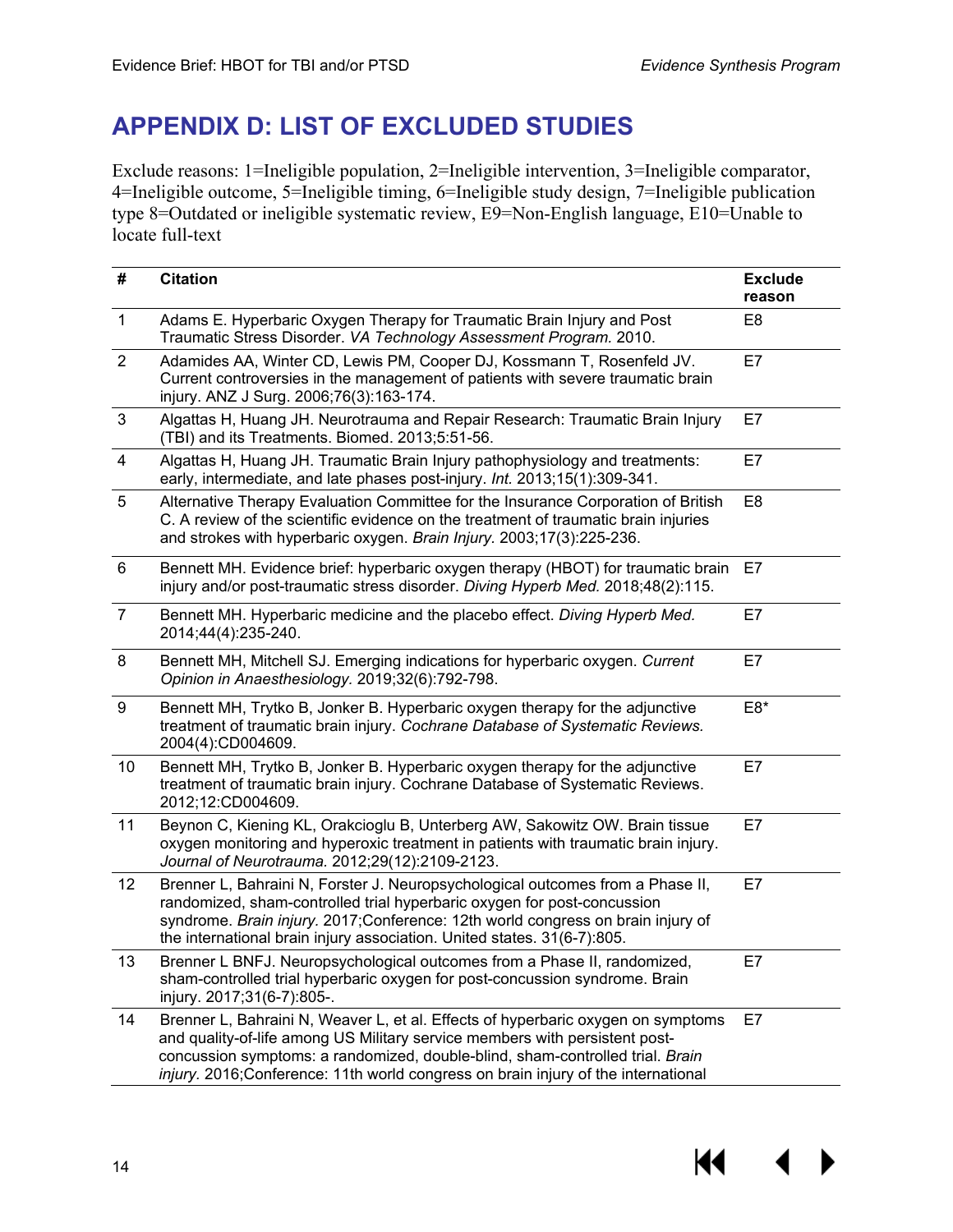## APPENDIX D: LIST OF EXCLUDED STUDIES

Exclude reasons: 1=Ineligible population, 2=Ineligible intervention, 3=Ineligible comparator, 4=Ineligible outcome, 5=Ineligible timing, 6=Ineligible study design, 7=Ineligible publication type 8=Outdated or ineligible systematic review, E9=Non-English language, E10=Unable to locate full-text

| # | Citation | Exclude reason |
|---|---|---|
| 1 | Adams E. Hyperbaric Oxygen Therapy for Traumatic Brain Injury and Post Traumatic Stress Disorder. *VA Technology Assessment Program.* 2010. | E8 |
| 2 | Adamides AA, Winter CD, Lewis PM, Cooper DJ, Kossmann T, Rosenfeld JV. Current controversies in the management of patients with severe traumatic brain injury. ANZ J Surg. 2006;76(3):163-174. | E7 |
| 3 | Algattas H, Huang JH. Neurotrauma and Repair Research: Traumatic Brain Injury (TBI) and its Treatments. Biomed. 2013;5:51-56. | E7 |
| 4 | Algattas H, Huang JH. Traumatic Brain Injury pathophysiology and treatments: early, intermediate, and late phases post-injury. *Int.* 2013;15(1):309-341. | E7 |
| 5 | Alternative Therapy Evaluation Committee for the Insurance Corporation of British C. A review of the scientific evidence on the treatment of traumatic brain injuries and strokes with hyperbaric oxygen. *Brain Injury.* 2003;17(3):225-236. | E8 |
| 6 | Bennett MH. Evidence brief: hyperbaric oxygen therapy (HBOT) for traumatic brain injury and/or post-traumatic stress disorder. *Diving Hyperb Med.* 2018;48(2):115. | E7 |
| 7 | Bennett MH. Hyperbaric medicine and the placebo effect. *Diving Hyperb Med.* 2014;44(4):235-240. | E7 |
| 8 | Bennett MH, Mitchell SJ. Emerging indications for hyperbaric oxygen. *Current Opinion in Anaesthesiology.* 2019;32(6):792-798. | E7 |
| 9 | Bennett MH, Trytko B, Jonker B. Hyperbaric oxygen therapy for the adjunctive treatment of traumatic brain injury. *Cochrane Database of Systematic Reviews.* 2004(4):CD004609. | E8* |
| 10 | Bennett MH, Trytko B, Jonker B. Hyperbaric oxygen therapy for the adjunctive treatment of traumatic brain injury. Cochrane Database of Systematic Reviews. 2012;12:CD004609. | E7 |
| 11 | Beynon C, Kiening KL, Orakcioglu B, Unterberg AW, Sakowitz OW. Brain tissue oxygen monitoring and hyperoxic treatment in patients with traumatic brain injury. *Journal of Neurotrauma.* 2012;29(12):2109-2123. | E7 |
| 12 | Brenner L, Bahraini N, Forster J. Neuropsychological outcomes from a Phase II, randomized, sham-controlled trial hyperbaric oxygen for post-concussion syndrome. *Brain injury*. 2017;Conference: 12th world congress on brain injury of the international brain injury association. United states. 31(6-7):805. | E7 |
| 13 | Brenner L BNFJ. Neuropsychological outcomes from a Phase II, randomized, sham-controlled trial hyperbaric oxygen for post-concussion syndrome. Brain injury. 2017;31(6-7):805-. | E7 |
| 14 | Brenner L, Bahraini N, Weaver L, et al. Effects of hyperbaric oxygen on symptoms and quality-of-life among US Military service members with persistent post-concussion symptoms: a randomized, double-blind, sham-controlled trial. *Brain injury.* 2016;Conference: 11th world congress on brain injury of the international | E7 |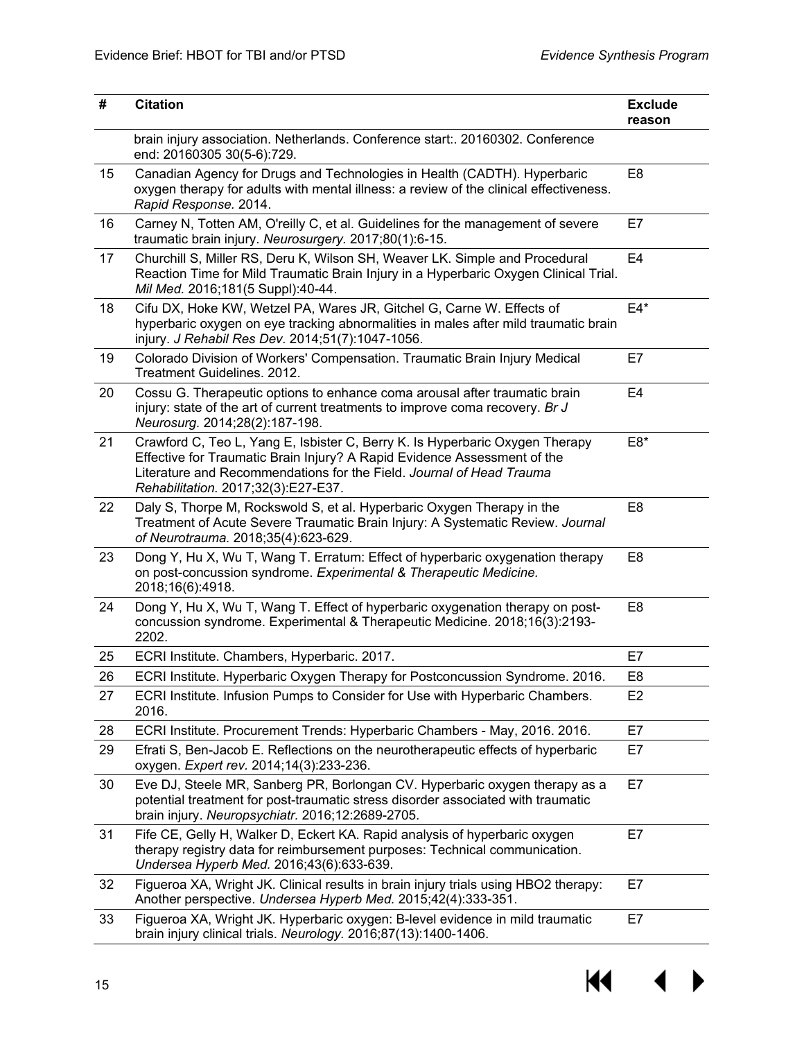| # | Citation | Exclude reason |
|---|---|---|
| | brain injury association. Netherlands. Conference start:. 20160302. Conference end: 20160305 30(5-6):729. | |
| 15 | Canadian Agency for Drugs and Technologies in Health (CADTH). Hyperbaric oxygen therapy for adults with mental illness: a review of the clinical effectiveness. *Rapid Response.* 2014. | E8 |
| 16 | Carney N, Totten AM, O'reilly C, et al. Guidelines for the management of severe traumatic brain injury. *Neurosurgery.* 2017;80(1):6-15. | E7 |
| 17 | Churchill S, Miller RS, Deru K, Wilson SH, Weaver LK. Simple and Procedural Reaction Time for Mild Traumatic Brain Injury in a Hyperbaric Oxygen Clinical Trial. *Mil Med.* 2016;181(5 Suppl):40-44. | E4 |
| 18 | Cifu DX, Hoke KW, Wetzel PA, Wares JR, Gitchel G, Carne W. Effects of hyperbaric oxygen on eye tracking abnormalities in males after mild traumatic brain injury. *J Rehabil Res Dev.* 2014;51(7):1047-1056. | E4* |
| 19 | Colorado Division of Workers' Compensation. Traumatic Brain Injury Medical Treatment Guidelines. 2012. | E7 |
| 20 | Cossu G. Therapeutic options to enhance coma arousal after traumatic brain injury: state of the art of current treatments to improve coma recovery. *Br J Neurosurg.* 2014;28(2):187-198. | E4 |
| 21 | Crawford C, Teo L, Yang E, Isbister C, Berry K. Is Hyperbaric Oxygen Therapy Effective for Traumatic Brain Injury? A Rapid Evidence Assessment of the Literature and Recommendations for the Field. *Journal of Head Trauma Rehabilitation.* 2017;32(3):E27-E37. | E8* |
| 22 | Daly S, Thorpe M, Rockswold S, et al. Hyperbaric Oxygen Therapy in the Treatment of Acute Severe Traumatic Brain Injury: A Systematic Review. *Journal of Neurotrauma.* 2018;35(4):623-629. | E8 |
| 23 | Dong Y, Hu X, Wu T, Wang T. Erratum: Effect of hyperbaric oxygenation therapy on post-concussion syndrome. *Experimental & Therapeutic Medicine.* 2018;16(6):4918. | E8 |
| 24 | Dong Y, Hu X, Wu T, Wang T. Effect of hyperbaric oxygenation therapy on post-concussion syndrome. Experimental & Therapeutic Medicine. 2018;16(3):2193-2202. | E8 |
| 25 | ECRI Institute. Chambers, Hyperbaric. 2017. | E7 |
| 26 | ECRI Institute. Hyperbaric Oxygen Therapy for Postconcussion Syndrome. 2016. | E8 |
| 27 | ECRI Institute. Infusion Pumps to Consider for Use with Hyperbaric Chambers. 2016. | E2 |
| 28 | ECRI Institute. Procurement Trends: Hyperbaric Chambers - May, 2016. 2016. | E7 |
| 29 | Efrati S, Ben-Jacob E. Reflections on the neurotherapeutic effects of hyperbaric oxygen. *Expert rev.* 2014;14(3):233-236. | E7 |
| 30 | Eve DJ, Steele MR, Sanberg PR, Borlongan CV. Hyperbaric oxygen therapy as a potential treatment for post-traumatic stress disorder associated with traumatic brain injury. *Neuropsychiatr.* 2016;12:2689-2705. | E7 |
| 31 | Fife CE, Gelly H, Walker D, Eckert KA. Rapid analysis of hyperbaric oxygen therapy registry data for reimbursement purposes: Technical communication. *Undersea Hyperb Med.* 2016;43(6):633-639. | E7 |
| 32 | Figueroa XA, Wright JK. Clinical results in brain injury trials using HBO2 therapy: Another perspective. *Undersea Hyperb Med.* 2015;42(4):333-351. | E7 |
| 33 | Figueroa XA, Wright JK. Hyperbaric oxygen: B-level evidence in mild traumatic brain injury clinical trials. *Neurology.* 2016;87(13):1400-1406. | E7 |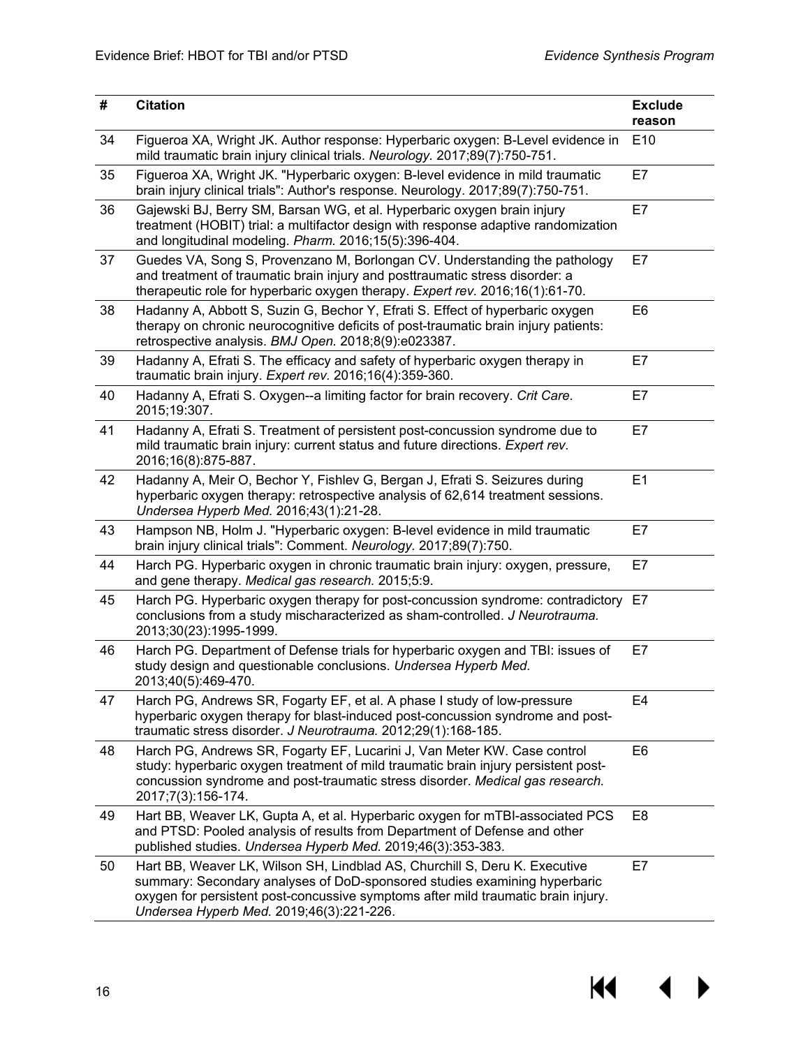| # | Citation | Exclude reason |
|---|---|---|
| 34 | Figueroa XA, Wright JK. Author response: Hyperbaric oxygen: B-Level evidence in mild traumatic brain injury clinical trials. *Neurology.* 2017;89(7):750-751. | E10 |
| 35 | Figueroa XA, Wright JK. "Hyperbaric oxygen: B-level evidence in mild traumatic brain injury clinical trials": Author's response. Neurology. 2017;89(7):750-751. | E7 |
| 36 | Gajewski BJ, Berry SM, Barsan WG, et al. Hyperbaric oxygen brain injury treatment (HOBIT) trial: a multifactor design with response adaptive randomization and longitudinal modeling. *Pharm.* 2016;15(5):396-404. | E7 |
| 37 | Guedes VA, Song S, Provenzano M, Borlongan CV. Understanding the pathology and treatment of traumatic brain injury and posttraumatic stress disorder: a therapeutic role for hyperbaric oxygen therapy. *Expert rev.* 2016;16(1):61-70. | E7 |
| 38 | Hadanny A, Abbott S, Suzin G, Bechor Y, Efrati S. Effect of hyperbaric oxygen therapy on chronic neurocognitive deficits of post-traumatic brain injury patients: retrospective analysis. *BMJ Open.* 2018;8(9):e023387. | E6 |
| 39 | Hadanny A, Efrati S. The efficacy and safety of hyperbaric oxygen therapy in traumatic brain injury. *Expert rev.* 2016;16(4):359-360. | E7 |
| 40 | Hadanny A, Efrati S. Oxygen--a limiting factor for brain recovery. *Crit Care.* 2015;19:307. | E7 |
| 41 | Hadanny A, Efrati S. Treatment of persistent post-concussion syndrome due to mild traumatic brain injury: current status and future directions. *Expert rev.* 2016;16(8):875-887. | E7 |
| 42 | Hadanny A, Meir O, Bechor Y, Fishlev G, Bergan J, Efrati S. Seizures during hyperbaric oxygen therapy: retrospective analysis of 62,614 treatment sessions. *Undersea Hyperb Med.* 2016;43(1):21-28. | E1 |
| 43 | Hampson NB, Holm J. "Hyperbaric oxygen: B-level evidence in mild traumatic brain injury clinical trials": Comment. *Neurology.* 2017;89(7):750. | E7 |
| 44 | Harch PG. Hyperbaric oxygen in chronic traumatic brain injury: oxygen, pressure, and gene therapy. *Medical gas research.* 2015;5:9. | E7 |
| 45 | Harch PG. Hyperbaric oxygen therapy for post-concussion syndrome: contradictory conclusions from a study mischaracterized as sham-controlled. *J Neurotrauma.* 2013;30(23):1995-1999. | E7 |
| 46 | Harch PG. Department of Defense trials for hyperbaric oxygen and TBI: issues of study design and questionable conclusions. *Undersea Hyperb Med.* 2013;40(5):469-470. | E7 |
| 47 | Harch PG, Andrews SR, Fogarty EF, et al. A phase I study of low-pressure hyperbaric oxygen therapy for blast-induced post-concussion syndrome and post-traumatic stress disorder. *J Neurotrauma.* 2012;29(1):168-185. | E4 |
| 48 | Harch PG, Andrews SR, Fogarty EF, Lucarini J, Van Meter KW. Case control study: hyperbaric oxygen treatment of mild traumatic brain injury persistent post-concussion syndrome and post-traumatic stress disorder. *Medical gas research.* 2017;7(3):156-174. | E6 |
| 49 | Hart BB, Weaver LK, Gupta A, et al. Hyperbaric oxygen for mTBI-associated PCS and PTSD: Pooled analysis of results from Department of Defense and other published studies. *Undersea Hyperb Med.* 2019;46(3):353-383. | E8 |
| 50 | Hart BB, Weaver LK, Wilson SH, Lindblad AS, Churchill S, Deru K. Executive summary: Secondary analyses of DoD-sponsored studies examining hyperbaric oxygen for persistent post-concussive symptoms after mild traumatic brain injury. *Undersea Hyperb Med.* 2019;46(3):221-226. | E7 |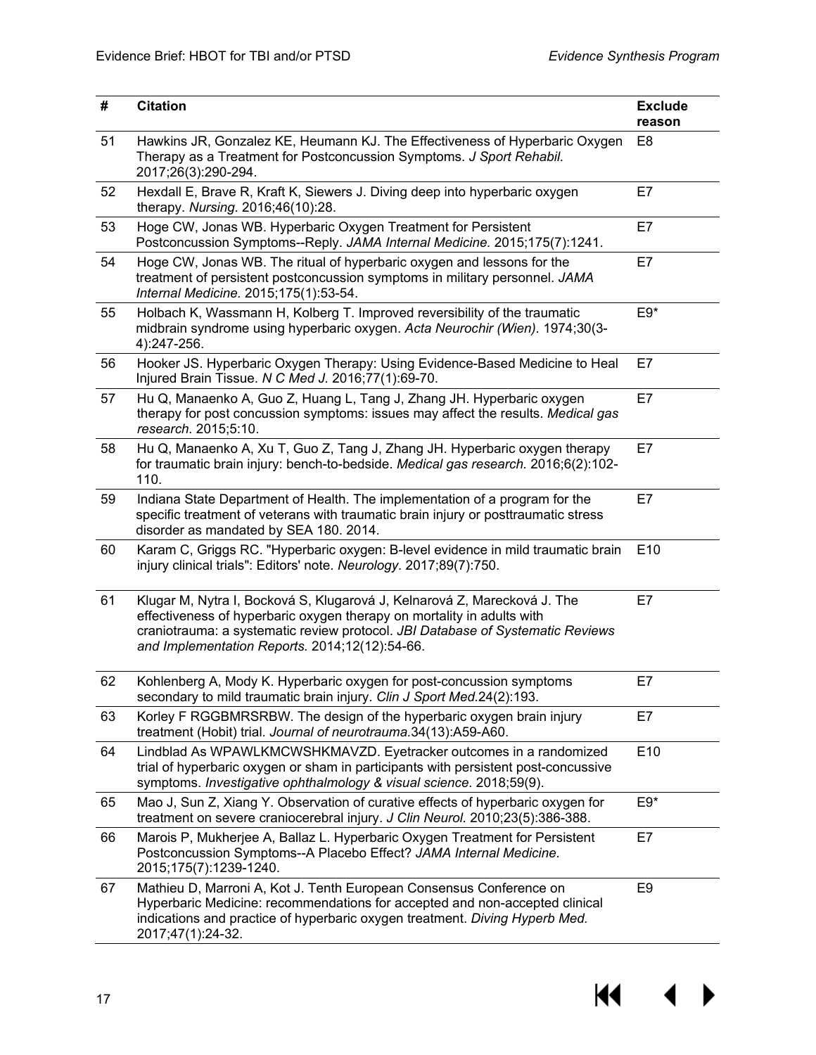| # | Citation | Exclude reason |
|---|---|---|
| 51 | Hawkins JR, Gonzalez KE, Heumann KJ. The Effectiveness of Hyperbaric Oxygen Therapy as a Treatment for Postconcussion Symptoms. *J Sport Rehabil.* 2017;26(3):290-294. | E8 |
| 52 | Hexdall E, Brave R, Kraft K, Siewers J. Diving deep into hyperbaric oxygen therapy. *Nursing.* 2016;46(10):28. | E7 |
| 53 | Hoge CW, Jonas WB. Hyperbaric Oxygen Treatment for Persistent Postconcussion Symptoms--Reply. *JAMA Internal Medicine.* 2015;175(7):1241. | E7 |
| 54 | Hoge CW, Jonas WB. The ritual of hyperbaric oxygen and lessons for the treatment of persistent postconcussion symptoms in military personnel. *JAMA Internal Medicine.* 2015;175(1):53-54. | E7 |
| 55 | Holbach K, Wassmann H, Kolberg T. Improved reversibility of the traumatic midbrain syndrome using hyperbaric oxygen. *Acta Neurochir (Wien).* 1974;30(3-4):247-256. | E9* |
| 56 | Hooker JS. Hyperbaric Oxygen Therapy: Using Evidence-Based Medicine to Heal Injured Brain Tissue. *N C Med J.* 2016;77(1):69-70. | E7 |
| 57 | Hu Q, Manaenko A, Guo Z, Huang L, Tang J, Zhang JH. Hyperbaric oxygen therapy for post concussion symptoms: issues may affect the results. *Medical gas research.* 2015;5:10. | E7 |
| 58 | Hu Q, Manaenko A, Xu T, Guo Z, Tang J, Zhang JH. Hyperbaric oxygen therapy for traumatic brain injury: bench-to-bedside. *Medical gas research.* 2016;6(2):102-110. | E7 |
| 59 | Indiana State Department of Health. The implementation of a program for the specific treatment of veterans with traumatic brain injury or posttraumatic stress disorder as mandated by SEA 180. 2014. | E7 |
| 60 | Karam C, Griggs RC. "Hyperbaric oxygen: B-level evidence in mild traumatic brain injury clinical trials": Editors' note. *Neurology.* 2017;89(7):750. | E10 |
| 61 | Klugar M, Nytra I, Bocková S, Klugarová J, Kelnarová Z, Marecková J. The effectiveness of hyperbaric oxygen therapy on mortality in adults with craniotrauma: a systematic review protocol. *JBI Database of Systematic Reviews and Implementation Reports.* 2014;12(12):54-66. | E7 |
| 62 | Kohlenberg A, Mody K. Hyperbaric oxygen for post-concussion symptoms secondary to mild traumatic brain injury. *Clin J Sport Med.*24(2):193. | E7 |
| 63 | Korley F RGGBMRSRBW. The design of the hyperbaric oxygen brain injury treatment (Hobit) trial. *Journal of neurotrauma.*34(13):A59-A60. | E7 |
| 64 | Lindblad As WPAWLKMCWSHKMAVZD. Eyetracker outcomes in a randomized trial of hyperbaric oxygen or sham in participants with persistent post-concussive symptoms. *Investigative ophthalmology & visual science.* 2018;59(9). | E10 |
| 65 | Mao J, Sun Z, Xiang Y. Observation of curative effects of hyperbaric oxygen for treatment on severe craniocerebral injury. *J Clin Neurol.* 2010;23(5):386-388. | E9* |
| 66 | Marois P, Mukherjee A, Ballaz L. Hyperbaric Oxygen Treatment for Persistent Postconcussion Symptoms--A Placebo Effect? *JAMA Internal Medicine.* 2015;175(7):1239-1240. | E7 |
| 67 | Mathieu D, Marroni A, Kot J. Tenth European Consensus Conference on Hyperbaric Medicine: recommendations for accepted and non-accepted clinical indications and practice of hyperbaric oxygen treatment. *Diving Hyperb Med.* 2017;47(1):24-32. | E9 |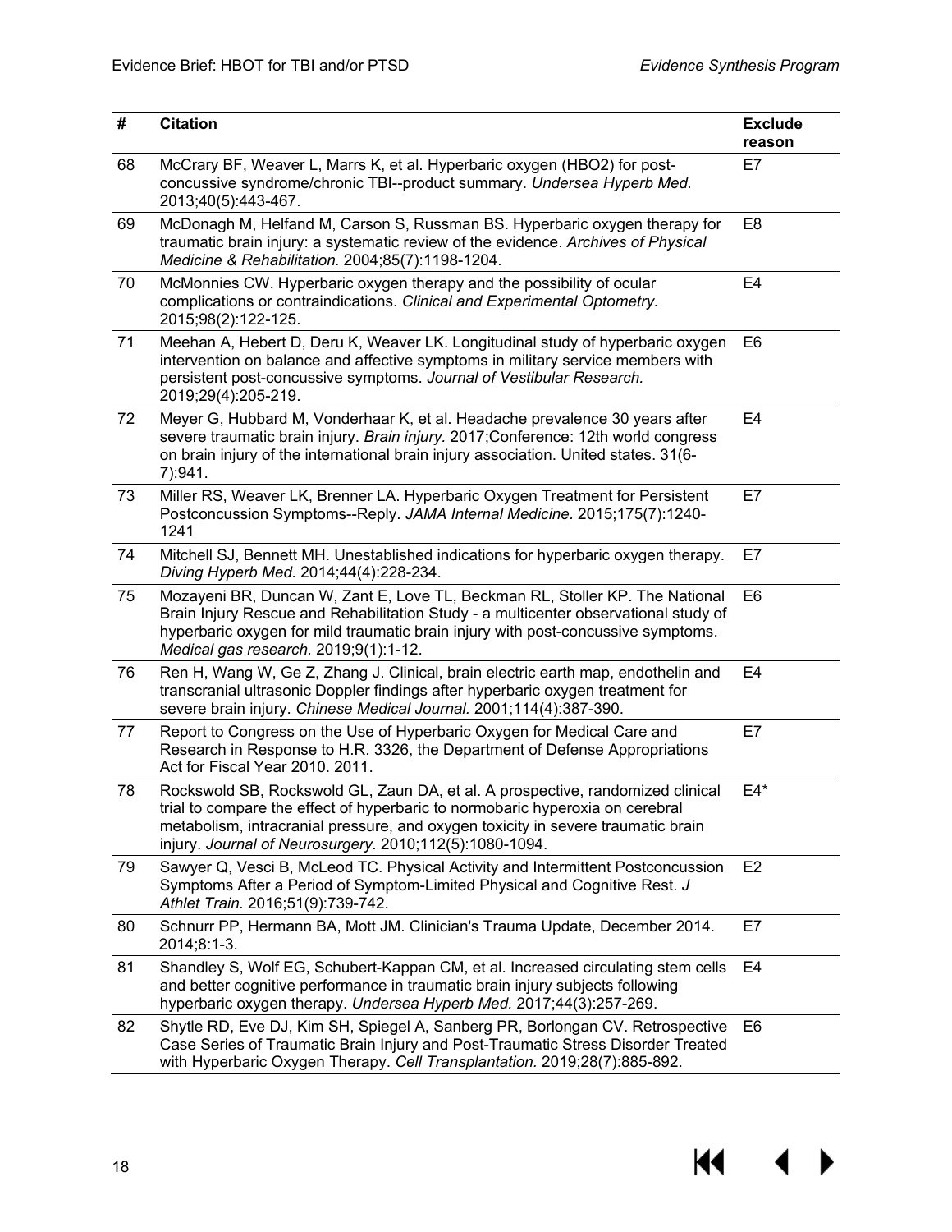| # | Citation | Exclude reason |
|---|---|---|
| 68 | McCrary BF, Weaver L, Marrs K, et al. Hyperbaric oxygen (HBO2) for post-concussive syndrome/chronic TBI--product summary. *Undersea Hyperb Med.* 2013;40(5):443-467. | E7 |
| 69 | McDonagh M, Helfand M, Carson S, Russman BS. Hyperbaric oxygen therapy for traumatic brain injury: a systematic review of the evidence. *Archives of Physical Medicine & Rehabilitation.* 2004;85(7):1198-1204. | E8 |
| 70 | McMonnies CW. Hyperbaric oxygen therapy and the possibility of ocular complications or contraindications. *Clinical and Experimental Optometry.* 2015;98(2):122-125. | E4 |
| 71 | Meehan A, Hebert D, Deru K, Weaver LK. Longitudinal study of hyperbaric oxygen intervention on balance and affective symptoms in military service members with persistent post-concussive symptoms. *Journal of Vestibular Research.* 2019;29(4):205-219. | E6 |
| 72 | Meyer G, Hubbard M, Vonderhaar K, et al. Headache prevalence 30 years after severe traumatic brain injury. *Brain injury.* 2017;Conference: 12th world congress on brain injury of the international brain injury association. United states. 31(6-7):941. | E4 |
| 73 | Miller RS, Weaver LK, Brenner LA. Hyperbaric Oxygen Treatment for Persistent Postconcussion Symptoms--Reply. *JAMA Internal Medicine.* 2015;175(7):1240-1241 | E7 |
| 74 | Mitchell SJ, Bennett MH. Unestablished indications for hyperbaric oxygen therapy. *Diving Hyperb Med.* 2014;44(4):228-234. | E7 |
| 75 | Mozayeni BR, Duncan W, Zant E, Love TL, Beckman RL, Stoller KP. The National Brain Injury Rescue and Rehabilitation Study - a multicenter observational study of hyperbaric oxygen for mild traumatic brain injury with post-concussive symptoms. *Medical gas research.* 2019;9(1):1-12. | E6 |
| 76 | Ren H, Wang W, Ge Z, Zhang J. Clinical, brain electric earth map, endothelin and transcranial ultrasonic Doppler findings after hyperbaric oxygen treatment for severe brain injury. *Chinese Medical Journal.* 2001;114(4):387-390. | E4 |
| 77 | Report to Congress on the Use of Hyperbaric Oxygen for Medical Care and Research in Response to H.R. 3326, the Department of Defense Appropriations Act for Fiscal Year 2010. 2011. | E7 |
| 78 | Rockswold SB, Rockswold GL, Zaun DA, et al. A prospective, randomized clinical trial to compare the effect of hyperbaric to normobaric hyperoxia on cerebral metabolism, intracranial pressure, and oxygen toxicity in severe traumatic brain injury. *Journal of Neurosurgery.* 2010;112(5):1080-1094. | E4* |
| 79 | Sawyer Q, Vesci B, McLeod TC. Physical Activity and Intermittent Postconcussion Symptoms After a Period of Symptom-Limited Physical and Cognitive Rest. *J Athlet Train.* 2016;51(9):739-742. | E2 |
| 80 | Schnurr PP, Hermann BA, Mott JM. Clinician's Trauma Update, December 2014. 2014;8:1-3. | E7 |
| 81 | Shandley S, Wolf EG, Schubert-Kappan CM, et al. Increased circulating stem cells and better cognitive performance in traumatic brain injury subjects following hyperbaric oxygen therapy. *Undersea Hyperb Med.* 2017;44(3):257-269. | E4 |
| 82 | Shytle RD, Eve DJ, Kim SH, Spiegel A, Sanberg PR, Borlongan CV. Retrospective Case Series of Traumatic Brain Injury and Post-Traumatic Stress Disorder Treated with Hyperbaric Oxygen Therapy. *Cell Transplantation.* 2019;28(7):885-892. | E6 |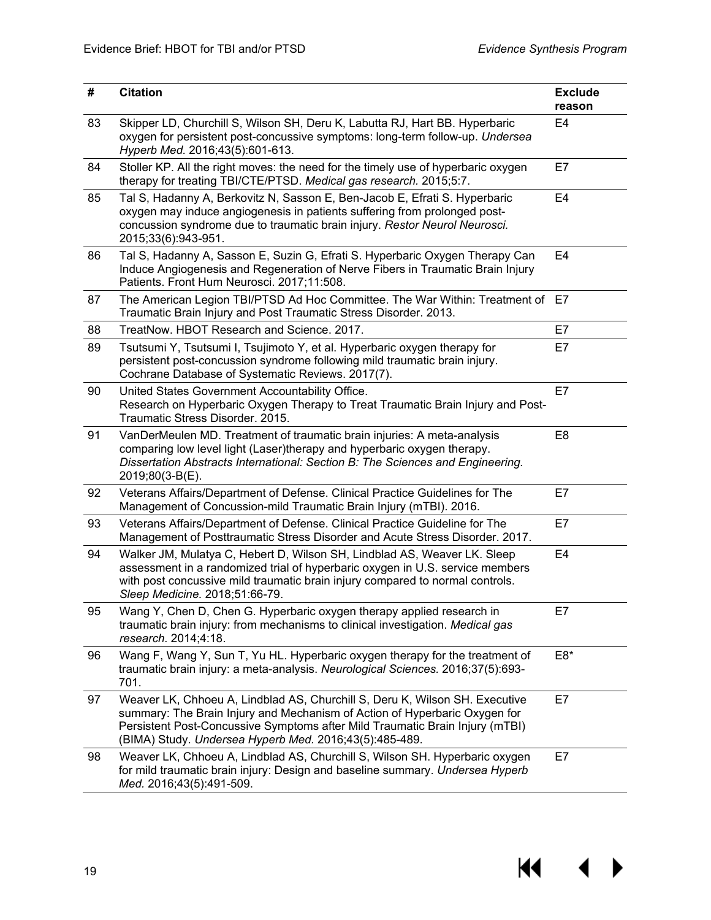| # | Citation | Exclude reason |
|---|---|---|
| 83 | Skipper LD, Churchill S, Wilson SH, Deru K, Labutta RJ, Hart BB. Hyperbaric oxygen for persistent post-concussive symptoms: long-term follow-up. *Undersea Hyperb Med.* 2016;43(5):601-613. | E4 |
| 84 | Stoller KP. All the right moves: the need for the timely use of hyperbaric oxygen therapy for treating TBI/CTE/PTSD. *Medical gas research.* 2015;5:7. | E7 |
| 85 | Tal S, Hadanny A, Berkovitz N, Sasson E, Ben-Jacob E, Efrati S. Hyperbaric oxygen may induce angiogenesis in patients suffering from prolonged post-concussion syndrome due to traumatic brain injury. *Restor Neurol Neurosci.* 2015;33(6):943-951. | E4 |
| 86 | Tal S, Hadanny A, Sasson E, Suzin G, Efrati S. Hyperbaric Oxygen Therapy Can Induce Angiogenesis and Regeneration of Nerve Fibers in Traumatic Brain Injury Patients. Front Hum Neurosci. 2017;11:508. | E4 |
| 87 | The American Legion TBI/PTSD Ad Hoc Committee. The War Within: Treatment of Traumatic Brain Injury and Post Traumatic Stress Disorder. 2013. | E7 |
| 88 | TreatNow. HBOT Research and Science. 2017. | E7 |
| 89 | Tsutsumi Y, Tsutsumi I, Tsujimoto Y, et al. Hyperbaric oxygen therapy for persistent post-concussion syndrome following mild traumatic brain injury. Cochrane Database of Systematic Reviews. 2017(7). | E7 |
| 90 | United States Government Accountability Office. Research on Hyperbaric Oxygen Therapy to Treat Traumatic Brain Injury and Post-Traumatic Stress Disorder. 2015. | E7 |
| 91 | VanDerMeulen MD. Treatment of traumatic brain injuries: A meta-analysis comparing low level light (Laser)therapy and hyperbaric oxygen therapy. *Dissertation Abstracts International: Section B: The Sciences and Engineering.* 2019;80(3-B(E). | E8 |
| 92 | Veterans Affairs/Department of Defense. Clinical Practice Guidelines for The Management of Concussion-mild Traumatic Brain Injury (mTBI). 2016. | E7 |
| 93 | Veterans Affairs/Department of Defense. Clinical Practice Guideline for The Management of Posttraumatic Stress Disorder and Acute Stress Disorder. 2017. | E7 |
| 94 | Walker JM, Mulatya C, Hebert D, Wilson SH, Lindblad AS, Weaver LK. Sleep assessment in a randomized trial of hyperbaric oxygen in U.S. service members with post concussive mild traumatic brain injury compared to normal controls. *Sleep Medicine.* 2018;51:66-79. | E4 |
| 95 | Wang Y, Chen D, Chen G. Hyperbaric oxygen therapy applied research in traumatic brain injury: from mechanisms to clinical investigation. *Medical gas research.* 2014;4:18. | E7 |
| 96 | Wang F, Wang Y, Sun T, Yu HL. Hyperbaric oxygen therapy for the treatment of traumatic brain injury: a meta-analysis. *Neurological Sciences.* 2016;37(5):693-701. | E8* |
| 97 | Weaver LK, Chhoeu A, Lindblad AS, Churchill S, Deru K, Wilson SH. Executive summary: The Brain Injury and Mechanism of Action of Hyperbaric Oxygen for Persistent Post-Concussive Symptoms after Mild Traumatic Brain Injury (mTBI) (BIMA) Study. *Undersea Hyperb Med.* 2016;43(5):485-489. | E7 |
| 98 | Weaver LK, Chhoeu A, Lindblad AS, Churchill S, Wilson SH. Hyperbaric oxygen for mild traumatic brain injury: Design and baseline summary. *Undersea Hyperb Med.* 2016;43(5):491-509. | E7 |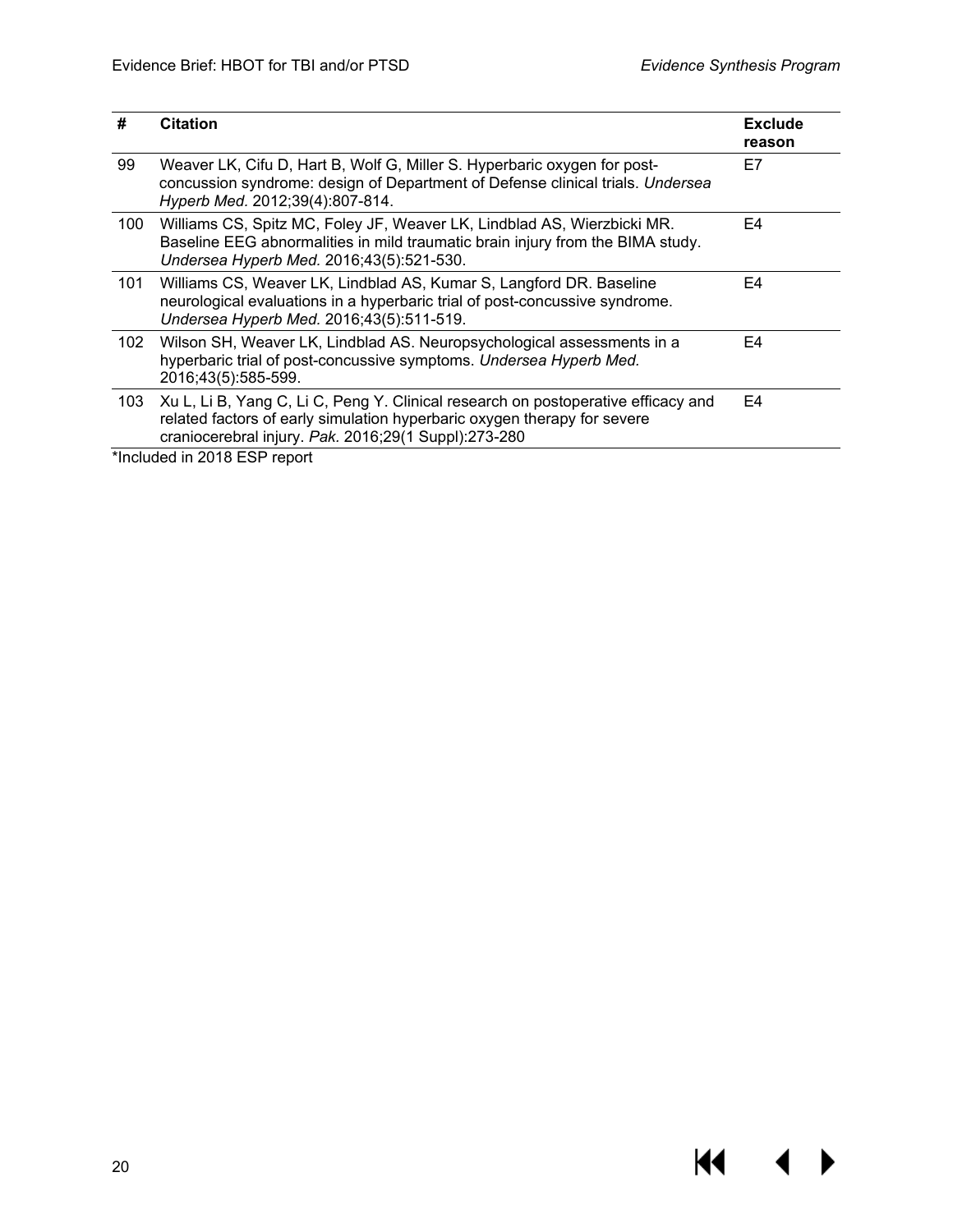| # | Citation | Exclude reason |
|---|---|---|
| 99 | Weaver LK, Cifu D, Hart B, Wolf G, Miller S. Hyperbaric oxygen for post-concussion syndrome: design of Department of Defense clinical trials. *Undersea Hyperb Med*. 2012;39(4):807-814. | E7 |
| 100 | Williams CS, Spitz MC, Foley JF, Weaver LK, Lindblad AS, Wierzbicki MR. Baseline EEG abnormalities in mild traumatic brain injury from the BIMA study. *Undersea Hyperb Med.* 2016;43(5):521-530. | E4 |
| 101 | Williams CS, Weaver LK, Lindblad AS, Kumar S, Langford DR. Baseline neurological evaluations in a hyperbaric trial of post-concussive syndrome. *Undersea Hyperb Med.* 2016;43(5):511-519. | E4 |
| 102 | Wilson SH, Weaver LK, Lindblad AS. Neuropsychological assessments in a hyperbaric trial of post-concussive symptoms. *Undersea Hyperb Med.* 2016;43(5):585-599. | E4 |
| 103 | Xu L, Li B, Yang C, Li C, Peng Y. Clinical research on postoperative efficacy and related factors of early simulation hyperbaric oxygen therapy for severe craniocerebral injury. *Pak.* 2016;29(1 Suppl):273-280 | E4 |

*Included in 2018 ESP report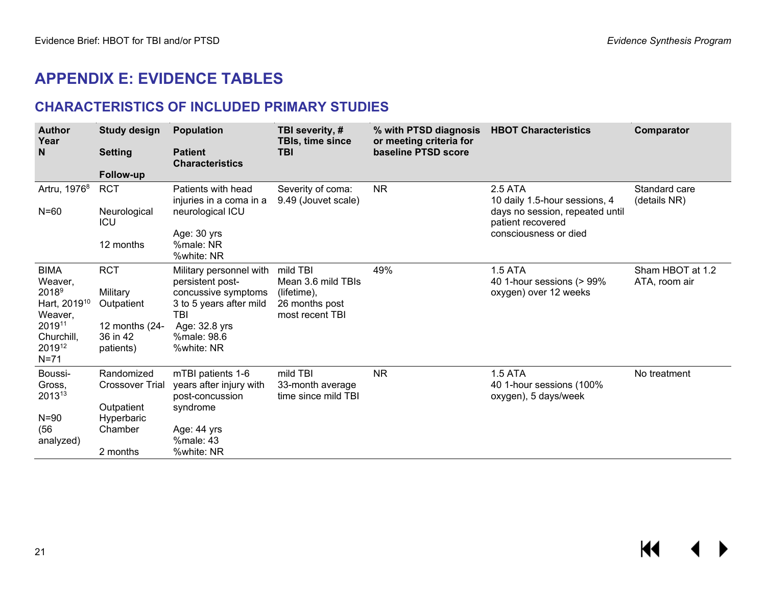## APPENDIX E: EVIDENCE TABLES

### CHARACTERISTICS OF INCLUDED PRIMARY STUDIES

| Author<br>Year<br>N | Study design<br>Setting<br>Follow-up | Population<br>Patient Characteristics | TBI severity, # TBIs, time since TBI | % with PTSD diagnosis or meeting criteria for baseline PTSD score | HBOT Characteristics | Comparator |
|---|---|---|---|---|---|---|
| Artru, 1976[8]<br><br>N=60 | RCT<br><br>Neurological ICU<br><br>12 months | Patients with head injuries in a coma in a neurological ICU<br><br>Age: 30 yrs<br>%male: NR<br>%white: NR | Severity of coma: 9.49 (Jouvet scale) | NR | 2.5 ATA<br>10 daily 1.5-hour sessions, 4 days no session, repeated until patient recovered consciousness or died | Standard care (details NR) |
| BIMA<br>Weaver, 2018[9]<br>Hart, 2019[10]<br>Weaver, 2019[11]<br>Churchill, 2019[12]<br>N=71 | RCT<br><br>Military Outpatient<br><br>12 months (24-36 in 42 patients) | Military personnel with persistent post-concussive symptoms 3 to 5 years after mild TBI<br>Age: 32.8 yrs<br>%male: 98.6<br>%white: NR | mild TBI<br>Mean 3.6 mild TBIs (lifetime),<br>26 months post most recent TBI | 49% | 1.5 ATA<br>40 1-hour sessions (> 99% oxygen) over 12 weeks | Sham HBOT at 1.2 ATA, room air |
| Boussi-Gross, 2013[13]<br><br>N=90<br>(56 analyzed) | Randomized Crossover Trial<br><br>Outpatient Hyperbaric Chamber<br><br>2 months | mTBI patients 1-6 years after injury with post-concussion syndrome<br><br>Age: 44 yrs<br>%male: 43<br>%white: NR | mild TBI<br>33-month average time since mild TBI | NR | 1.5 ATA<br>40 1-hour sessions (100% oxygen), 5 days/week | No treatment |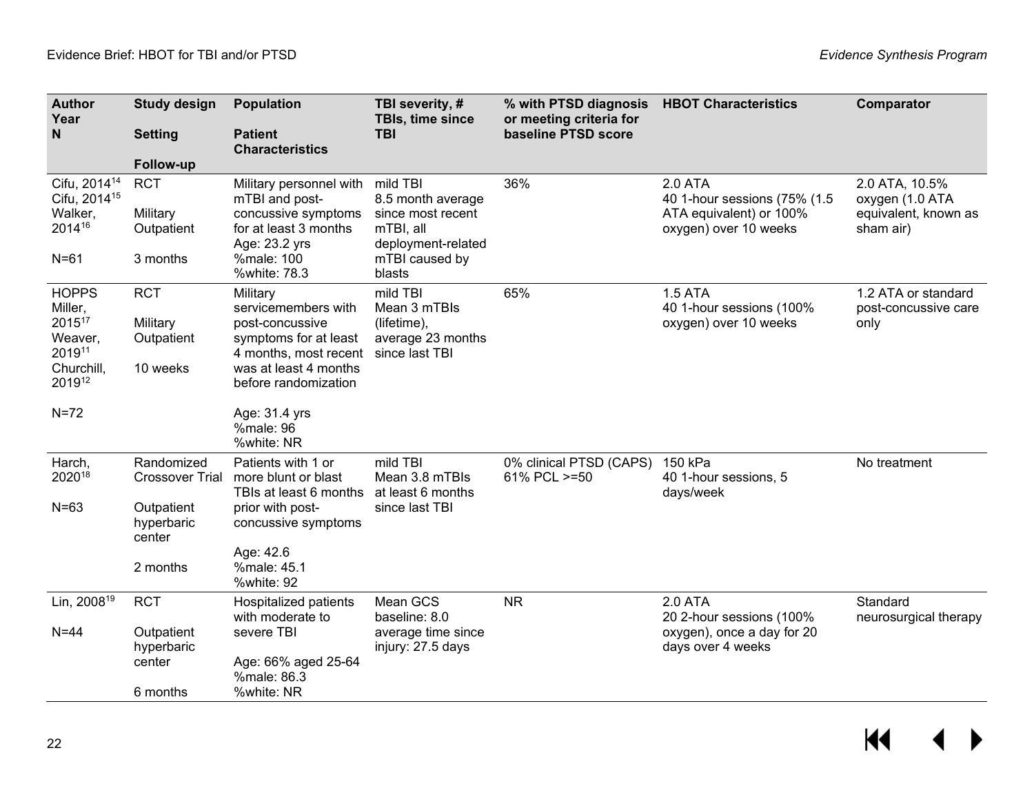| Author Year N | Study design Setting Follow-up | Population Patient Characteristics | TBI severity, # TBIs, time since TBI | % with PTSD diagnosis or meeting criteria for baseline PTSD score | HBOT Characteristics | Comparator |
|---|---|---|---|---|---|---|
| Cifu, 2014[14] Cifu, 2014[15] Walker, 2014[16] N=61 | RCT Military Outpatient 3 months | Military personnel with mTBI and post-concussive symptoms for at least 3 months Age: 23.2 yrs %male: 100 %white: 78.3 | mild TBI 8.5 month average since most recent mTBI, all deployment-related mTBI caused by blasts | 36% | 2.0 ATA 40 1-hour sessions (75% (1.5 ATA equivalent) or 100% oxygen) over 10 weeks | 2.0 ATA, 10.5% oxygen (1.0 ATA equivalent, known as sham air) |
| HOPPS Miller, 2015[17] Weaver, 2019[11] Churchill, 2019[12] N=72 | RCT Military Outpatient 10 weeks | Military servicemembers with post-concussive symptoms for at least 4 months, most recent was at least 4 months before randomization Age: 31.4 yrs %male: 96 %white: NR | mild TBI Mean 3 mTBIs (lifetime), average 23 months since last TBI | 65% | 1.5 ATA 40 1-hour sessions (100% oxygen) over 10 weeks | 1.2 ATA or standard post-concussive care only |
| Harch, 2020[18] N=63 | Randomized Crossover Trial Outpatient hyperbaric center 2 months | Patients with 1 or more blunt or blast TBIs at least 6 months prior with post-concussive symptoms Age: 42.6 %male: 45.1 %white: 92 | mild TBI Mean 3.8 mTBIs at least 6 months since last TBI | 0% clinical PTSD (CAPS) 61% PCL >=50 | 150 kPa 40 1-hour sessions, 5 days/week | No treatment |
| Lin, 2008[19] N=44 | RCT Outpatient hyperbaric center 6 months | Hospitalized patients with moderate to severe TBI Age: 66% aged 25-64 %male: 86.3 %white: NR | Mean GCS baseline: 8.0 average time since injury: 27.5 days | NR | 2.0 ATA 20 2-hour sessions (100% oxygen), once a day for 20 days over 4 weeks | Standard neurosurgical therapy |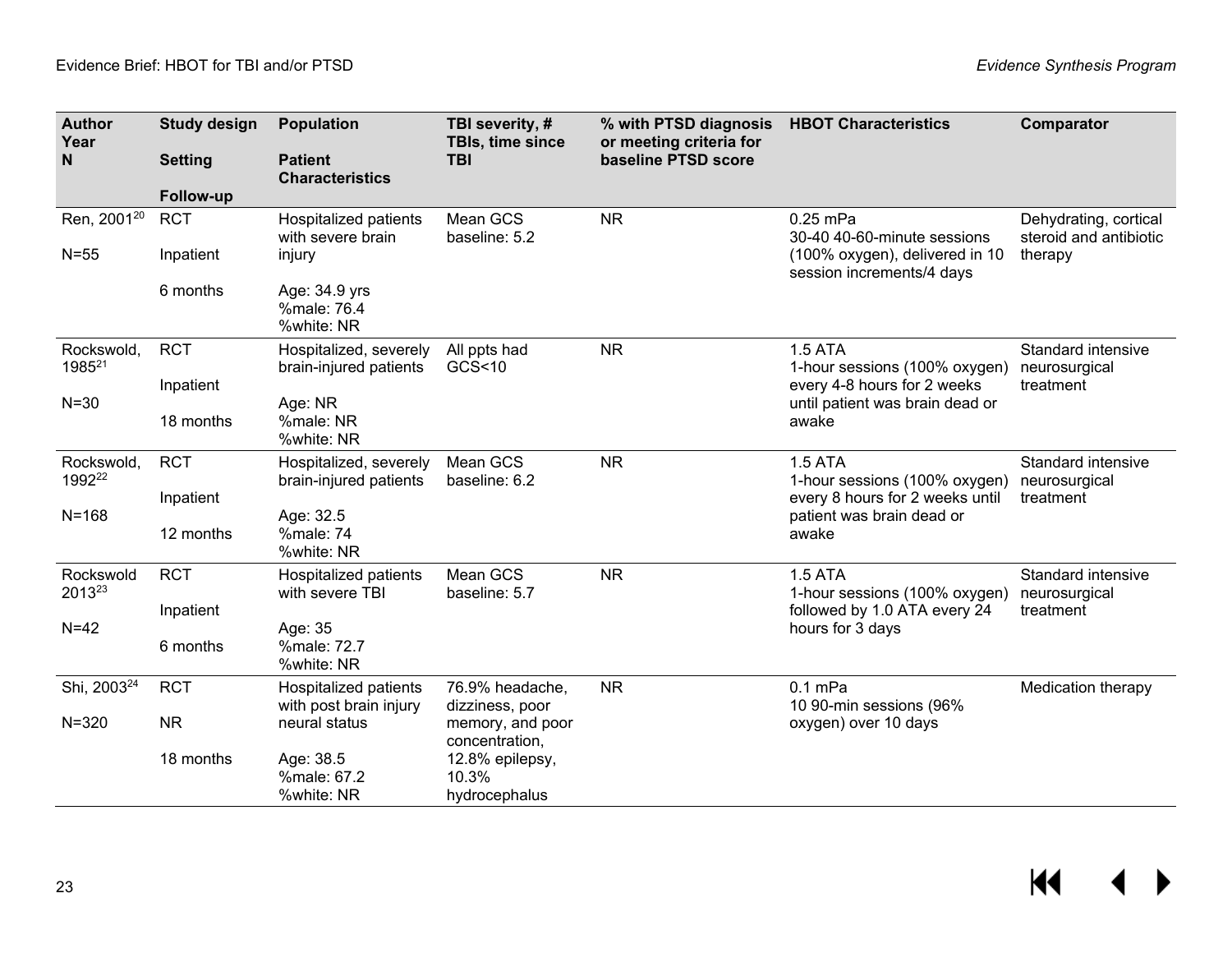| Author<br>Year<br>N | Study design<br>Setting<br>Follow-up | Population<br>Patient Characteristics | TBI severity, # TBIs, time since TBI | % with PTSD diagnosis or meeting criteria for baseline PTSD score | HBOT Characteristics | Comparator |
|---|---|---|---|---|---|---|
| Ren, 2001[20]<br>N=55 | RCT<br>Inpatient<br>6 months | Hospitalized patients with severe brain injury<br>Age: 34.9 yrs<br>%male: 76.4<br>%white: NR | Mean GCS baseline: 5.2 | NR | 0.25 mPa<br>30-40 40-60-minute sessions (100% oxygen), delivered in 10 session increments/4 days | Dehydrating, cortical steroid and antibiotic therapy |
| Rockswold, 1985[21]<br>N=30 | RCT<br>Inpatient<br>18 months | Hospitalized, severely brain-injured patients<br>Age: NR<br>%male: NR<br>%white: NR | All ppts had GCS<10 | NR | 1.5 ATA<br>1-hour sessions (100% oxygen) every 4-8 hours for 2 weeks until patient was brain dead or awake | Standard intensive neurosurgical treatment |
| Rockswold, 1992[22]<br>N=168 | RCT<br>Inpatient<br>12 months | Hospitalized, severely brain-injured patients<br>Age: 32.5<br>%male: 74<br>%white: NR | Mean GCS baseline: 6.2 | NR | 1.5 ATA<br>1-hour sessions (100% oxygen) every 8 hours for 2 weeks until patient was brain dead or awake | Standard intensive neurosurgical treatment |
| Rockswold 2013[23]<br>N=42 | RCT<br>Inpatient<br>6 months | Hospitalized patients with severe TBI<br>Age: 35<br>%male: 72.7<br>%white: NR | Mean GCS baseline: 5.7 | NR | 1.5 ATA<br>1-hour sessions (100% oxygen) followed by 1.0 ATA every 24 hours for 3 days | Standard intensive neurosurgical treatment |
| Shi, 2003[24]<br>N=320 | RCT<br>NR<br>18 months | Hospitalized patients with post brain injury neural status<br>Age: 38.5<br>%male: 67.2<br>%white: NR | 76.9% headache, dizziness, poor memory, and poor concentration, 12.8% epilepsy, 10.3% hydrocephalus | NR | 0.1 mPa<br>10 90-min sessions (96% oxygen) over 10 days | Medication therapy |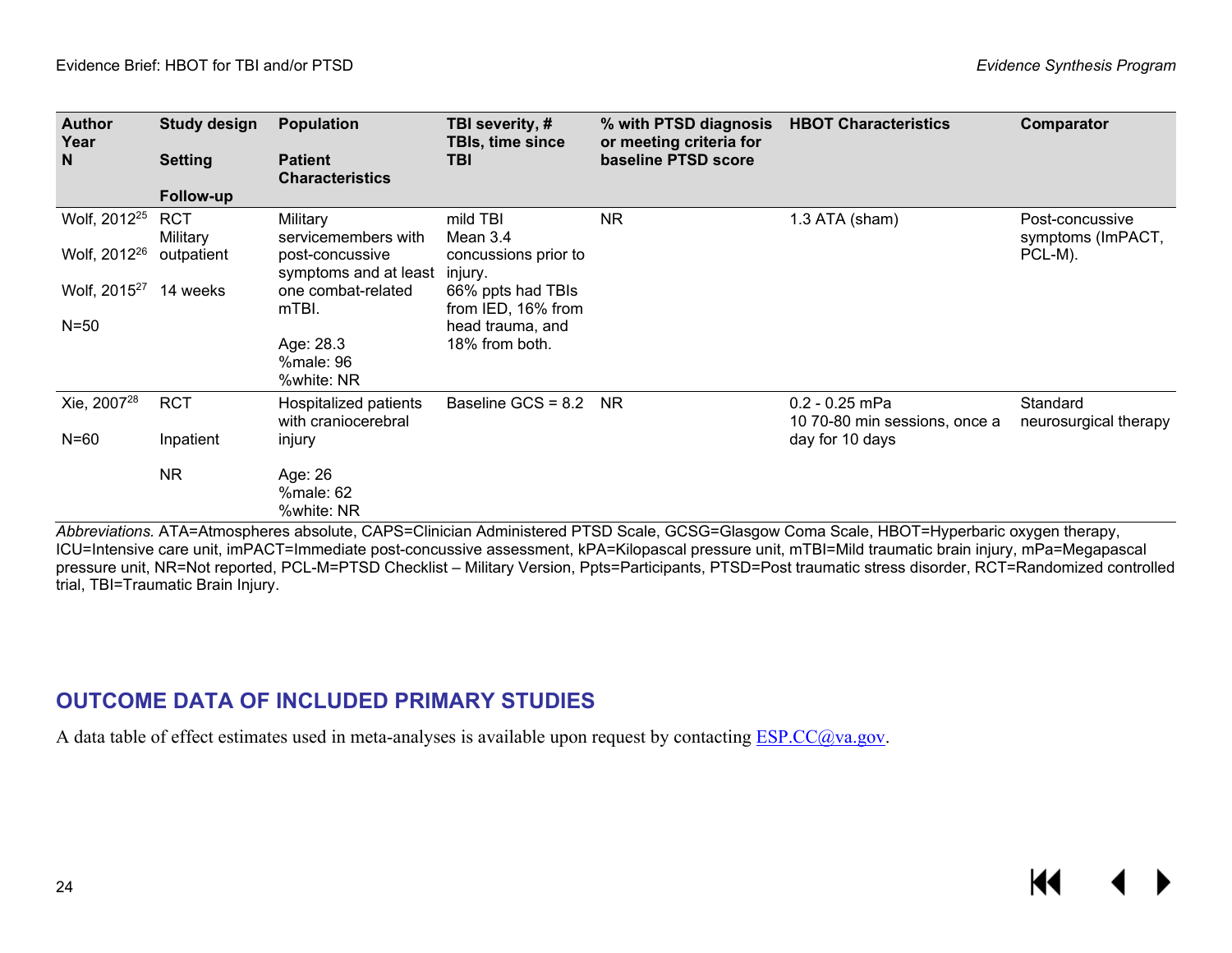| Author<br>Year<br>N | Study design<br>Setting<br>Follow-up | Population<br>Patient Characteristics | TBI severity, # TBIs, time since TBI | % with PTSD diagnosis or meeting criteria for baseline PTSD score | HBOT Characteristics | Comparator |
|---|---|---|---|---|---|---|
| Wolf, 2012[25]<br>Wolf, 2012[26]<br>Wolf, 2015[27]<br>N=50 | RCT<br>Military outpatient<br>14 weeks | Military servicemembers with post-concussive symptoms and at least one combat-related mTBI.<br>Age: 28.3<br>%male: 96<br>%white: NR | mild TBI<br>Mean 3.4 concussions prior to injury.<br>66% ppts had TBIs from IED, 16% from head trauma, and 18% from both. | NR | 1.3 ATA (sham) | Post-concussive symptoms (ImPACT, PCL-M). |
| Xie, 2007[28]<br>N=60 | RCT<br>Inpatient<br>NR | Hospitalized patients with craniocerebral injury<br>Age: 26<br>%male: 62<br>%white: NR | Baseline GCS = 8.2 | NR | 0.2 - 0.25 mPa<br>10 70-80 min sessions, once a day for 10 days | Standard neurosurgical therapy |

*Abbreviations.* ATA=Atmospheres absolute, CAPS=Clinician Administered PTSD Scale, GCSG=Glasgow Coma Scale, HBOT=Hyperbaric oxygen therapy, ICU=Intensive care unit, imPACT=Immediate post-concussive assessment, kPA=Kilopascal pressure unit, mTBI=Mild traumatic brain injury, mPa=Megapascal pressure unit, NR=Not reported, PCL-M=PTSD Checklist – Military Version, Ppts=Participants, PTSD=Post traumatic stress disorder, RCT=Randomized controlled trial, TBI=Traumatic Brain Injury.

## OUTCOME DATA OF INCLUDED PRIMARY STUDIES

A data table of effect estimates used in meta-analyses is available upon request by contacting ESP.CC@va.gov.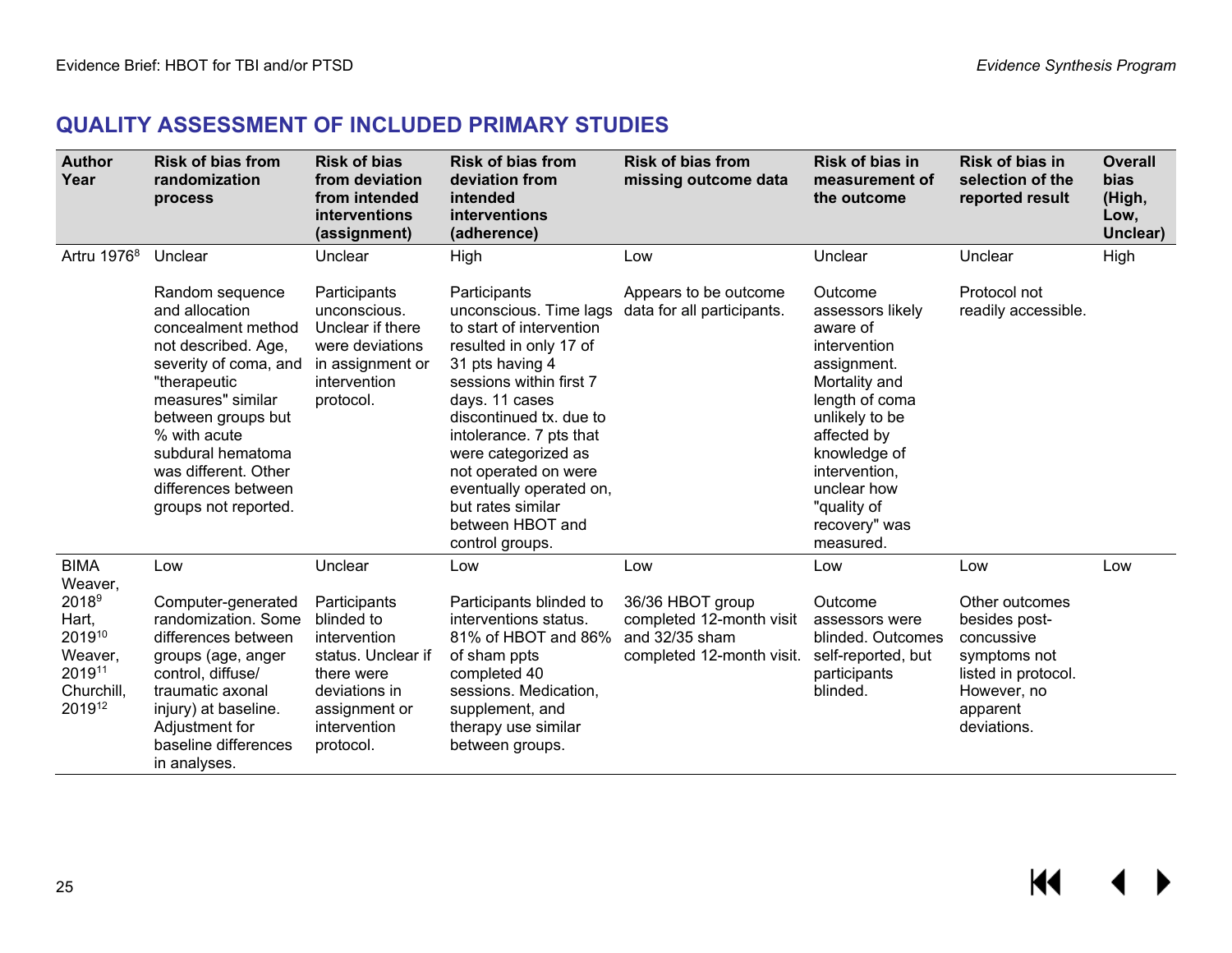## QUALITY ASSESSMENT OF INCLUDED PRIMARY STUDIES

| Author Year | Risk of bias from randomization process | Risk of bias from deviation from intended interventions (assignment) | Risk of bias from deviation from intended interventions (adherence) | Risk of bias from missing outcome data | Risk of bias in measurement of the outcome | Risk of bias in selection of the reported result | Overall bias (High, Low, Unclear) |
|---|---|---|---|---|---|---|---|
| Artru 1976[8] | Unclear<br><br>Random sequence and allocation concealment method not described. Age, severity of coma, and "therapeutic measures" similar between groups but % with acute subdural hematoma was different. Other differences between groups not reported. | Unclear<br><br>Participants unconscious. Unclear if there were deviations in assignment or intervention protocol. | High<br><br>Participants unconscious. Time lags to start of intervention resulted in only 17 of 31 pts having 4 sessions within first 7 days. 11 cases discontinued tx. due to intolerance. 7 pts that were categorized as not operated on were eventually operated on, but rates similar between HBOT and control groups. | Low<br><br>Appears to be outcome data for all participants. | Unclear<br><br>Outcome assessors likely aware of intervention assignment. Mortality and length of coma unlikely to be affected by knowledge of intervention, unclear how "quality of recovery" was measured. | Unclear<br><br>Protocol not readily accessible. | High |
| BIMA Weaver, 2018[9] Hart, 2019[10] Weaver, 2019[11] Churchill, 2019[12] | Low<br><br>Computer-generated randomization. Some differences between groups (age, anger control, diffuse/ traumatic axonal injury) at baseline. Adjustment for baseline differences in analyses. | Unclear<br><br>Participants blinded to intervention status. Unclear if there were deviations in assignment or intervention protocol. | Low<br><br>Participants blinded to interventions status. 81% of HBOT and 86% of sham ppts completed 40 sessions. Medication, supplement, and therapy use similar between groups. | Low<br><br>36/36 HBOT group completed 12-month visit and 32/35 sham completed 12-month visit. | Low<br><br>Outcome assessors were blinded. Outcomes self-reported, but participants blinded. | Low<br><br>Other outcomes besides post-concussive symptoms not listed in protocol. However, no apparent deviations. | Low |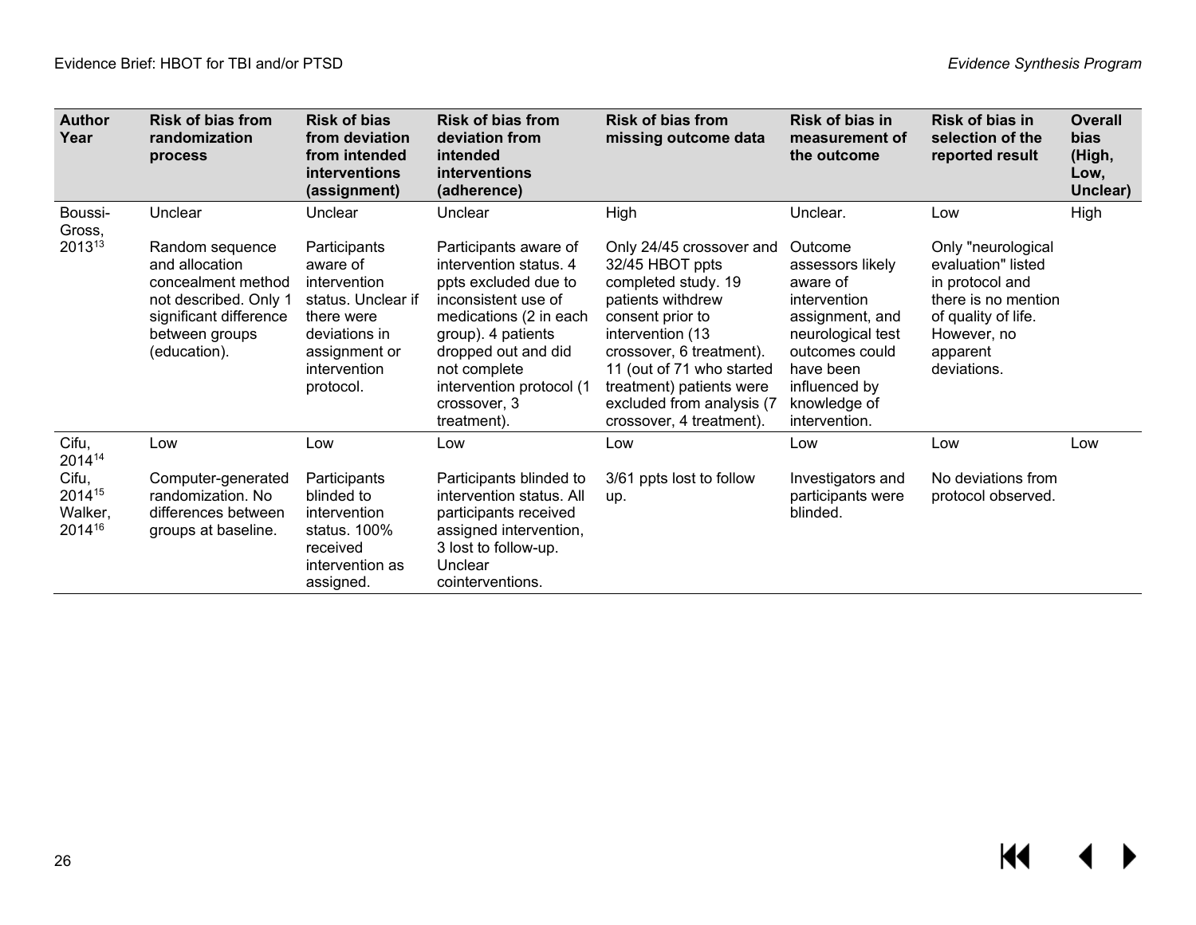| Author Year | Risk of bias from randomization process | Risk of bias from deviation from intended interventions (assignment) | Risk of bias from deviation from intended interventions (adherence) | Risk of bias from missing outcome data | Risk of bias in measurement of the outcome | Risk of bias in selection of the reported result | Overall bias (High, Low, Unclear) |
| --- | --- | --- | --- | --- | --- | --- | --- |
| Boussi-Gross, 2013[13] | Unclear<br><br>Random sequence and allocation concealment method not described. Only 1 significant difference between groups (education). | Unclear<br><br>Participants aware of intervention status. Unclear if there were deviations in assignment or intervention protocol. | Unclear<br><br>Participants aware of intervention status. 4 ppts excluded due to inconsistent use of medications (2 in each group). 4 patients dropped out and did not complete intervention protocol (1 crossover, 3 treatment). | High<br><br>Only 24/45 crossover and 32/45 HBOT ppts completed study. 19 patients withdrew consent prior to intervention (13 crossover, 6 treatment). 11 (out of 71 who started treatment) patients were excluded from analysis (7 crossover, 4 treatment). | Unclear.<br><br>Outcome assessors likely aware of intervention assignment, and neurological test outcomes could have been influenced by knowledge of intervention. | Low<br><br>Only "neurological evaluation" listed in protocol and there is no mention of quality of life. However, no apparent deviations. | High |
| Cifu, 2014[14]<br>Cifu, 2014[15]<br>Walker, 2014[16] | Low<br><br>Computer-generated randomization. No differences between groups at baseline. | Low<br><br>Participants blinded to intervention status. 100% received intervention as assigned. | Low<br><br>Participants blinded to intervention status. All participants received assigned intervention, 3 lost to follow-up. Unclear cointerventions. | Low<br><br>3/61 ppts lost to follow up. | Low<br><br>Investigators and participants were blinded. | Low<br><br>No deviations from protocol observed. | Low |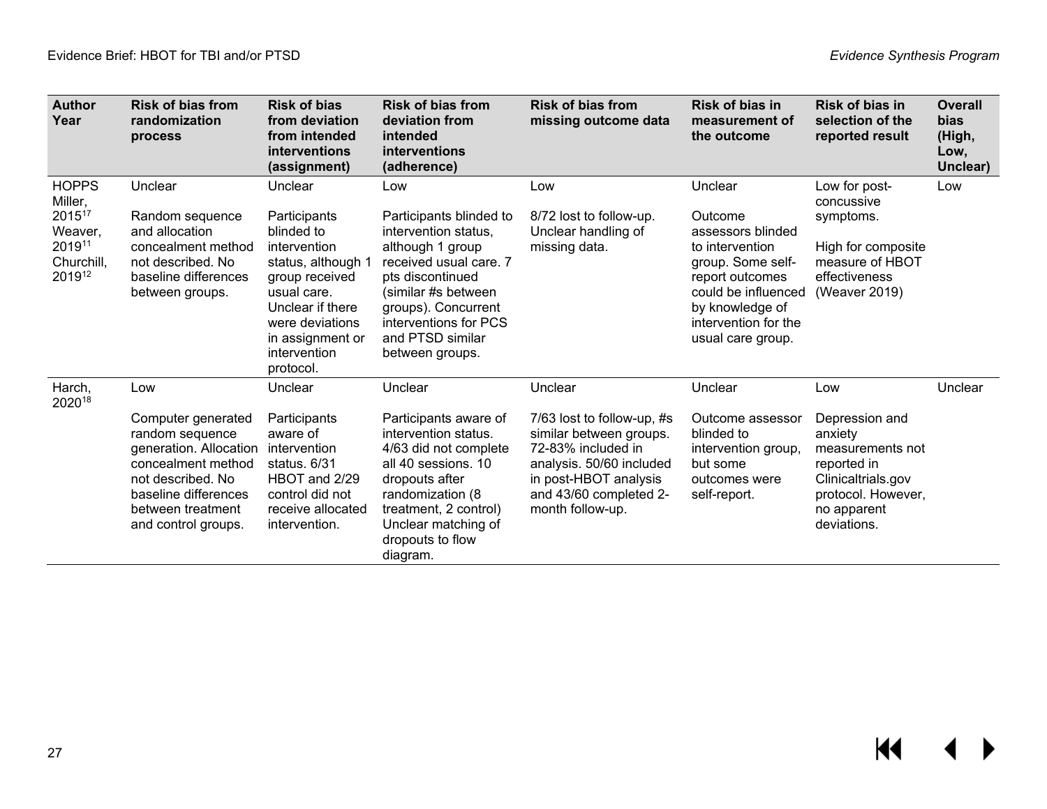| Author Year | Risk of bias from randomization process | Risk of bias from deviation from intended interventions (assignment) | Risk of bias from deviation from intended interventions (adherence) | Risk of bias from missing outcome data | Risk of bias in measurement of the outcome | Risk of bias in selection of the reported result | Overall bias (High, Low, Unclear) |
|---|---|---|---|---|---|---|---|
| HOPPS Miller, 2015[17] Weaver, 2019[11] Churchill, 2019[12] | Unclear<br><br>Random sequence and allocation concealment method not described. No baseline differences between groups. | Unclear<br><br>Participants blinded to intervention status, although 1 group received usual care. Unclear if there were deviations in assignment or intervention protocol. | Low<br><br>Participants blinded to intervention status, although 1 group received usual care. 7 pts discontinued (similar #s between groups). Concurrent interventions for PCS and PTSD similar between groups. | Low<br><br>8/72 lost to follow-up. Unclear handling of missing data. | Unclear<br><br>Outcome assessors blinded to intervention group. Some self-report outcomes could be influenced by knowledge of intervention for the usual care group. | Low for post-concussive symptoms.<br><br>High for composite measure of HBOT effectiveness (Weaver 2019) | Low |
| Harch, 2020[18] | Low<br><br>Computer generated random sequence generation. Allocation concealment method not described. No baseline differences between treatment and control groups. | Unclear<br><br>Participants aware of intervention status. 6/31 HBOT and 2/29 control did not receive allocated intervention. | Unclear<br><br>Participants aware of intervention status. 4/63 did not complete all 40 sessions. 10 dropouts after randomization (8 treatment, 2 control) Unclear matching of dropouts to flow diagram. | Unclear<br><br>7/63 lost to follow-up, #s similar between groups. 72-83% included in analysis. 50/60 included in post-HBOT analysis and 43/60 completed 2-month follow-up. | Unclear<br><br>Outcome assessor blinded to intervention group, but some outcomes were self-report. | Low<br><br>Depression and anxiety measurements not reported in Clinicaltrials.gov protocol. However, no apparent deviations. | Unclear |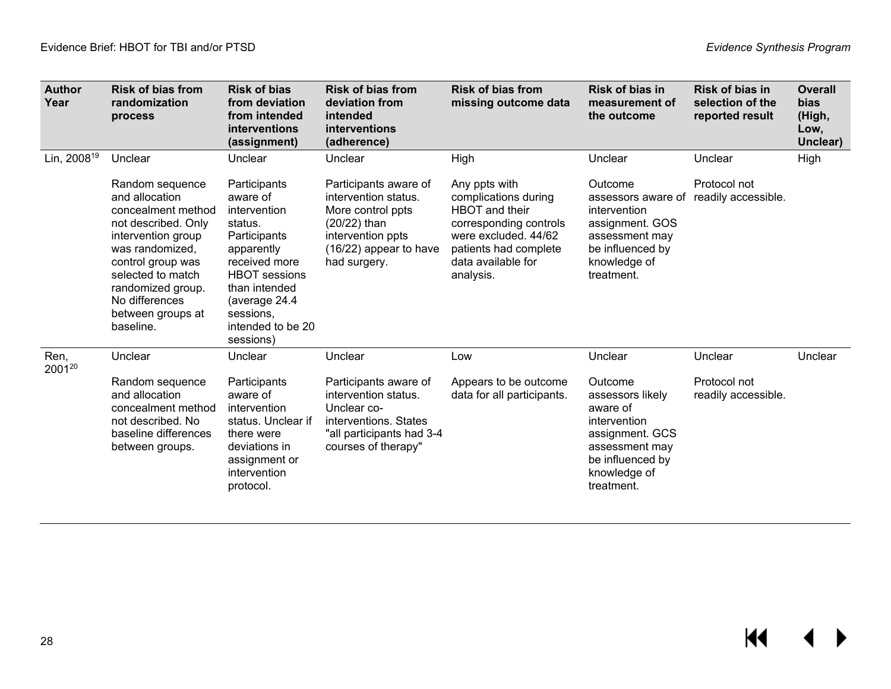| Author Year | Risk of bias from randomization process | Risk of bias from deviation from intended interventions (assignment) | Risk of bias from deviation from intended interventions (adherence) | Risk of bias from missing outcome data | Risk of bias in measurement of the outcome | Risk of bias in selection of the reported result | Overall bias (High, Low, Unclear) |
|---|---|---|---|---|---|---|---|
| Lin, 2008[19] | Unclear<br><br>Random sequence and allocation concealment method not described. Only intervention group was randomized, control group was selected to match randomized group. No differences between groups at baseline. | Unclear<br><br>Participants aware of intervention status. Participants apparently received more HBOT sessions than intended (average 24.4 sessions, intended to be 20 sessions) | Unclear<br><br>Participants aware of intervention status. More control ppts (20/22) than intervention ppts (16/22) appear to have had surgery. | High<br><br>Any ppts with complications during HBOT and their corresponding controls were excluded. 44/62 patients had complete data available for analysis. | Unclear<br><br>Outcome assessors aware of intervention assignment. GOS assessment may be influenced by knowledge of treatment. | Unclear<br><br>Protocol not readily accessible. | High |
| Ren, 2001[20] | Unclear<br><br>Random sequence and allocation concealment method not described. No baseline differences between groups. | Unclear<br><br>Participants aware of intervention status. Unclear if there were deviations in assignment or intervention protocol. | Unclear<br><br>Participants aware of intervention status. Unclear co-interventions. States "all participants had 3-4 courses of therapy" | Low<br><br>Appears to be outcome data for all participants. | Unclear<br><br>Outcome assessors likely aware of intervention assignment. GCS assessment may be influenced by knowledge of treatment. | Unclear<br><br>Protocol not readily accessible. | Unclear |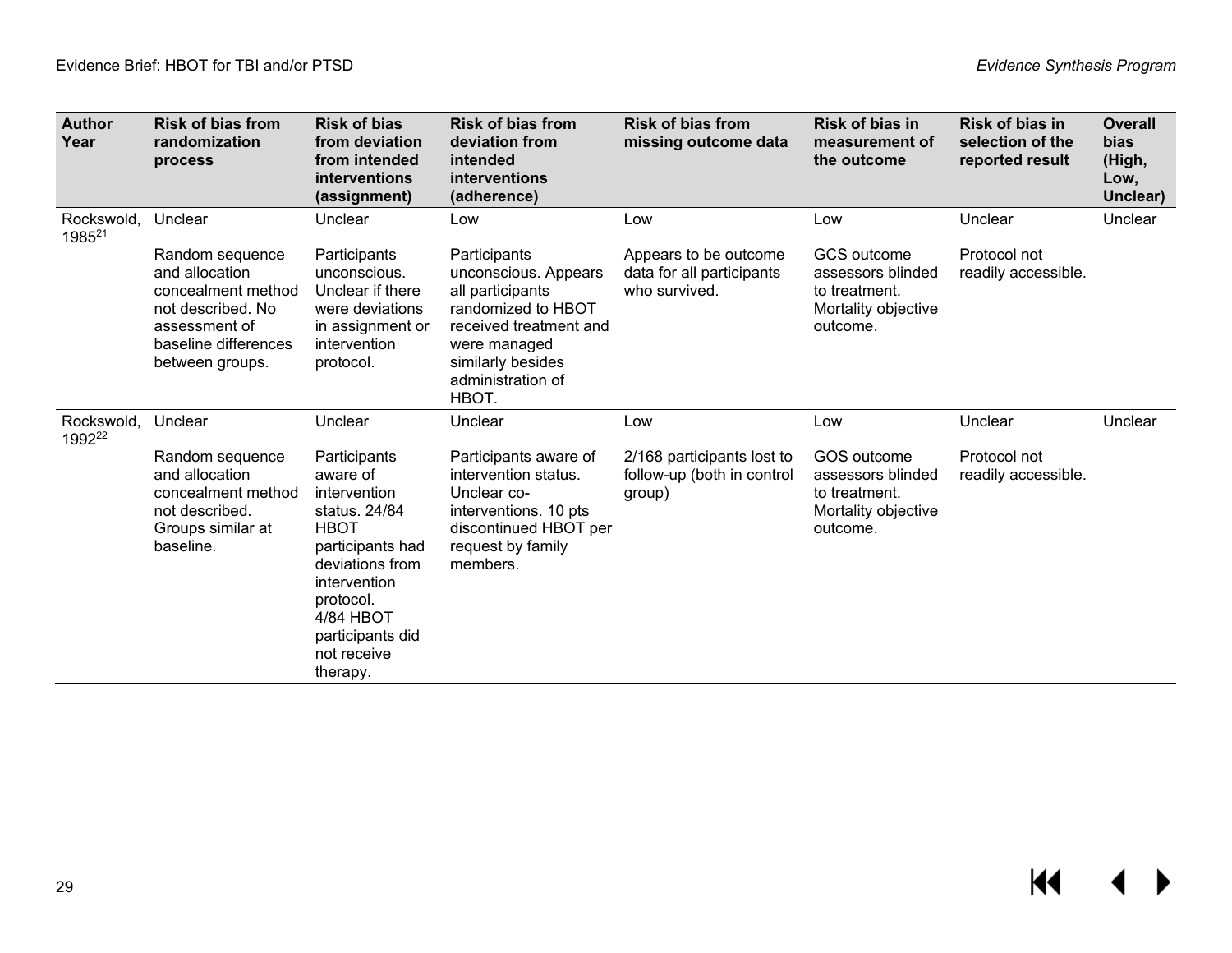| Author Year | Risk of bias from randomization process | Risk of bias from deviation from intended interventions (assignment) | Risk of bias from deviation from intended interventions (adherence) | Risk of bias from missing outcome data | Risk of bias in measurement of the outcome | Risk of bias in selection of the reported result | Overall bias (High, Low, Unclear) |
|---|---|---|---|---|---|---|---|
| Rockswold, 1985[21] | Unclear<br><br>Random sequence and allocation concealment method not described. No assessment of baseline differences between groups. | Unclear<br><br>Participants unconscious. Unclear if there were deviations in assignment or intervention protocol. | Low<br><br>Participants unconscious. Appears all participants randomized to HBOT received treatment and were managed similarly besides administration of HBOT. | Low<br><br>Appears to be outcome data for all participants who survived. | Low<br><br>GCS outcome assessors blinded to treatment. Mortality objective outcome. | Unclear<br><br>Protocol not readily accessible. | Unclear |
| Rockswold, 1992[22] | Unclear<br><br>Random sequence and allocation concealment method not described. Groups similar at baseline. | Unclear<br><br>Participants aware of intervention status. 24/84 HBOT participants had deviations from intervention protocol. 4/84 HBOT participants did not receive therapy. | Unclear<br><br>Participants aware of intervention status. Unclear co-interventions. 10 pts discontinued HBOT per request by family members. | Low<br><br>2/168 participants lost to follow-up (both in control group) | Low<br><br>GOS outcome assessors blinded to treatment. Mortality objective outcome. | Unclear<br><br>Protocol not readily accessible. | Unclear |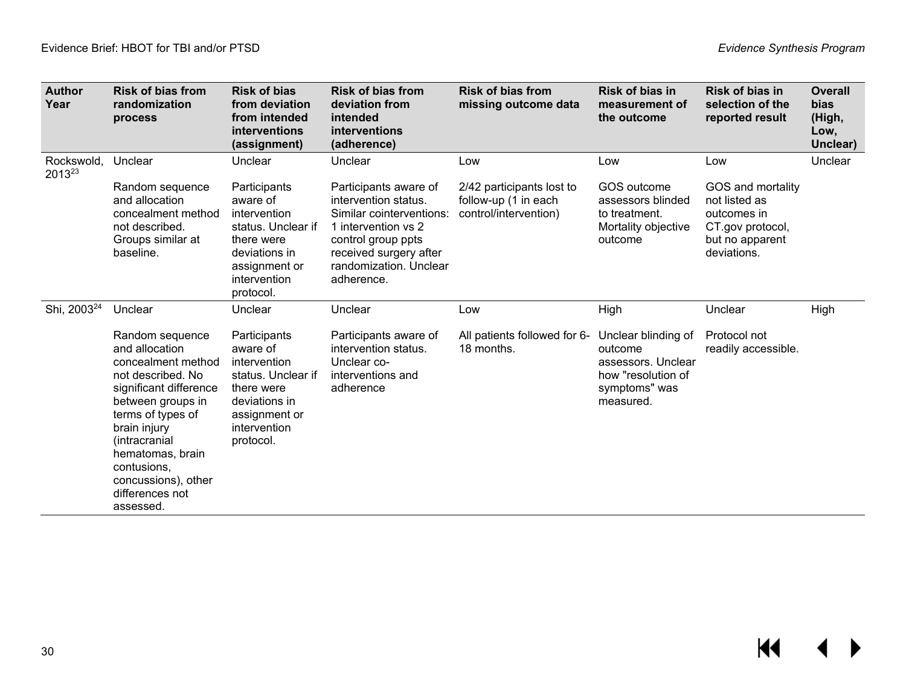| Author Year | Risk of bias from randomization process | Risk of bias from deviation from intended interventions (assignment) | Risk of bias from deviation from intended interventions (adherence) | Risk of bias from missing outcome data | Risk of bias in measurement of the outcome | Risk of bias in selection of the reported result | Overall bias (High, Low, Unclear) |
|---|---|---|---|---|---|---|---|
| Rockswold, 2013[23] | Unclear<br><br>Random sequence and allocation concealment method not described. Groups similar at baseline. | Unclear<br><br>Participants aware of intervention status. Unclear if there were deviations in assignment or intervention protocol. | Unclear<br><br>Participants aware of intervention status. Similar cointerventions: 1 intervention vs 2 control group ppts received surgery after randomization. Unclear adherence. | Low<br><br>2/42 participants lost to follow-up (1 in each control/intervention) | Low<br><br>GOS outcome assessors blinded to treatment. Mortality objective outcome | Low<br><br>GOS and mortality not listed as outcomes in CT.gov protocol, but no apparent deviations. | Unclear |
| Shi, 2003[24] | Unclear<br><br>Random sequence and allocation concealment method not described. No significant difference between groups in terms of types of brain injury (intracranial hematomas, brain contusions, concussions), other differences not assessed. | Unclear<br><br>Participants aware of intervention status. Unclear if there were deviations in assignment or intervention protocol. | Unclear<br><br>Participants aware of intervention status. Unclear co-interventions and adherence | Low<br><br>All patients followed for 6-18 months. | High<br><br>Unclear blinding of outcome assessors. Unclear how "resolution of symptoms" was measured. | Unclear<br><br>Protocol not readily accessible. | High |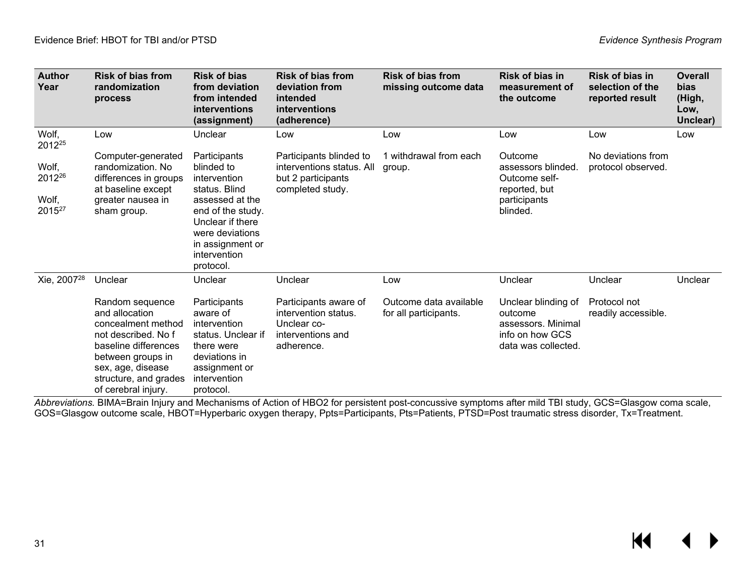| Author Year | Risk of bias from randomization process | Risk of bias from deviation from intended interventions (assignment) | Risk of bias from deviation from intended interventions (adherence) | Risk of bias from missing outcome data | Risk of bias in measurement of the outcome | Risk of bias in selection of the reported result | Overall bias (High, Low, Unclear) |
|---|---|---|---|---|---|---|---|
| Wolf, 2012[25]<br><br>Wolf, 2012[26]<br><br>Wolf, 2015[27] | Low<br><br>Computer-generated randomization. No differences in groups at baseline except greater nausea in sham group. | Unclear<br><br>Participants blinded to intervention status. Blind assessed at the end of the study. Unclear if there were deviations in assignment or intervention protocol. | Low<br><br>Participants blinded to interventions status. All but 2 participants completed study. | Low<br><br>1 withdrawal from each group. | Low<br><br>Outcome assessors blinded. Outcome self-reported, but participants blinded. | Low<br><br>No deviations from protocol observed. | Low |
| Xie, 2007[28] | Unclear<br><br>Random sequence and allocation concealment method not described. No f baseline differences between groups in sex, age, disease structure, and grades of cerebral injury. | Unclear<br><br>Participants aware of intervention status. Unclear if there were deviations in assignment or intervention protocol. | Unclear<br><br>Participants aware of intervention status. Unclear co-interventions and adherence. | Low<br><br>Outcome data available for all participants. | Unclear<br><br>Unclear blinding of outcome assessors. Minimal info on how GCS data was collected. | Unclear<br><br>Protocol not readily accessible. | Unclear |

*Abbreviations.* BIMA=Brain Injury and Mechanisms of Action of HBO2 for persistent post-concussive symptoms after mild TBI study, GCS=Glasgow coma scale, GOS=Glasgow outcome scale, HBOT=Hyperbaric oxygen therapy, Ppts=Participants, Pts=Patients, PTSD=Post traumatic stress disorder, Tx=Treatment.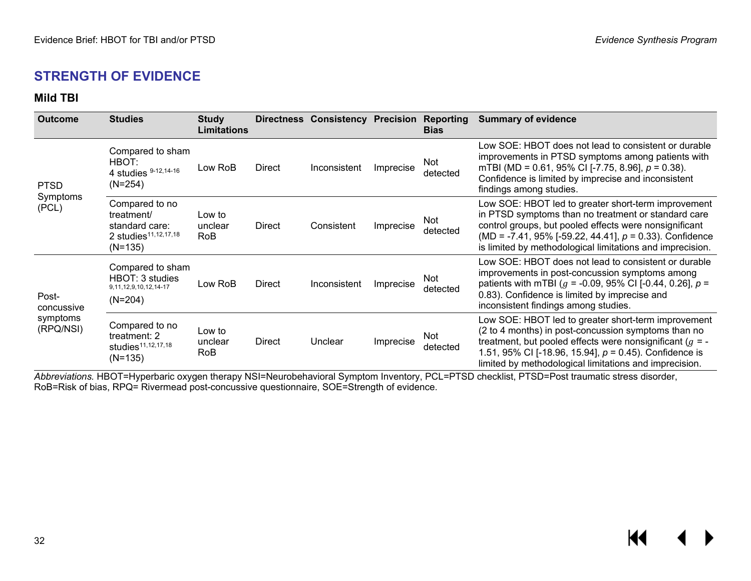## STRENGTH OF EVIDENCE

### Mild TBI

| Outcome | Studies | Study Limitations | Directness | Consistency | Precision | Reporting Bias | Summary of evidence |
|---|---|---|---|---|---|---|---|
| PTSD Symptoms (PCL) | Compared to sham HBOT: 4 studies [9-12,14-16] (N=254) | Low RoB | Direct | Inconsistent | Imprecise | Not detected | Low SOE: HBOT does not lead to consistent or durable improvements in PTSD symptoms among patients with mTBI (MD = 0.61, 95% CI [-7.75, 8.96], *p* = 0.38). Confidence is limited by imprecise and inconsistent findings among studies. |
| | Compared to no treatment/ standard care: 2 studies[11,12,17,18] (N=135) | Low to unclear RoB | Direct | Consistent | Imprecise | Not detected | Low SOE: HBOT led to greater short-term improvement in PTSD symptoms than no treatment or standard care control groups, but pooled effects were nonsignificant (MD = -7.41, 95% [-59.22, 44.41], *p* = 0.33). Confidence is limited by methodological limitations and imprecision. |
| Post-concussive symptoms (RPQ/NSI) | Compared to sham HBOT: 3 studies [9,11,12,9,10,12,14-17] (N=204) | Low RoB | Direct | Inconsistent | Imprecise | Not detected | Low SOE: HBOT does not lead to consistent or durable improvements in post-concussion symptoms among patients with mTBI ($g$ = -0.09, 95% CI [-0.44, 0.26], *p* = 0.83). Confidence is limited by imprecise and inconsistent findings among studies. |
| | Compared to no treatment: 2 studies[11,12,17,18] (N=135) | Low to unclear RoB | Direct | Unclear | Imprecise | Not detected | Low SOE: HBOT led to greater short-term improvement (2 to 4 months) in post-concussion symptoms than no treatment, but pooled effects were nonsignificant ($g$ = -1.51, 95% CI [-18.96, 15.94], *p* = 0.45). Confidence is limited by methodological limitations and imprecision. |

*Abbreviations.* HBOT=Hyperbaric oxygen therapy NSI=Neurobehavioral Symptom Inventory, PCL=PTSD checklist, PTSD=Post traumatic stress disorder, RoB=Risk of bias, RPQ= Rivermead post-concussive questionnaire, SOE=Strength of evidence.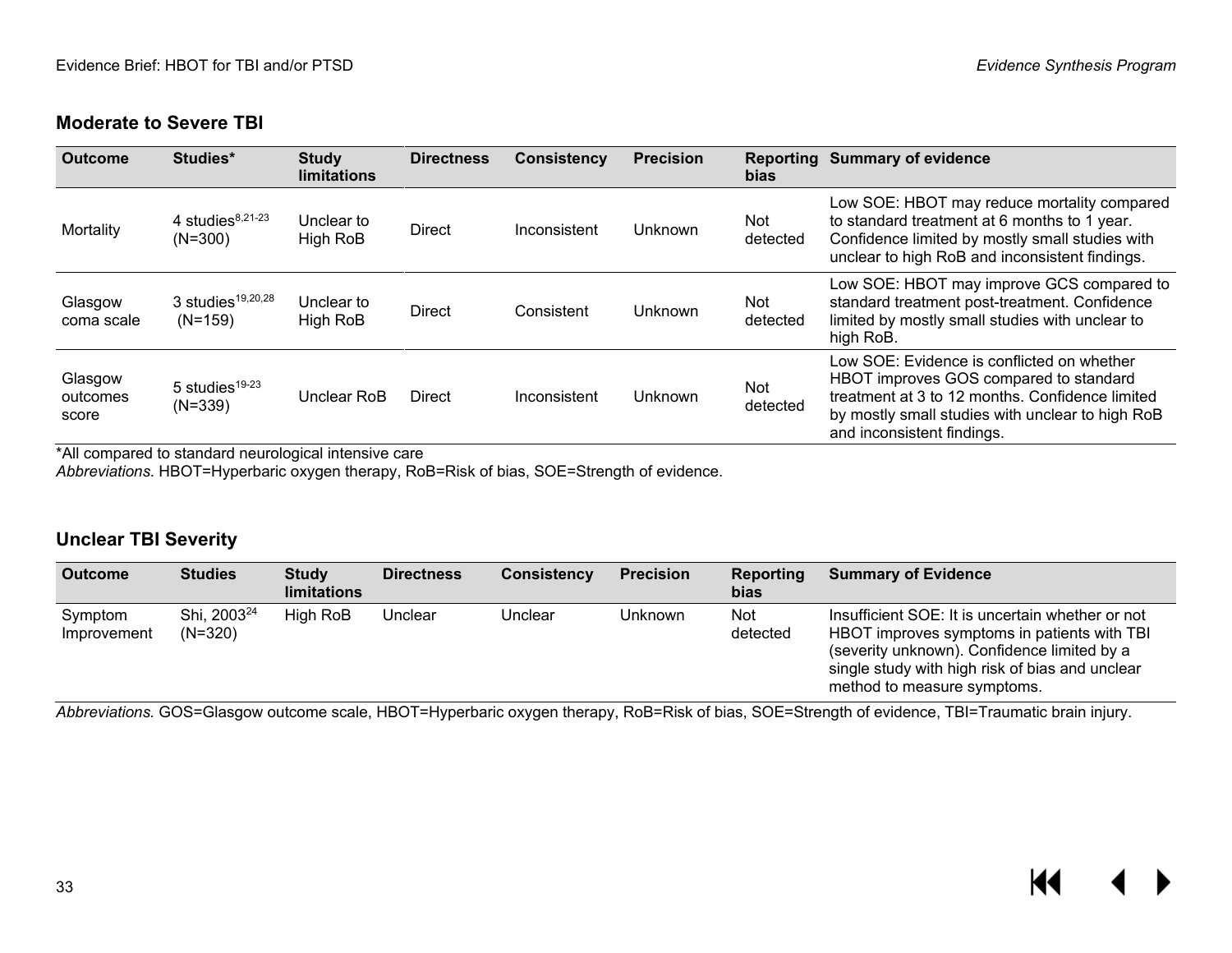### Moderate to Severe TBI

| Outcome | Studies* | Study limitations | Directness | Consistency | Precision | Reporting bias | Summary of evidence |
|---|---|---|---|---|---|---|---|
| Mortality | 4 studies[8,21-23] (N=300) | Unclear to High RoB | Direct | Inconsistent | Unknown | Not detected | Low SOE: HBOT may reduce mortality compared to standard treatment at 6 months to 1 year. Confidence limited by mostly small studies with unclear to high RoB and inconsistent findings. |
| Glasgow coma scale | 3 studies[19,20,28] (N=159) | Unclear to High RoB | Direct | Consistent | Unknown | Not detected | Low SOE: HBOT may improve GCS compared to standard treatment post-treatment. Confidence limited by mostly small studies with unclear to high RoB. |
| Glasgow outcomes score | 5 studies[19-23] (N=339) | Unclear RoB | Direct | Inconsistent | Unknown | Not detected | Low SOE: Evidence is conflicted on whether HBOT improves GOS compared to standard treatment at 3 to 12 months. Confidence limited by mostly small studies with unclear to high RoB and inconsistent findings. |

*All compared to standard neurological intensive care

*Abbreviations*. HBOT=Hyperbaric oxygen therapy, RoB=Risk of bias, SOE=Strength of evidence.

### Unclear TBI Severity

| Outcome | Studies | Study limitations | Directness | Consistency | Precision | Reporting bias | Summary of Evidence |
|---|---|---|---|---|---|---|---|
| Symptom Improvement | Shi, 2003[24] (N=320) | High RoB | Unclear | Unclear | Unknown | Not detected | Insufficient SOE: It is uncertain whether or not HBOT improves symptoms in patients with TBI (severity unknown). Confidence limited by a single study with high risk of bias and unclear method to measure symptoms. |

*Abbreviations.* GOS=Glasgow outcome scale, HBOT=Hyperbaric oxygen therapy, RoB=Risk of bias, SOE=Strength of evidence, TBI=Traumatic brain injury.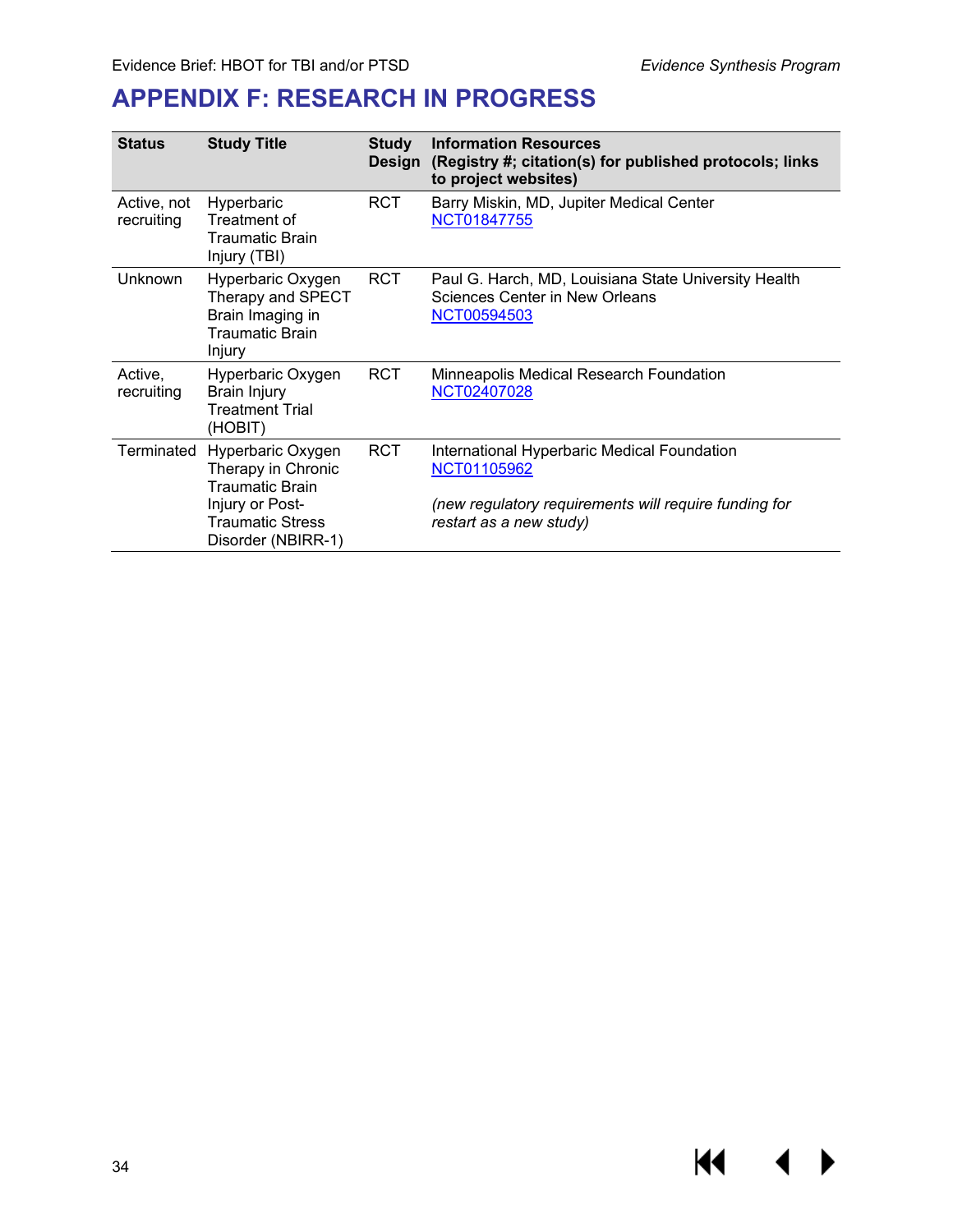# APPENDIX F: RESEARCH IN PROGRESS

| Status | Study Title | Study Design | Information Resources (Registry #; citation(s) for published protocols; links to project websites) |
|---|---|---|---|
| Active, not recruiting | Hyperbaric Treatment of Traumatic Brain Injury (TBI) | RCT | Barry Miskin, MD, Jupiter Medical Center NCT01847755 |
| Unknown | Hyperbaric Oxygen Therapy and SPECT Brain Imaging in Traumatic Brain Injury | RCT | Paul G. Harch, MD, Louisiana State University Health Sciences Center in New Orleans NCT00594503 |
| Active, recruiting | Hyperbaric Oxygen Brain Injury Treatment Trial (HOBIT) | RCT | Minneapolis Medical Research Foundation NCT02407028 |
| Terminated | Hyperbaric Oxygen Therapy in Chronic Traumatic Brain Injury or Post-Traumatic Stress Disorder (NBIRR-1) | RCT | International Hyperbaric Medical Foundation NCT01105962 *(new regulatory requirements will require funding for restart as a new study)* |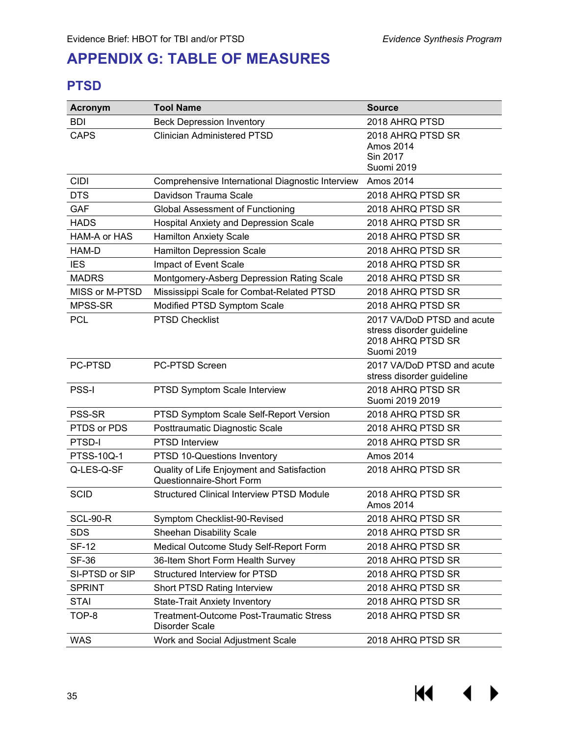# APPENDIX G: TABLE OF MEASURES

## PTSD

| Acronym | Tool Name | Source |
|---|---|---|
| BDI | Beck Depression Inventory | 2018 AHRQ PTSD |
| CAPS | Clinician Administered PTSD | 2018 AHRQ PTSD SR<br>Amos 2014<br>Sin 2017<br>Suomi 2019 |
| CIDI | Comprehensive International Diagnostic Interview | Amos 2014 |
| DTS | Davidson Trauma Scale | 2018 AHRQ PTSD SR |
| GAF | Global Assessment of Functioning | 2018 AHRQ PTSD SR |
| HADS | Hospital Anxiety and Depression Scale | 2018 AHRQ PTSD SR |
| HAM-A or HAS | Hamilton Anxiety Scale | 2018 AHRQ PTSD SR |
| HAM-D | Hamilton Depression Scale | 2018 AHRQ PTSD SR |
| IES | Impact of Event Scale | 2018 AHRQ PTSD SR |
| MADRS | Montgomery-Asberg Depression Rating Scale | 2018 AHRQ PTSD SR |
| MISS or M-PTSD | Mississippi Scale for Combat-Related PTSD | 2018 AHRQ PTSD SR |
| MPSS-SR | Modified PTSD Symptom Scale | 2018 AHRQ PTSD SR |
| PCL | PTSD Checklist | 2017 VA/DoD PTSD and acute stress disorder guideline<br>2018 AHRQ PTSD SR<br>Suomi 2019 |
| PC-PTSD | PC-PTSD Screen | 2017 VA/DoD PTSD and acute stress disorder guideline |
| PSS-I | PTSD Symptom Scale Interview | 2018 AHRQ PTSD SR<br>Suomi 2019 2019 |
| PSS-SR | PTSD Symptom Scale Self-Report Version | 2018 AHRQ PTSD SR |
| PTDS or PDS | Posttraumatic Diagnostic Scale | 2018 AHRQ PTSD SR |
| PTSD-I | PTSD Interview | 2018 AHRQ PTSD SR |
| PTSS-10Q-1 | PTSD 10-Questions Inventory | Amos 2014 |
| Q-LES-Q-SF | Quality of Life Enjoyment and Satisfaction Questionnaire-Short Form | 2018 AHRQ PTSD SR |
| SCID | Structured Clinical Interview PTSD Module | 2018 AHRQ PTSD SR<br>Amos 2014 |
| SCL-90-R | Symptom Checklist-90-Revised | 2018 AHRQ PTSD SR |
| SDS | Sheehan Disability Scale | 2018 AHRQ PTSD SR |
| SF-12 | Medical Outcome Study Self-Report Form | 2018 AHRQ PTSD SR |
| SF-36 | 36-Item Short Form Health Survey | 2018 AHRQ PTSD SR |
| SI-PTSD or SIP | Structured Interview for PTSD | 2018 AHRQ PTSD SR |
| SPRINT | Short PTSD Rating Interview | 2018 AHRQ PTSD SR |
| STAI | State-Trait Anxiety Inventory | 2018 AHRQ PTSD SR |
| TOP-8 | Treatment-Outcome Post-Traumatic Stress Disorder Scale | 2018 AHRQ PTSD SR |
| WAS | Work and Social Adjustment Scale | 2018 AHRQ PTSD SR |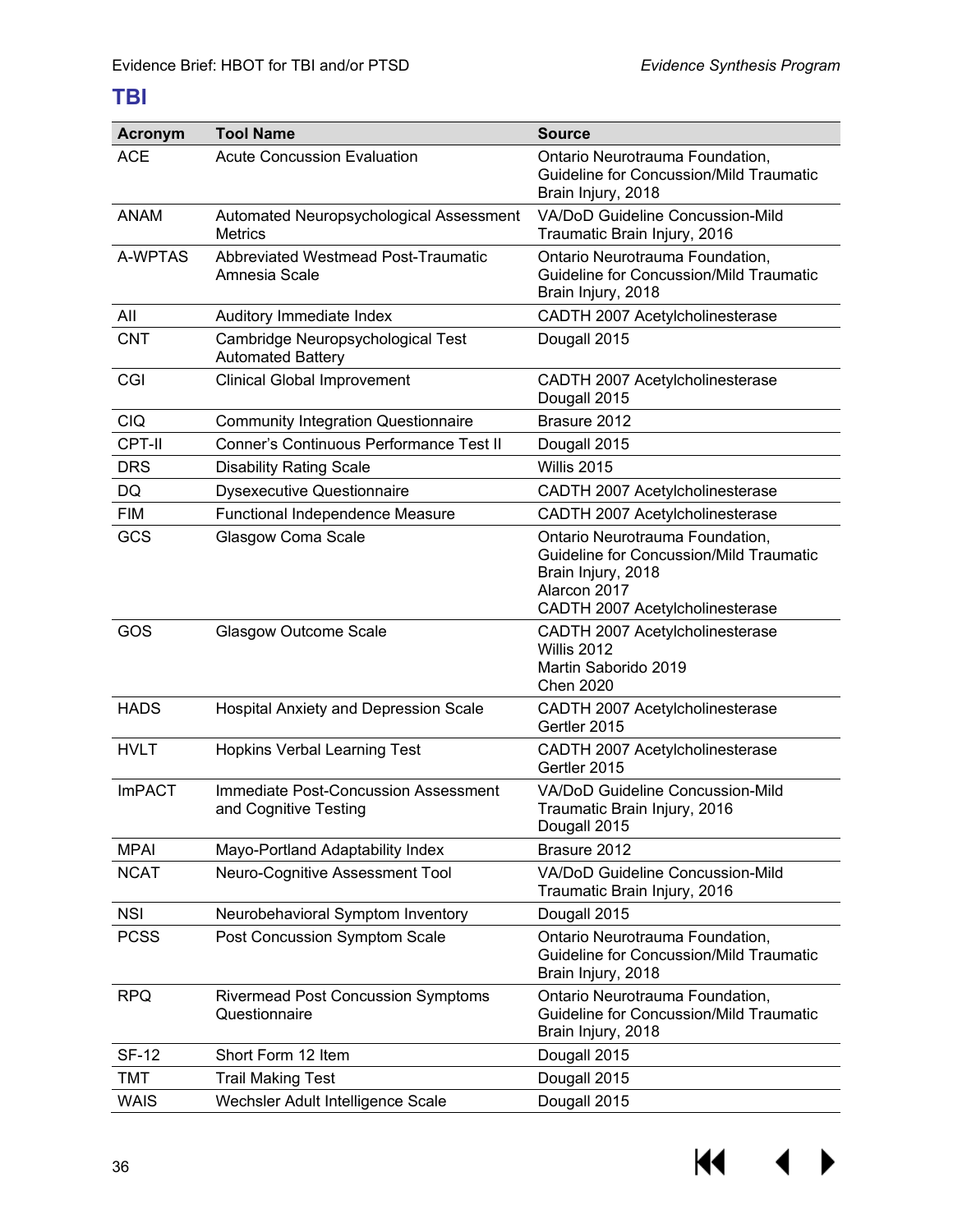## TBI

| Acronym | Tool Name | Source |
|---|---|---|
| ACE | Acute Concussion Evaluation | Ontario Neurotrauma Foundation, Guideline for Concussion/Mild Traumatic Brain Injury, 2018 |
| ANAM | Automated Neuropsychological Assessment Metrics | VA/DoD Guideline Concussion-Mild Traumatic Brain Injury, 2016 |
| A-WPTAS | Abbreviated Westmead Post-Traumatic Amnesia Scale | Ontario Neurotrauma Foundation, Guideline for Concussion/Mild Traumatic Brain Injury, 2018 |
| AII | Auditory Immediate Index | CADTH 2007 Acetylcholinesterase |
| CNT | Cambridge Neuropsychological Test Automated Battery | Dougall 2015 |
| CGI | Clinical Global Improvement | CADTH 2007 Acetylcholinesterase<br>Dougall 2015 |
| CIQ | Community Integration Questionnaire | Brasure 2012 |
| CPT-II | Conner's Continuous Performance Test II | Dougall 2015 |
| DRS | Disability Rating Scale | Willis 2015 |
| DQ | Dysexecutive Questionnaire | CADTH 2007 Acetylcholinesterase |
| FIM | Functional Independence Measure | CADTH 2007 Acetylcholinesterase |
| GCS | Glasgow Coma Scale | Ontario Neurotrauma Foundation, Guideline for Concussion/Mild Traumatic Brain Injury, 2018<br>Alarcon 2017<br>CADTH 2007 Acetylcholinesterase |
| GOS | Glasgow Outcome Scale | CADTH 2007 Acetylcholinesterase<br>Willis 2012<br>Martin Saborido 2019<br>Chen 2020 |
| HADS | Hospital Anxiety and Depression Scale | CADTH 2007 Acetylcholinesterase<br>Gertler 2015 |
| HVLT | Hopkins Verbal Learning Test | CADTH 2007 Acetylcholinesterase<br>Gertler 2015 |
| ImPACT | Immediate Post-Concussion Assessment and Cognitive Testing | VA/DoD Guideline Concussion-Mild Traumatic Brain Injury, 2016<br>Dougall 2015 |
| MPAI | Mayo-Portland Adaptability Index | Brasure 2012 |
| NCAT | Neuro-Cognitive Assessment Tool | VA/DoD Guideline Concussion-Mild Traumatic Brain Injury, 2016 |
| NSI | Neurobehavioral Symptom Inventory | Dougall 2015 |
| PCSS | Post Concussion Symptom Scale | Ontario Neurotrauma Foundation, Guideline for Concussion/Mild Traumatic Brain Injury, 2018 |
| RPQ | Rivermead Post Concussion Symptoms Questionnaire | Ontario Neurotrauma Foundation, Guideline for Concussion/Mild Traumatic Brain Injury, 2018 |
| SF-12 | Short Form 12 Item | Dougall 2015 |
| TMT | Trail Making Test | Dougall 2015 |
| WAIS | Wechsler Adult Intelligence Scale | Dougall 2015 |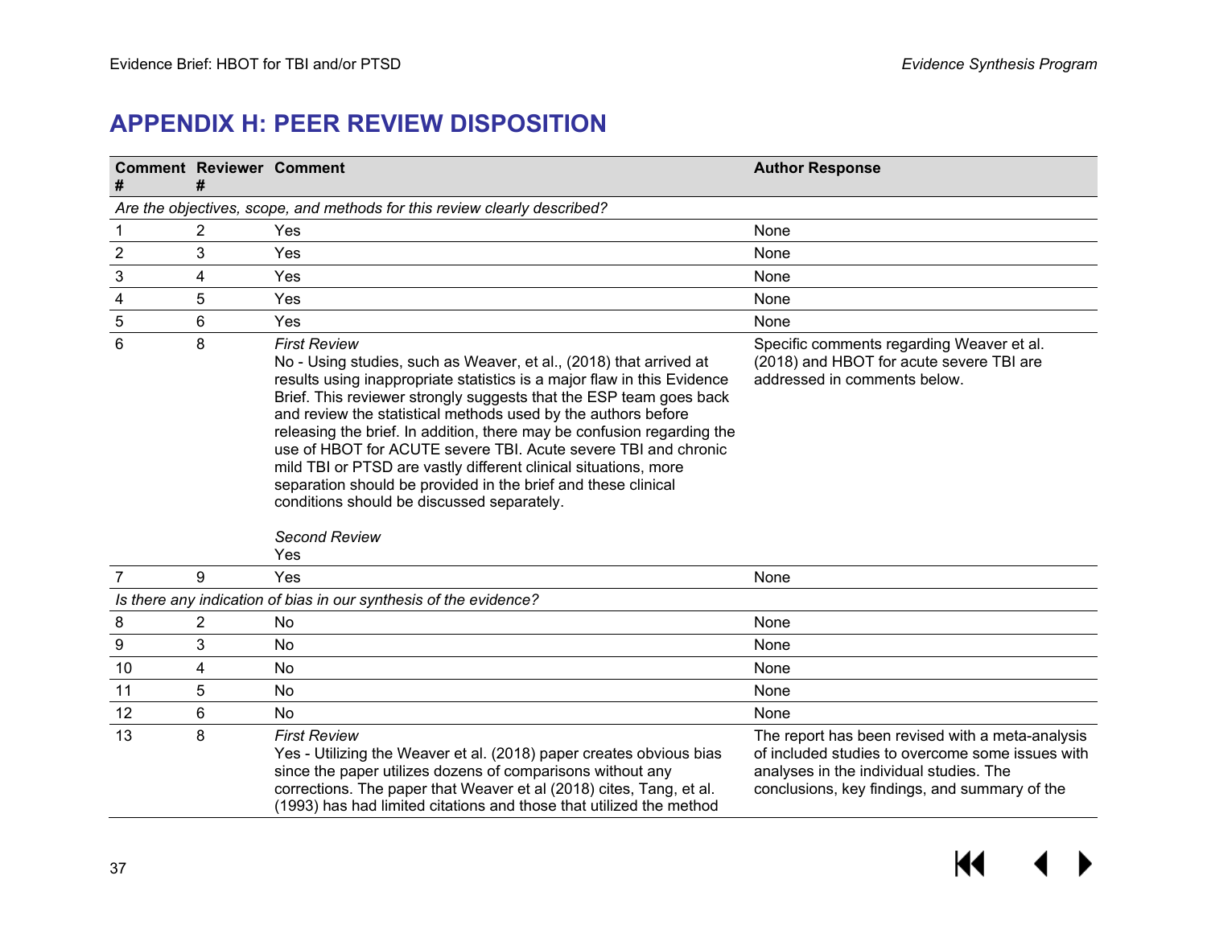# APPENDIX H: PEER REVIEW DISPOSITION

| Comment # | Reviewer # | Comment | Author Response |
|---|---|---|---|
| *Are the objectives, scope, and methods for this review clearly described?* | | | |
| 1 | 2 | Yes | None |
| 2 | 3 | Yes | None |
| 3 | 4 | Yes | None |
| 4 | 5 | Yes | None |
| 5 | 6 | Yes | None |
| 6 | 8 | *First Review*<br>No - Using studies, such as Weaver, et al., (2018) that arrived at results using inappropriate statistics is a major flaw in this Evidence Brief. This reviewer strongly suggests that the ESP team goes back and review the statistical methods used by the authors before releasing the brief. In addition, there may be confusion regarding the use of HBOT for ACUTE severe TBI. Acute severe TBI and chronic mild TBI or PTSD are vastly different clinical situations, more separation should be provided in the brief and these clinical conditions should be discussed separately.<br><br>*Second Review*<br>Yes | Specific comments regarding Weaver et al. (2018) and HBOT for acute severe TBI are addressed in comments below. |
| 7 | 9 | Yes | None |
| *Is there any indication of bias in our synthesis of the evidence?* | | | |
| 8 | 2 | No | None |
| 9 | 3 | No | None |
| 10 | 4 | No | None |
| 11 | 5 | No | None |
| 12 | 6 | No | None |
| 13 | 8 | *First Review*<br>Yes - Utilizing the Weaver et al. (2018) paper creates obvious bias since the paper utilizes dozens of comparisons without any corrections. The paper that Weaver et al (2018) cites, Tang, et al. (1993) has had limited citations and those that utilized the method | The report has been revised with a meta-analysis of included studies to overcome some issues with analyses in the individual studies. The conclusions, key findings, and summary of the |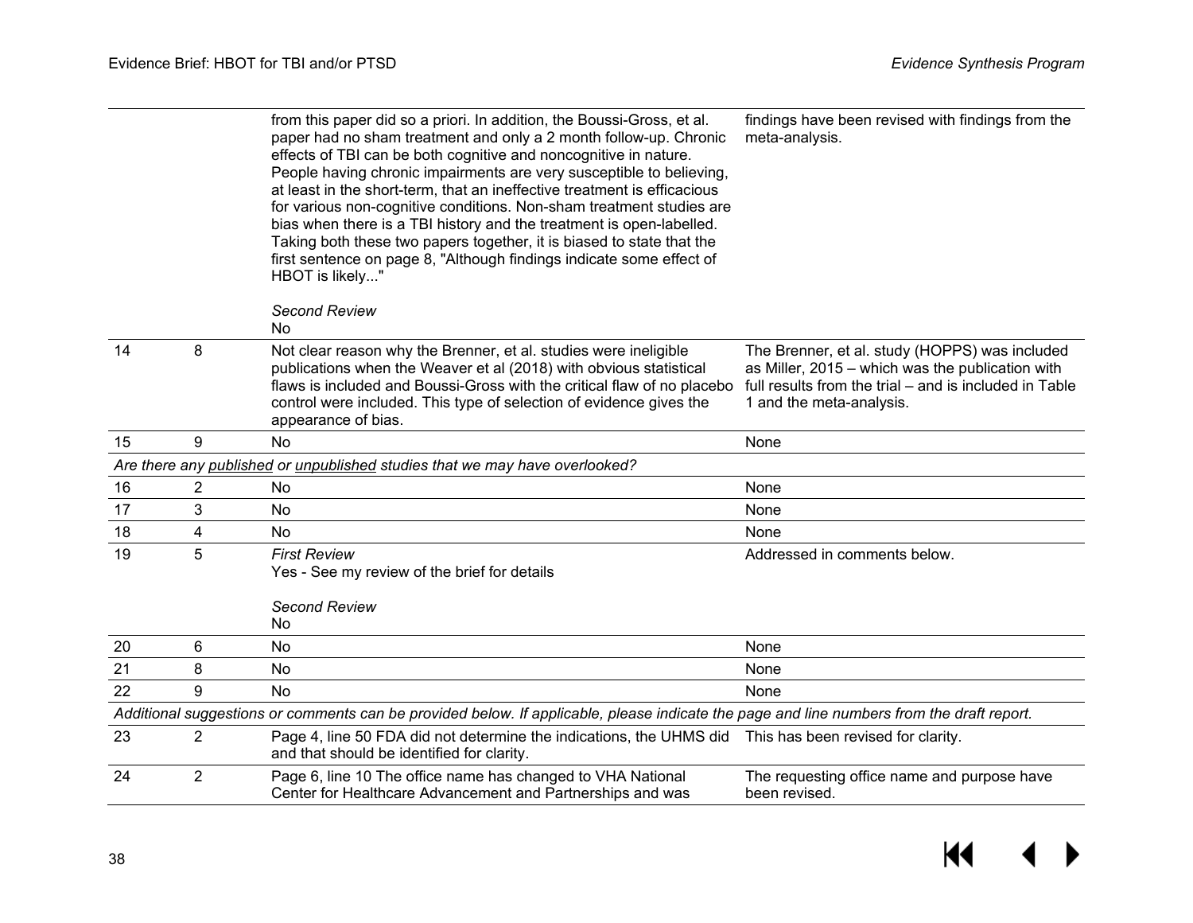| | | | |
|---|---|---|---|
| | | from this paper did so a priori. In addition, the Boussi-Gross, et al. paper had no sham treatment and only a 2 month follow-up. Chronic effects of TBI can be both cognitive and noncognitive in nature. People having chronic impairments are very susceptible to believing, at least in the short-term, that an ineffective treatment is efficacious for various non-cognitive conditions. Non-sham treatment studies are bias when there is a TBI history and the treatment is open-labelled. Taking both these two papers together, it is biased to state that the first sentence on page 8, "Although findings indicate some effect of HBOT is likely..."<br><br>*Second Review*<br>No | findings have been revised with findings from the meta-analysis. |
| 14 | 8 | Not clear reason why the Brenner, et al. studies were ineligible publications when the Weaver et al (2018) with obvious statistical flaws is included and Boussi-Gross with the critical flaw of no placebo control were included. This type of selection of evidence gives the appearance of bias. | The Brenner, et al. study (HOPPS) was included as Miller, 2015 – which was the publication with full results from the trial – and is included in Table 1 and the meta-analysis. |
| 15 | 9 | No | None |
| *Are there any published or unpublished studies that we may have overlooked?* | | | |
| 16 | 2 | No | None |
| 17 | 3 | No | None |
| 18 | 4 | No | None |
| 19 | 5 | *First Review*<br>Yes - See my review of the brief for details<br><br>*Second Review*<br>No | Addressed in comments below. |
| 20 | 6 | No | None |
| 21 | 8 | No | None |
| 22 | 9 | No | None |
| *Additional suggestions or comments can be provided below. If applicable, please indicate the page and line numbers from the draft report.* | | | |
| 23 | 2 | Page 4, line 50 FDA did not determine the indications, the UHMS did and that should be identified for clarity. | This has been revised for clarity. |
| 24 | 2 | Page 6, line 10 The office name has changed to VHA National Center for Healthcare Advancement and Partnerships and was | The requesting office name and purpose have been revised. |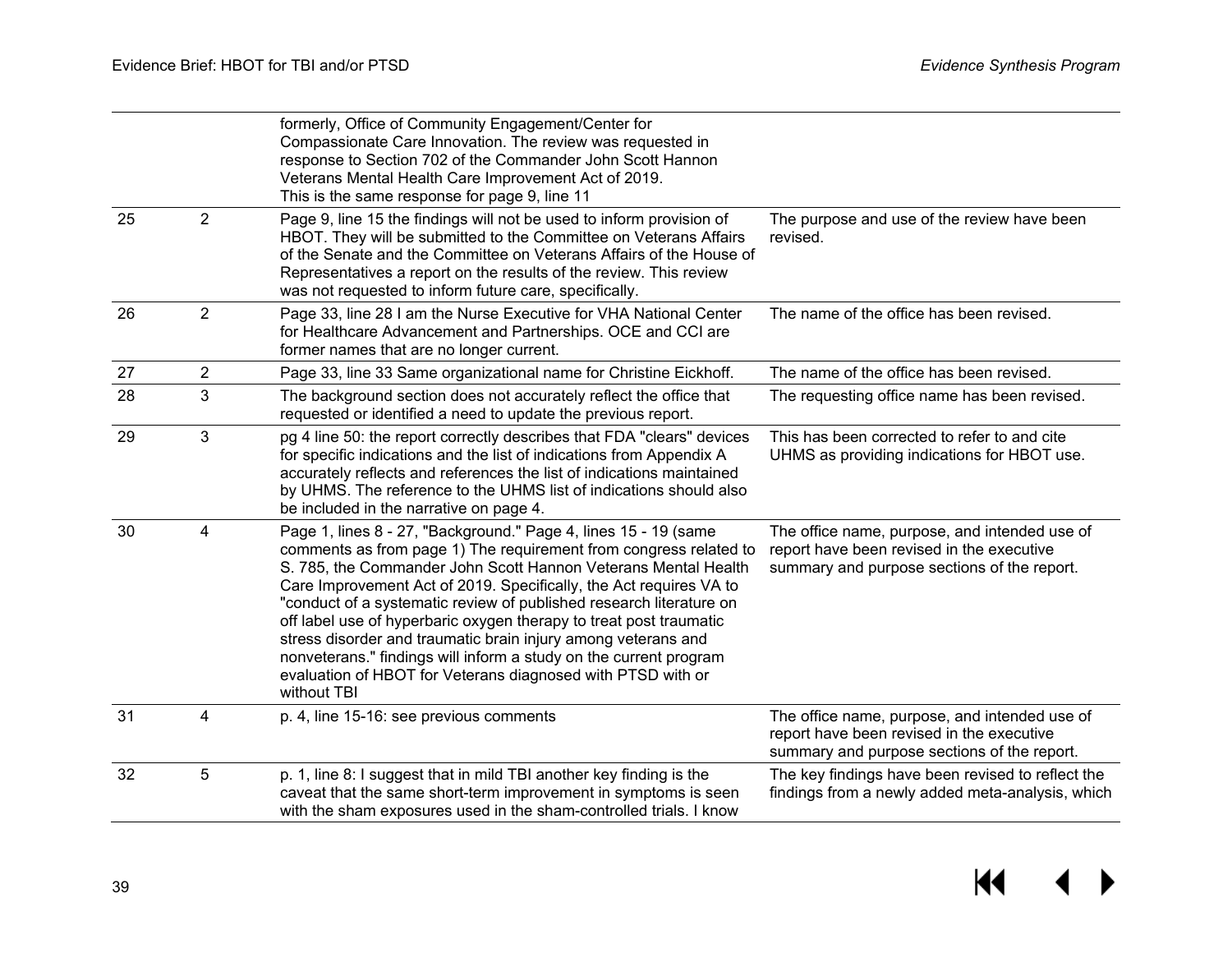| | | | |
|---|---|---|---|
| | | formerly, Office of Community Engagement/Center for Compassionate Care Innovation. The review was requested in response to Section 702 of the Commander John Scott Hannon Veterans Mental Health Care Improvement Act of 2019. This is the same response for page 9, line 11 | |
| 25 | 2 | Page 9, line 15 the findings will not be used to inform provision of HBOT. They will be submitted to the Committee on Veterans Affairs of the Senate and the Committee on Veterans Affairs of the House of Representatives a report on the results of the review. This review was not requested to inform future care, specifically. | The purpose and use of the review have been revised. |
| 26 | 2 | Page 33, line 28 I am the Nurse Executive for VHA National Center for Healthcare Advancement and Partnerships. OCE and CCI are former names that are no longer current. | The name of the office has been revised. |
| 27 | 2 | Page 33, line 33 Same organizational name for Christine Eickhoff. | The name of the office has been revised. |
| 28 | 3 | The background section does not accurately reflect the office that requested or identified a need to update the previous report. | The requesting office name has been revised. |
| 29 | 3 | pg 4 line 50: the report correctly describes that FDA "clears" devices for specific indications and the list of indications from Appendix A accurately reflects and references the list of indications maintained by UHMS. The reference to the UHMS list of indications should also be included in the narrative on page 4. | This has been corrected to refer to and cite UHMS as providing indications for HBOT use. |
| 30 | 4 | Page 1, lines 8 - 27, "Background." Page 4, lines 15 - 19 (same comments as from page 1) The requirement from congress related to S. 785, the Commander John Scott Hannon Veterans Mental Health Care Improvement Act of 2019. Specifically, the Act requires VA to "conduct of a systematic review of published research literature on off label use of hyperbaric oxygen therapy to treat post traumatic stress disorder and traumatic brain injury among veterans and nonveterans." findings will inform a study on the current program evaluation of HBOT for Veterans diagnosed with PTSD with or without TBI | The office name, purpose, and intended use of report have been revised in the executive summary and purpose sections of the report. |
| 31 | 4 | p. 4, line 15-16: see previous comments | The office name, purpose, and intended use of report have been revised in the executive summary and purpose sections of the report. |
| 32 | 5 | p. 1, line 8: I suggest that in mild TBI another key finding is the caveat that the same short-term improvement in symptoms is seen with the sham exposures used in the sham-controlled trials. I know | The key findings have been revised to reflect the findings from a newly added meta-analysis, which |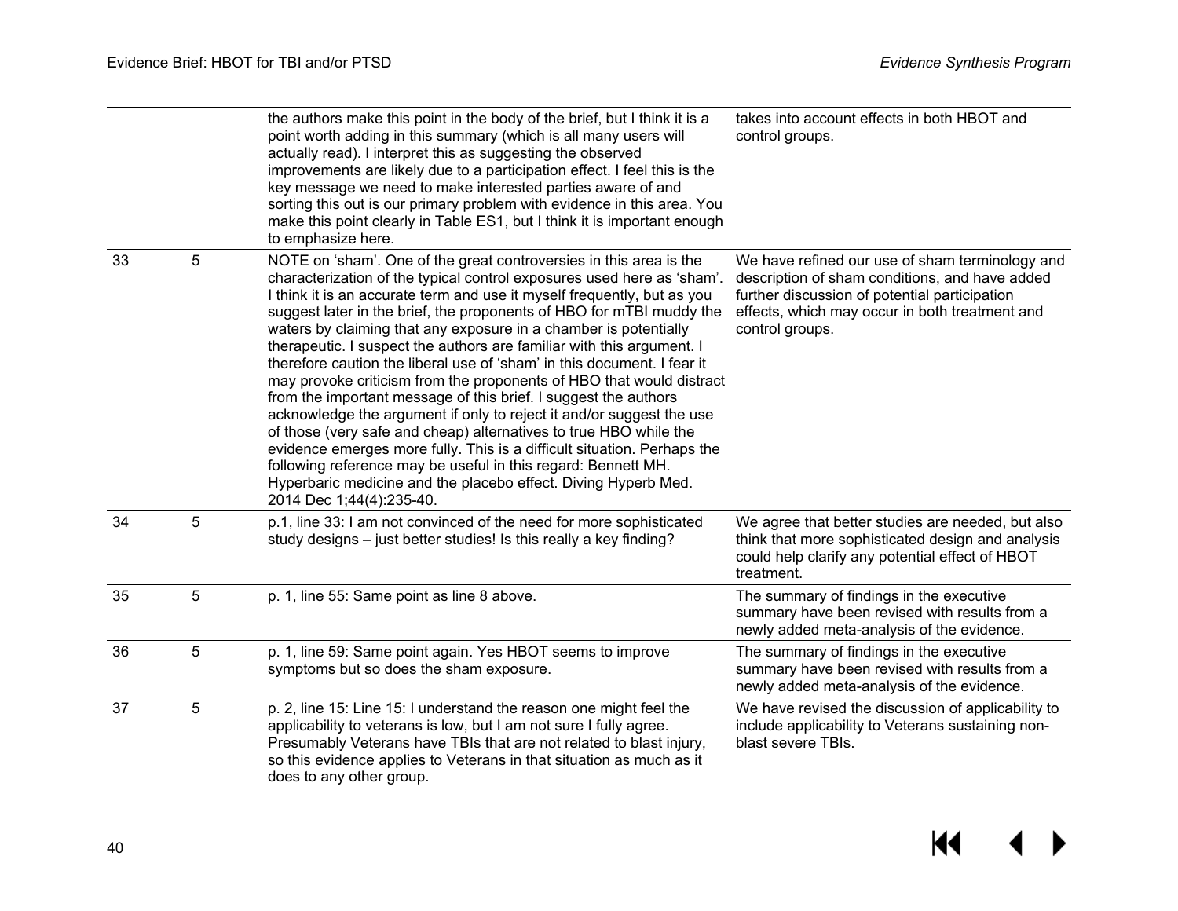| | | | |
|---|---|---|---|
| | | the authors make this point in the body of the brief, but I think it is a point worth adding in this summary (which is all many users will actually read). I interpret this as suggesting the observed improvements are likely due to a participation effect. I feel this is the key message we need to make interested parties aware of and sorting this out is our primary problem with evidence in this area. You make this point clearly in Table ES1, but I think it is important enough to emphasize here. | takes into account effects in both HBOT and control groups. |
| 33 | 5 | NOTE on 'sham'. One of the great controversies in this area is the characterization of the typical control exposures used here as 'sham'. I think it is an accurate term and use it myself frequently, but as you suggest later in the brief, the proponents of HBO for mTBI muddy the waters by claiming that any exposure in a chamber is potentially therapeutic. I suspect the authors are familiar with this argument. I therefore caution the liberal use of 'sham' in this document. I fear it may provoke criticism from the proponents of HBO that would distract from the important message of this brief. I suggest the authors acknowledge the argument if only to reject it and/or suggest the use of those (very safe and cheap) alternatives to true HBO while the evidence emerges more fully. This is a difficult situation. Perhaps the following reference may be useful in this regard: Bennett MH. Hyperbaric medicine and the placebo effect. Diving Hyperb Med. 2014 Dec 1;44(4):235-40. | We have refined our use of sham terminology and description of sham conditions, and have added further discussion of potential participation effects, which may occur in both treatment and control groups. |
| 34 | 5 | p.1, line 33: I am not convinced of the need for more sophisticated study designs – just better studies! Is this really a key finding? | We agree that better studies are needed, but also think that more sophisticated design and analysis could help clarify any potential effect of HBOT treatment. |
| 35 | 5 | p. 1, line 55: Same point as line 8 above. | The summary of findings in the executive summary have been revised with results from a newly added meta-analysis of the evidence. |
| 36 | 5 | p. 1, line 59: Same point again. Yes HBOT seems to improve symptoms but so does the sham exposure. | The summary of findings in the executive summary have been revised with results from a newly added meta-analysis of the evidence. |
| 37 | 5 | p. 2, line 15: Line 15: I understand the reason one might feel the applicability to veterans is low, but I am not sure I fully agree. Presumably Veterans have TBIs that are not related to blast injury, so this evidence applies to Veterans in that situation as much as it does to any other group. | We have revised the discussion of applicability to include applicability to Veterans sustaining non-blast severe TBIs. |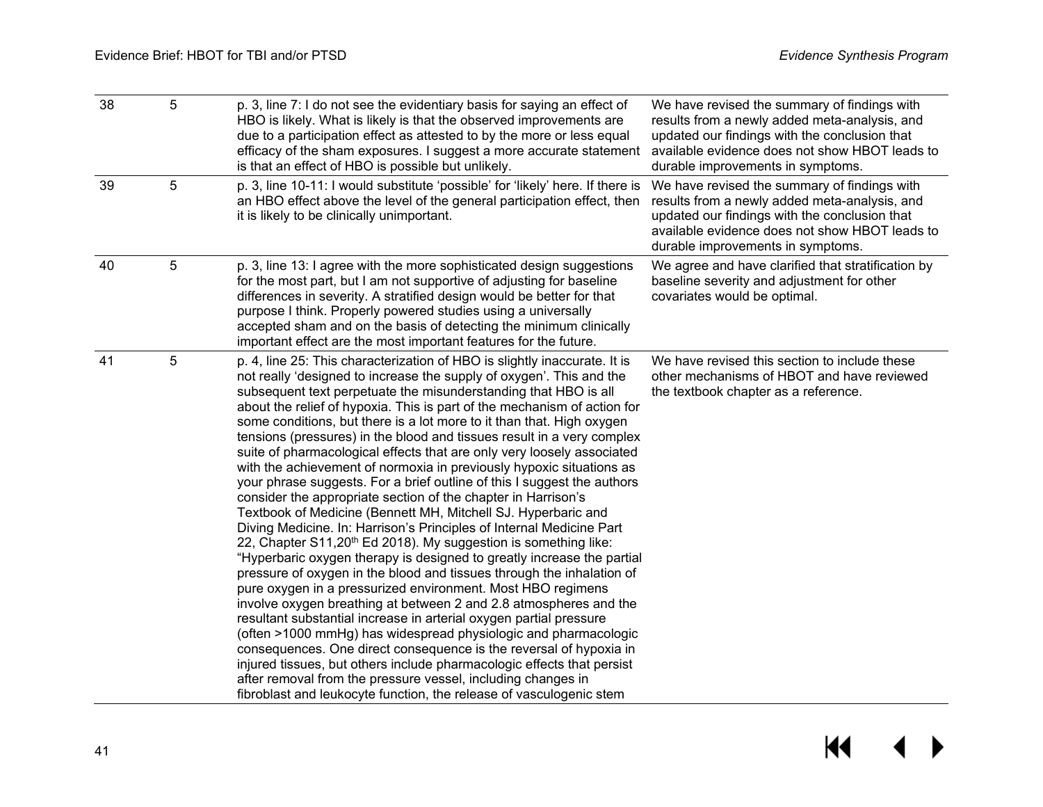| 38 | 5 | p. 3, line 7: I do not see the evidentiary basis for saying an effect of HBO is likely. What is likely is that the observed improvements are due to a participation effect as attested to by the more or less equal efficacy of the sham exposures. I suggest a more accurate statement is that an effect of HBO is possible but unlikely. | We have revised the summary of findings with results from a newly added meta-analysis, and updated our findings with the conclusion that available evidence does not show HBOT leads to durable improvements in symptoms. |
|---|---|---|---|
| 39 | 5 | p. 3, line 10-11: I would substitute 'possible' for 'likely' here. If there is an HBO effect above the level of the general participation effect, then it is likely to be clinically unimportant. | We have revised the summary of findings with results from a newly added meta-analysis, and updated our findings with the conclusion that available evidence does not show HBOT leads to durable improvements in symptoms. |
| 40 | 5 | p. 3, line 13: I agree with the more sophisticated design suggestions for the most part, but I am not supportive of adjusting for baseline differences in severity. A stratified design would be better for that purpose I think. Properly powered studies using a universally accepted sham and on the basis of detecting the minimum clinically important effect are the most important features for the future. | We agree and have clarified that stratification by baseline severity and adjustment for other covariates would be optimal. |
| 41 | 5 | p. 4, line 25: This characterization of HBO is slightly inaccurate. It is not really 'designed to increase the supply of oxygen'. This and the subsequent text perpetuate the misunderstanding that HBO is all about the relief of hypoxia. This is part of the mechanism of action for some conditions, but there is a lot more to it than that. High oxygen tensions (pressures) in the blood and tissues result in a very complex suite of pharmacological effects that are only very loosely associated with the achievement of normoxia in previously hypoxic situations as your phrase suggests. For a brief outline of this I suggest the authors consider the appropriate section of the chapter in Harrison's Textbook of Medicine (Bennett MH, Mitchell SJ. Hyperbaric and Diving Medicine. In: Harrison's Principles of Internal Medicine Part 22, Chapter S11,20th Ed 2018). My suggestion is something like: "Hyperbaric oxygen therapy is designed to greatly increase the partial pressure of oxygen in the blood and tissues through the inhalation of pure oxygen in a pressurized environment. Most HBO regimens involve oxygen breathing at between 2 and 2.8 atmospheres and the resultant substantial increase in arterial oxygen partial pressure (often >1000 mmHg) has widespread physiologic and pharmacologic consequences. One direct consequence is the reversal of hypoxia in injured tissues, but others include pharmacologic effects that persist after removal from the pressure vessel, including changes in fibroblast and leukocyte function, the release of vasculogenic stem | We have revised this section to include these other mechanisms of HBOT and have reviewed the textbook chapter as a reference. |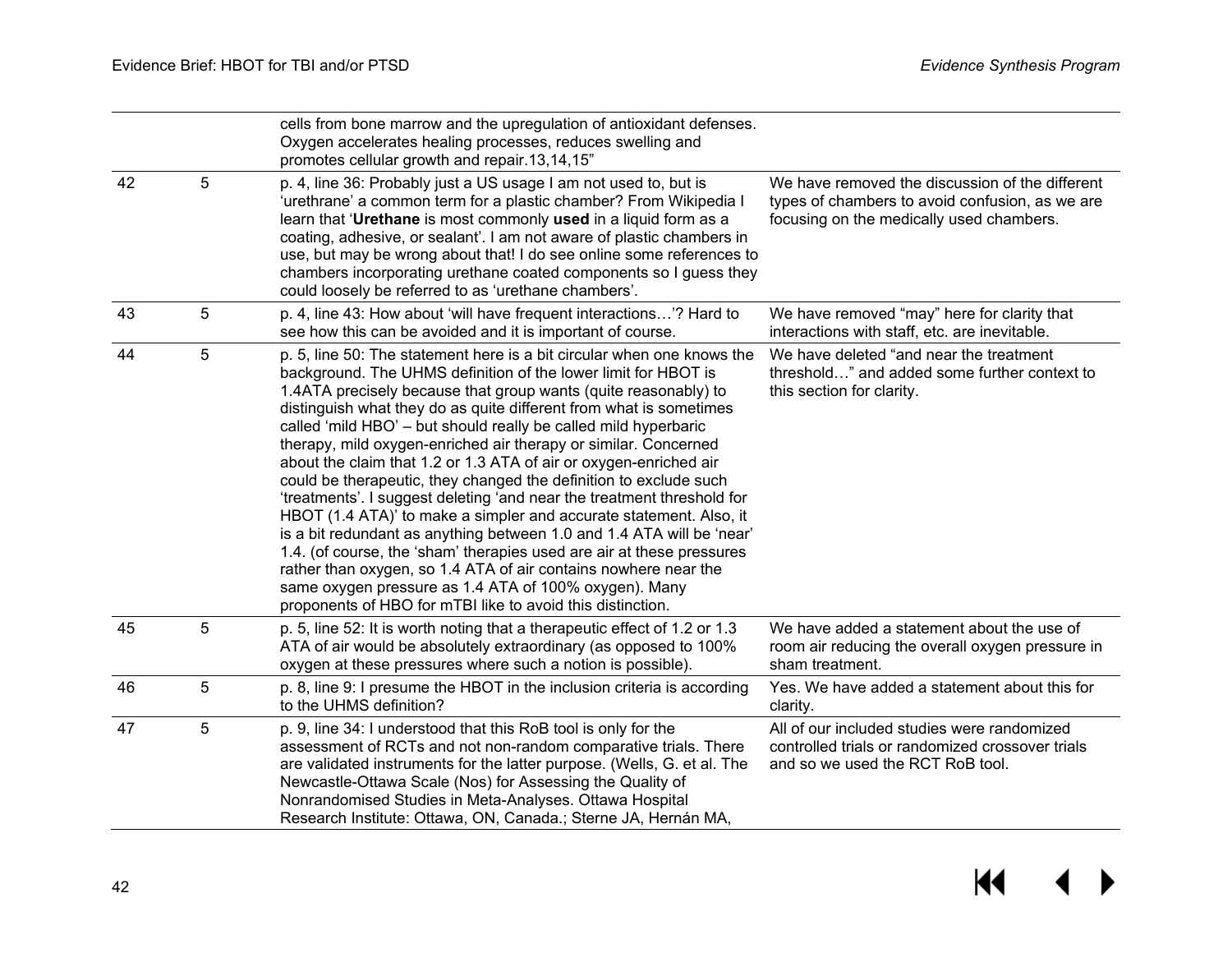| | | | |
|---|---|---|---|
| | | cells from bone marrow and the upregulation of antioxidant defenses. Oxygen accelerates healing processes, reduces swelling and promotes cellular growth and repair.13,14,15" | |
| 42 | 5 | p. 4, line 36: Probably just a US usage I am not used to, but is 'urethrane' a common term for a plastic chamber? From Wikipedia I learn that '**Urethane** is most commonly **used** in a liquid form as a coating, adhesive, or sealant'. I am not aware of plastic chambers in use, but may be wrong about that! I do see online some references to chambers incorporating urethane coated components so I guess they could loosely be referred to as 'urethane chambers'. | We have removed the discussion of the different types of chambers to avoid confusion, as we are focusing on the medically used chambers. |
| 43 | 5 | p. 4, line 43: How about 'will have frequent interactions…'? Hard to see how this can be avoided and it is important of course. | We have removed "may" here for clarity that interactions with staff, etc. are inevitable. |
| 44 | 5 | p. 5, line 50: The statement here is a bit circular when one knows the background. The UHMS definition of the lower limit for HBOT is 1.4ATA precisely because that group wants (quite reasonably) to distinguish what they do as quite different from what is sometimes called 'mild HBO' – but should really be called mild hyperbaric therapy, mild oxygen-enriched air therapy or similar. Concerned about the claim that 1.2 or 1.3 ATA of air or oxygen-enriched air could be therapeutic, they changed the definition to exclude such 'treatments'. I suggest deleting 'and near the treatment threshold for HBOT (1.4 ATA)' to make a simpler and accurate statement. Also, it is a bit redundant as anything between 1.0 and 1.4 ATA will be 'near' 1.4. (of course, the 'sham' therapies used are air at these pressures rather than oxygen, so 1.4 ATA of air contains nowhere near the same oxygen pressure as 1.4 ATA of 100% oxygen). Many proponents of HBO for mTBI like to avoid this distinction. | We have deleted "and near the treatment threshold…" and added some further context to this section for clarity. |
| 45 | 5 | p. 5, line 52: It is worth noting that a therapeutic effect of 1.2 or 1.3 ATA of air would be absolutely extraordinary (as opposed to 100% oxygen at these pressures where such a notion is possible). | We have added a statement about the use of room air reducing the overall oxygen pressure in sham treatment. |
| 46 | 5 | p. 8, line 9: I presume the HBOT in the inclusion criteria is according to the UHMS definition? | Yes. We have added a statement about this for clarity. |
| 47 | 5 | p. 9, line 34: I understood that this RoB tool is only for the assessment of RCTs and not non-random comparative trials. There are validated instruments for the latter purpose. (Wells, G. et al. The Newcastle-Ottawa Scale (Nos) for Assessing the Quality of Nonrandomised Studies in Meta-Analyses. Ottawa Hospital Research Institute: Ottawa, ON, Canada.; Sterne JA, Hernán MA, | All of our included studies were randomized controlled trials or randomized crossover trials and so we used the RCT RoB tool. |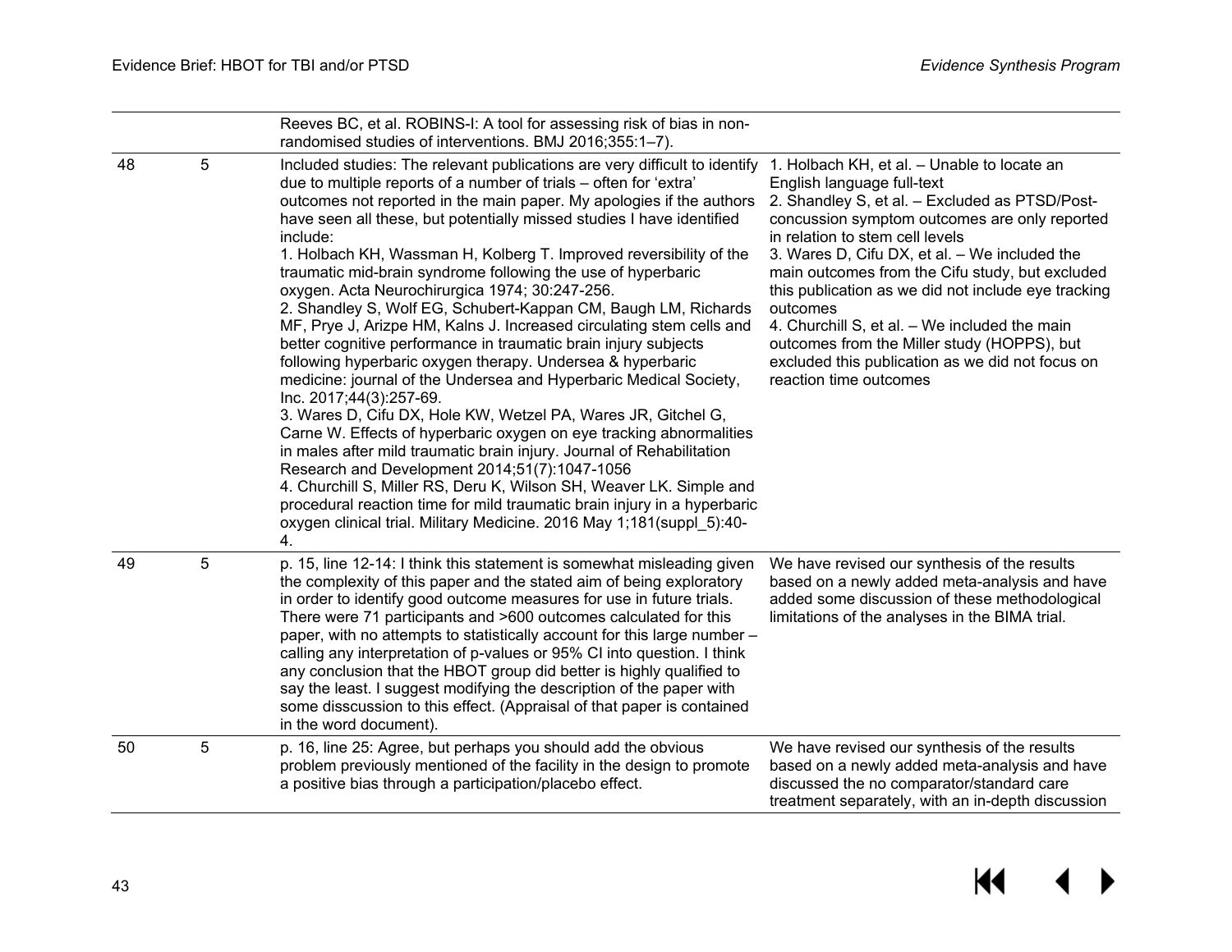| | | | |
|---|---|---|---|
| | | Reeves BC, et al. ROBINS-I: A tool for assessing risk of bias in non-randomised studies of interventions. BMJ 2016;355:1–7). | |
| 48 | 5 | Included studies: The relevant publications are very difficult to identify due to multiple reports of a number of trials – often for 'extra' outcomes not reported in the main paper. My apologies if the authors have seen all these, but potentially missed studies I have identified include:<br>1. Holbach KH, Wassman H, Kolberg T. Improved reversibility of the traumatic mid-brain syndrome following the use of hyperbaric oxygen. Acta Neurochirurgica 1974; 30:247-256.<br>2. Shandley S, Wolf EG, Schubert-Kappan CM, Baugh LM, Richards MF, Prye J, Arizpe HM, Kalns J. Increased circulating stem cells and better cognitive performance in traumatic brain injury subjects following hyperbaric oxygen therapy. Undersea & hyperbaric medicine: journal of the Undersea and Hyperbaric Medical Society, Inc. 2017;44(3):257-69.<br>3. Wares D, Cifu DX, Hole KW, Wetzel PA, Wares JR, Gitchel G, Carne W. Effects of hyperbaric oxygen on eye tracking abnormalities in males after mild traumatic brain injury. Journal of Rehabilitation Research and Development 2014;51(7):1047-1056<br>4. Churchill S, Miller RS, Deru K, Wilson SH, Weaver LK. Simple and procedural reaction time for mild traumatic brain injury in a hyperbaric oxygen clinical trial. Military Medicine. 2016 May 1;181(suppl_5):40-4. | 1. Holbach KH, et al. – Unable to locate an English language full-text<br>2. Shandley S, et al. – Excluded as PTSD/Post-concussion symptom outcomes are only reported in relation to stem cell levels<br>3. Wares D, Cifu DX, et al. – We included the main outcomes from the Cifu study, but excluded this publication as we did not include eye tracking outcomes<br>4. Churchill S, et al. – We included the main outcomes from the Miller study (HOPPS), but excluded this publication as we did not focus on reaction time outcomes |
| 49 | 5 | p. 15, line 12-14: I think this statement is somewhat misleading given the complexity of this paper and the stated aim of being exploratory in order to identify good outcome measures for use in future trials. There were 71 participants and >600 outcomes calculated for this paper, with no attempts to statistically account for this large number – calling any interpretation of p-values or 95% CI into question. I think any conclusion that the HBOT group did better is highly qualified to say the least. I suggest modifying the description of the paper with some disscussion to this effect. (Appraisal of that paper is contained in the word document). | We have revised our synthesis of the results based on a newly added meta-analysis and have added some discussion of these methodological limitations of the analyses in the BIMA trial. |
| 50 | 5 | p. 16, line 25: Agree, but perhaps you should add the obvious problem previously mentioned of the facility in the design to promote a positive bias through a participation/placebo effect. | We have revised our synthesis of the results based on a newly added meta-analysis and have discussed the no comparator/standard care treatment separately, with an in-depth discussion |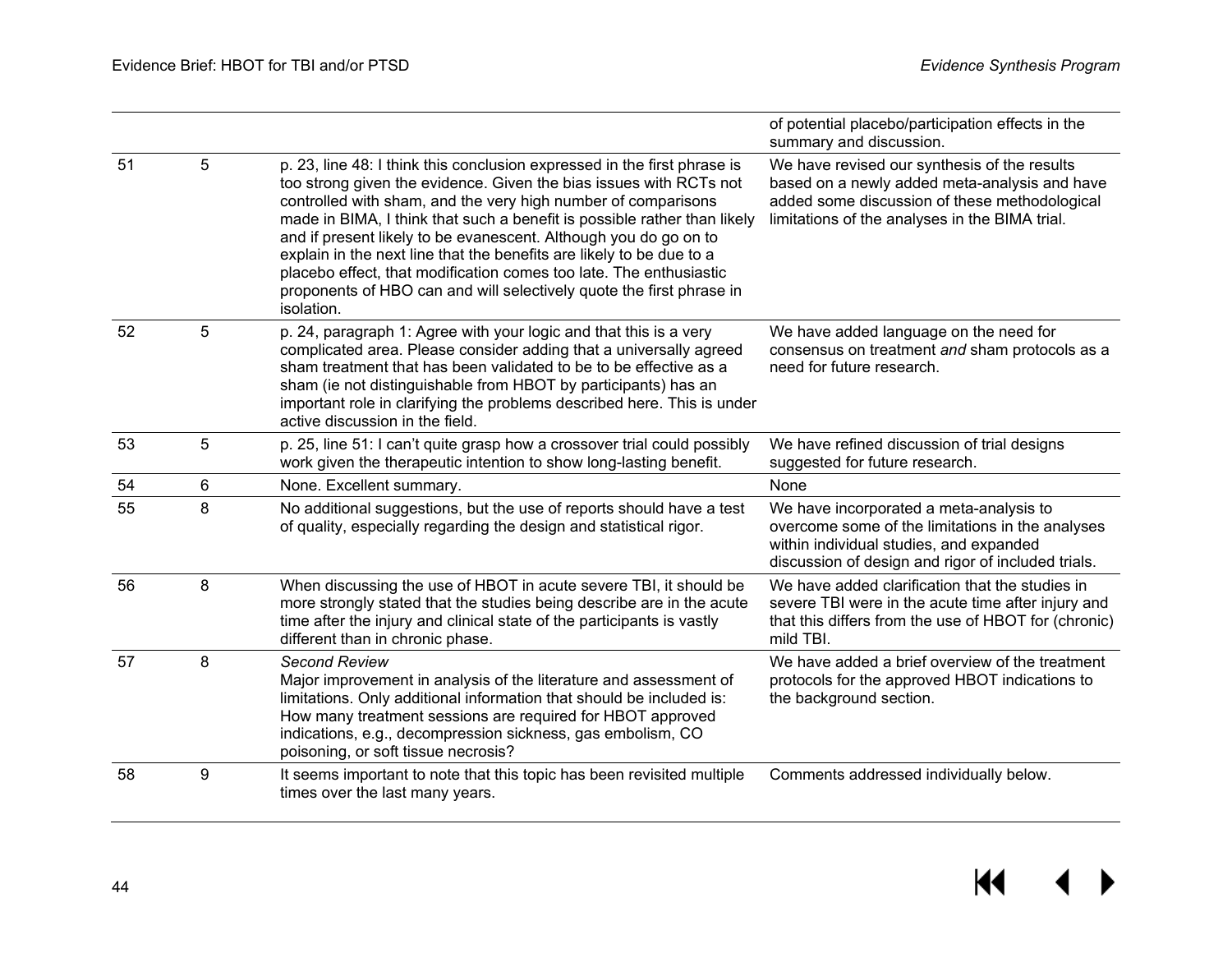| | | | |
|---|---|---|---|
| | | | of potential placebo/participation effects in the summary and discussion. |
| 51 | 5 | p. 23, line 48: I think this conclusion expressed in the first phrase is too strong given the evidence. Given the bias issues with RCTs not controlled with sham, and the very high number of comparisons made in BIMA, I think that such a benefit is possible rather than likely and if present likely to be evanescent. Although you do go on to explain in the next line that the benefits are likely to be due to a placebo effect, that modification comes too late. The enthusiastic proponents of HBO can and will selectively quote the first phrase in isolation. | We have revised our synthesis of the results based on a newly added meta-analysis and have added some discussion of these methodological limitations of the analyses in the BIMA trial. |
| 52 | 5 | p. 24, paragraph 1: Agree with your logic and that this is a very complicated area. Please consider adding that a universally agreed sham treatment that has been validated to be to be effective as a sham (ie not distinguishable from HBOT by participants) has an important role in clarifying the problems described here. This is under active discussion in the field. | We have added language on the need for consensus on treatment *and* sham protocols as a need for future research. |
| 53 | 5 | p. 25, line 51: I can't quite grasp how a crossover trial could possibly work given the therapeutic intention to show long-lasting benefit. | We have refined discussion of trial designs suggested for future research. |
| 54 | 6 | None. Excellent summary. | None |
| 55 | 8 | No additional suggestions, but the use of reports should have a test of quality, especially regarding the design and statistical rigor. | We have incorporated a meta-analysis to overcome some of the limitations in the analyses within individual studies, and expanded discussion of design and rigor of included trials. |
| 56 | 8 | When discussing the use of HBOT in acute severe TBI, it should be more strongly stated that the studies being describe are in the acute time after the injury and clinical state of the participants is vastly different than in chronic phase. | We have added clarification that the studies in severe TBI were in the acute time after injury and that this differs from the use of HBOT for (chronic) mild TBI. |
| 57 | 8 | *Second Review* Major improvement in analysis of the literature and assessment of limitations. Only additional information that should be included is: How many treatment sessions are required for HBOT approved indications, e.g., decompression sickness, gas embolism, CO poisoning, or soft tissue necrosis? | We have added a brief overview of the treatment protocols for the approved HBOT indications to the background section. |
| 58 | 9 | It seems important to note that this topic has been revisited multiple times over the last many years. | Comments addressed individually below. |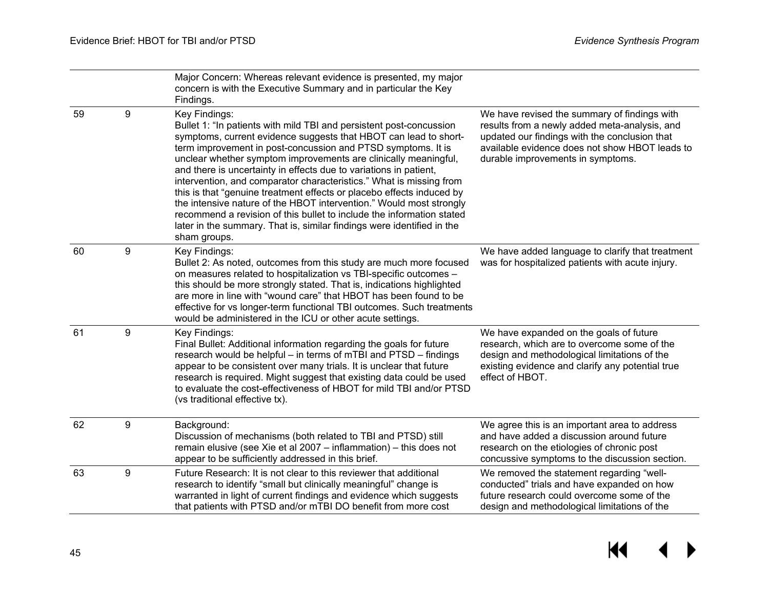| | | | |
|---|---|---|---|
| | | Major Concern: Whereas relevant evidence is presented, my major concern is with the Executive Summary and in particular the Key Findings. | |
| 59 | 9 | Key Findings:<br>Bullet 1: "In patients with mild TBI and persistent post-concussion symptoms, current evidence suggests that HBOT can lead to short-term improvement in post-concussion and PTSD symptoms. It is unclear whether symptom improvements are clinically meaningful, and there is uncertainty in effects due to variations in patient, intervention, and comparator characteristics." What is missing from this is that "genuine treatment effects or placebo effects induced by the intensive nature of the HBOT intervention." Would most strongly recommend a revision of this bullet to include the information stated later in the summary. That is, similar findings were identified in the sham groups. | We have revised the summary of findings with results from a newly added meta-analysis, and updated our findings with the conclusion that available evidence does not show HBOT leads to durable improvements in symptoms. |
| 60 | 9 | Key Findings:<br>Bullet 2: As noted, outcomes from this study are much more focused on measures related to hospitalization vs TBI-specific outcomes – this should be more strongly stated. That is, indications highlighted are more in line with "wound care" that HBOT has been found to be effective for vs longer-term functional TBI outcomes. Such treatments would be administered in the ICU or other acute settings. | We have added language to clarify that treatment was for hospitalized patients with acute injury. |
| 61 | 9 | Key Findings:<br>Final Bullet: Additional information regarding the goals for future research would be helpful – in terms of mTBI and PTSD – findings appear to be consistent over many trials. It is unclear that future research is required. Might suggest that existing data could be used to evaluate the cost-effectiveness of HBOT for mild TBI and/or PTSD (vs traditional effective tx). | We have expanded on the goals of future research, which are to overcome some of the design and methodological limitations of the existing evidence and clarify any potential true effect of HBOT. |
| 62 | 9 | Background:<br>Discussion of mechanisms (both related to TBI and PTSD) still remain elusive (see Xie et al 2007 – inflammation) – this does not appear to be sufficiently addressed in this brief. | We agree this is an important area to address and have added a discussion around future research on the etiologies of chronic post concussive symptoms to the discussion section. |
| 63 | 9 | Future Research: It is not clear to this reviewer that additional research to identify "small but clinically meaningful" change is warranted in light of current findings and evidence which suggests that patients with PTSD and/or mTBI DO benefit from more cost | We removed the statement regarding "well-conducted" trials and have expanded on how future research could overcome some of the design and methodological limitations of the |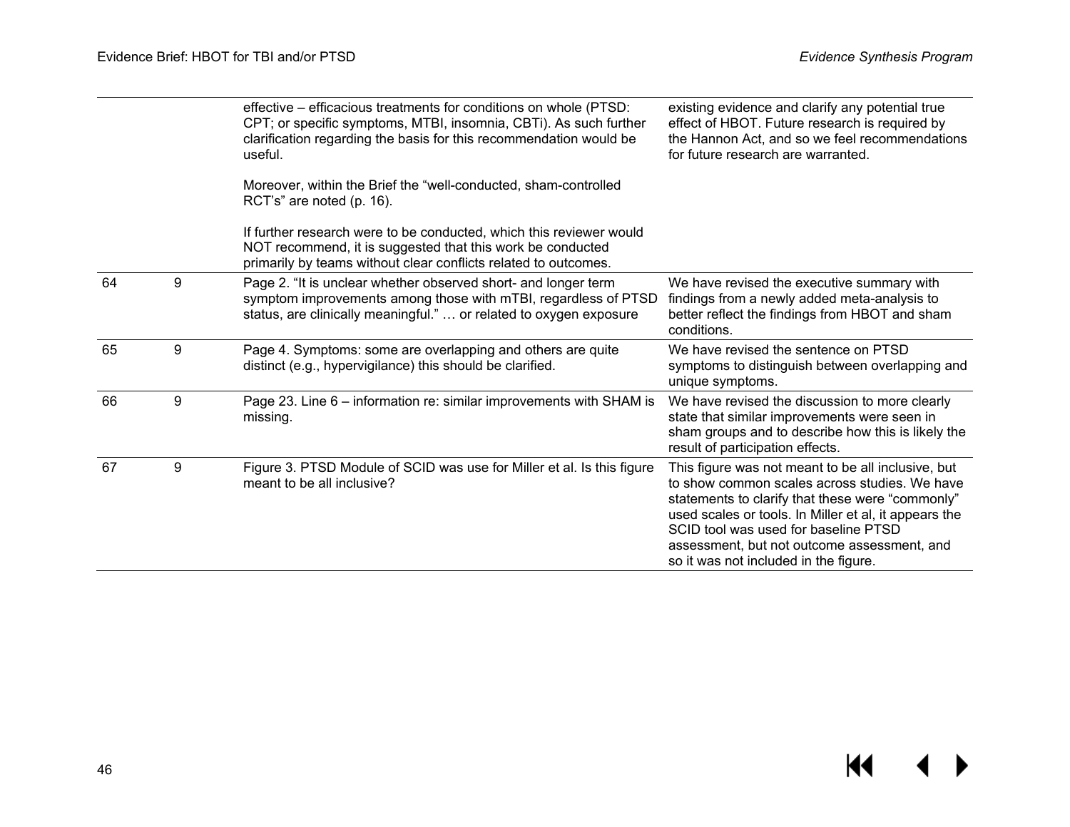| | | effective – efficacious treatments for conditions on whole (PTSD: CPT; or specific symptoms, MTBI, insomnia, CBTi). As such further clarification regarding the basis for this recommendation would be useful.<br><br>Moreover, within the Brief the "well-conducted, sham-controlled RCT's" are noted (p. 16).<br><br>If further research were to be conducted, which this reviewer would NOT recommend, it is suggested that this work be conducted primarily by teams without clear conflicts related to outcomes. | existing evidence and clarify any potential true effect of HBOT. Future research is required by the Hannon Act, and so we feel recommendations for future research are warranted. |
|---|---|---|---|
| 64 | 9 | Page 2. "It is unclear whether observed short- and longer term symptom improvements among those with mTBI, regardless of PTSD status, are clinically meaningful." … or related to oxygen exposure | We have revised the executive summary with findings from a newly added meta-analysis to better reflect the findings from HBOT and sham conditions. |
| 65 | 9 | Page 4. Symptoms: some are overlapping and others are quite distinct (e.g., hypervigilance) this should be clarified. | We have revised the sentence on PTSD symptoms to distinguish between overlapping and unique symptoms. |
| 66 | 9 | Page 23. Line 6 – information re: similar improvements with SHAM is missing. | We have revised the discussion to more clearly state that similar improvements were seen in sham groups and to describe how this is likely the result of participation effects. |
| 67 | 9 | Figure 3. PTSD Module of SCID was use for Miller et al. Is this figure meant to be all inclusive? | This figure was not meant to be all inclusive, but to show common scales across studies. We have statements to clarify that these were "commonly" used scales or tools. In Miller et al, it appears the SCID tool was used for baseline PTSD assessment, but not outcome assessment, and so it was not included in the figure. |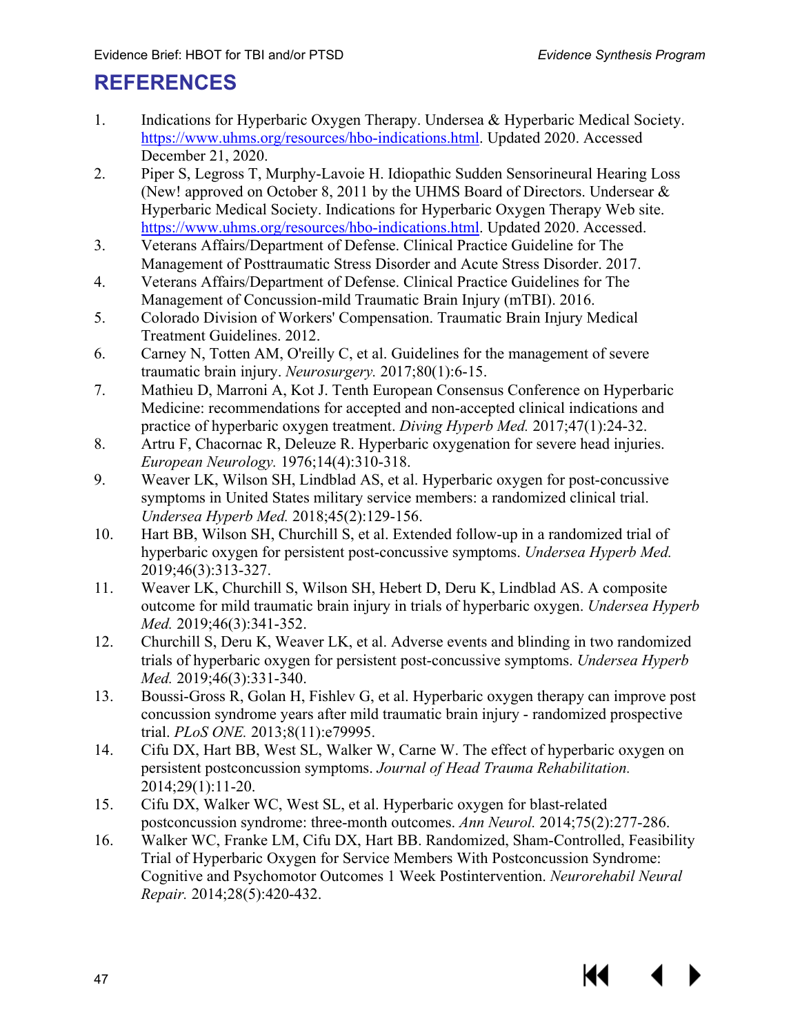# REFERENCES

1. Indications for Hyperbaric Oxygen Therapy. Undersea & Hyperbaric Medical Society. https://www.uhms.org/resources/hbo-indications.html. Updated 2020. Accessed December 21, 2020.
2. Piper S, Legross T, Murphy-Lavoie H. Idiopathic Sudden Sensorineural Hearing Loss (New! approved on October 8, 2011 by the UHMS Board of Directors. Undersear & Hyperbaric Medical Society. Indications for Hyperbaric Oxygen Therapy Web site. https://www.uhms.org/resources/hbo-indications.html. Updated 2020. Accessed.
3. Veterans Affairs/Department of Defense. Clinical Practice Guideline for The Management of Posttraumatic Stress Disorder and Acute Stress Disorder. 2017.
4. Veterans Affairs/Department of Defense. Clinical Practice Guidelines for The Management of Concussion-mild Traumatic Brain Injury (mTBI). 2016.
5. Colorado Division of Workers' Compensation. Traumatic Brain Injury Medical Treatment Guidelines. 2012.
6. Carney N, Totten AM, O'reilly C, et al. Guidelines for the management of severe traumatic brain injury. *Neurosurgery.* 2017;80(1):6-15.
7. Mathieu D, Marroni A, Kot J. Tenth European Consensus Conference on Hyperbaric Medicine: recommendations for accepted and non-accepted clinical indications and practice of hyperbaric oxygen treatment. *Diving Hyperb Med.* 2017;47(1):24-32.
8. Artru F, Chacornac R, Deleuze R. Hyperbaric oxygenation for severe head injuries. *European Neurology.* 1976;14(4):310-318.
9. Weaver LK, Wilson SH, Lindblad AS, et al. Hyperbaric oxygen for post-concussive symptoms in United States military service members: a randomized clinical trial. *Undersea Hyperb Med.* 2018;45(2):129-156.
10. Hart BB, Wilson SH, Churchill S, et al. Extended follow-up in a randomized trial of hyperbaric oxygen for persistent post-concussive symptoms. *Undersea Hyperb Med.* 2019;46(3):313-327.
11. Weaver LK, Churchill S, Wilson SH, Hebert D, Deru K, Lindblad AS. A composite outcome for mild traumatic brain injury in trials of hyperbaric oxygen. *Undersea Hyperb Med.* 2019;46(3):341-352.
12. Churchill S, Deru K, Weaver LK, et al. Adverse events and blinding in two randomized trials of hyperbaric oxygen for persistent post-concussive symptoms. *Undersea Hyperb Med.* 2019;46(3):331-340.
13. Boussi-Gross R, Golan H, Fishlev G, et al. Hyperbaric oxygen therapy can improve post concussion syndrome years after mild traumatic brain injury - randomized prospective trial. *PLoS ONE.* 2013;8(11):e79995.
14. Cifu DX, Hart BB, West SL, Walker W, Carne W. The effect of hyperbaric oxygen on persistent postconcussion symptoms. *Journal of Head Trauma Rehabilitation.* 2014;29(1):11-20.
15. Cifu DX, Walker WC, West SL, et al. Hyperbaric oxygen for blast-related postconcussion syndrome: three-month outcomes. *Ann Neurol.* 2014;75(2):277-286.
16. Walker WC, Franke LM, Cifu DX, Hart BB. Randomized, Sham-Controlled, Feasibility Trial of Hyperbaric Oxygen for Service Members With Postconcussion Syndrome: Cognitive and Psychomotor Outcomes 1 Week Postintervention. *Neurorehabil Neural Repair.* 2014;28(5):420-432.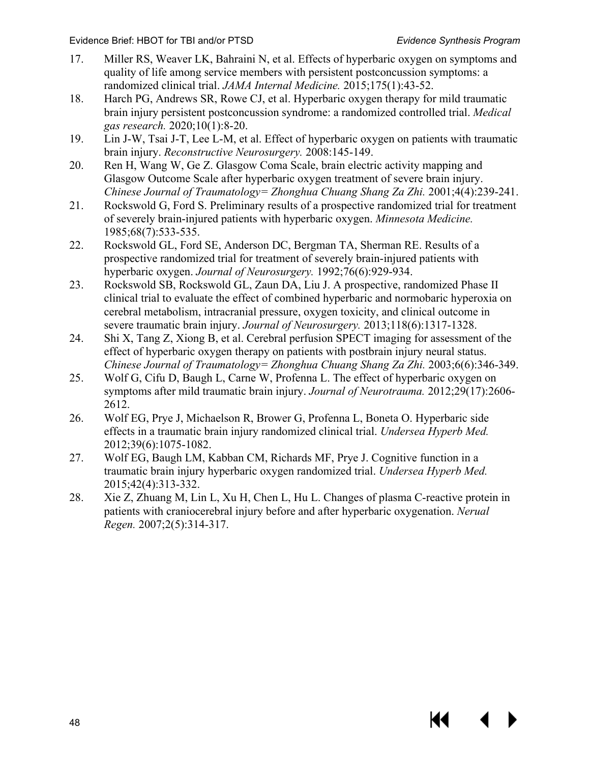17. Miller RS, Weaver LK, Bahraini N, et al. Effects of hyperbaric oxygen on symptoms and quality of life among service members with persistent postconcussion symptoms: a randomized clinical trial. *JAMA Internal Medicine.* 2015;175(1):43-52.
18. Harch PG, Andrews SR, Rowe CJ, et al. Hyperbaric oxygen therapy for mild traumatic brain injury persistent postconcussion syndrome: a randomized controlled trial. *Medical gas research.* 2020;10(1):8-20.
19. Lin J-W, Tsai J-T, Lee L-M, et al. Effect of hyperbaric oxygen on patients with traumatic brain injury. *Reconstructive Neurosurgery.* 2008:145-149.
20. Ren H, Wang W, Ge Z. Glasgow Coma Scale, brain electric activity mapping and Glasgow Outcome Scale after hyperbaric oxygen treatment of severe brain injury. *Chinese Journal of Traumatology= Zhonghua Chuang Shang Za Zhi.* 2001;4(4):239-241.
21. Rockswold G, Ford S. Preliminary results of a prospective randomized trial for treatment of severely brain-injured patients with hyperbaric oxygen. *Minnesota Medicine.* 1985;68(7):533-535.
22. Rockswold GL, Ford SE, Anderson DC, Bergman TA, Sherman RE. Results of a prospective randomized trial for treatment of severely brain-injured patients with hyperbaric oxygen. *Journal of Neurosurgery.* 1992;76(6):929-934.
23. Rockswold SB, Rockswold GL, Zaun DA, Liu J. A prospective, randomized Phase II clinical trial to evaluate the effect of combined hyperbaric and normobaric hyperoxia on cerebral metabolism, intracranial pressure, oxygen toxicity, and clinical outcome in severe traumatic brain injury. *Journal of Neurosurgery.* 2013;118(6):1317-1328.
24. Shi X, Tang Z, Xiong B, et al. Cerebral perfusion SPECT imaging for assessment of the effect of hyperbaric oxygen therapy on patients with postbrain injury neural status. *Chinese Journal of Traumatology= Zhonghua Chuang Shang Za Zhi.* 2003;6(6):346-349.
25. Wolf G, Cifu D, Baugh L, Carne W, Profenna L. The effect of hyperbaric oxygen on symptoms after mild traumatic brain injury. *Journal of Neurotrauma.* 2012;29(17):2606-2612.
26. Wolf EG, Prye J, Michaelson R, Brower G, Profenna L, Boneta O. Hyperbaric side effects in a traumatic brain injury randomized clinical trial. *Undersea Hyperb Med.* 2012;39(6):1075-1082.
27. Wolf EG, Baugh LM, Kabban CM, Richards MF, Prye J. Cognitive function in a traumatic brain injury hyperbaric oxygen randomized trial. *Undersea Hyperb Med.* 2015;42(4):313-332.
28. Xie Z, Zhuang M, Lin L, Xu H, Chen L, Hu L. Changes of plasma C-reactive protein in patients with craniocerebral injury before and after hyperbaric oxygenation. *Nerual Regen.* 2007;2(5):314-317.